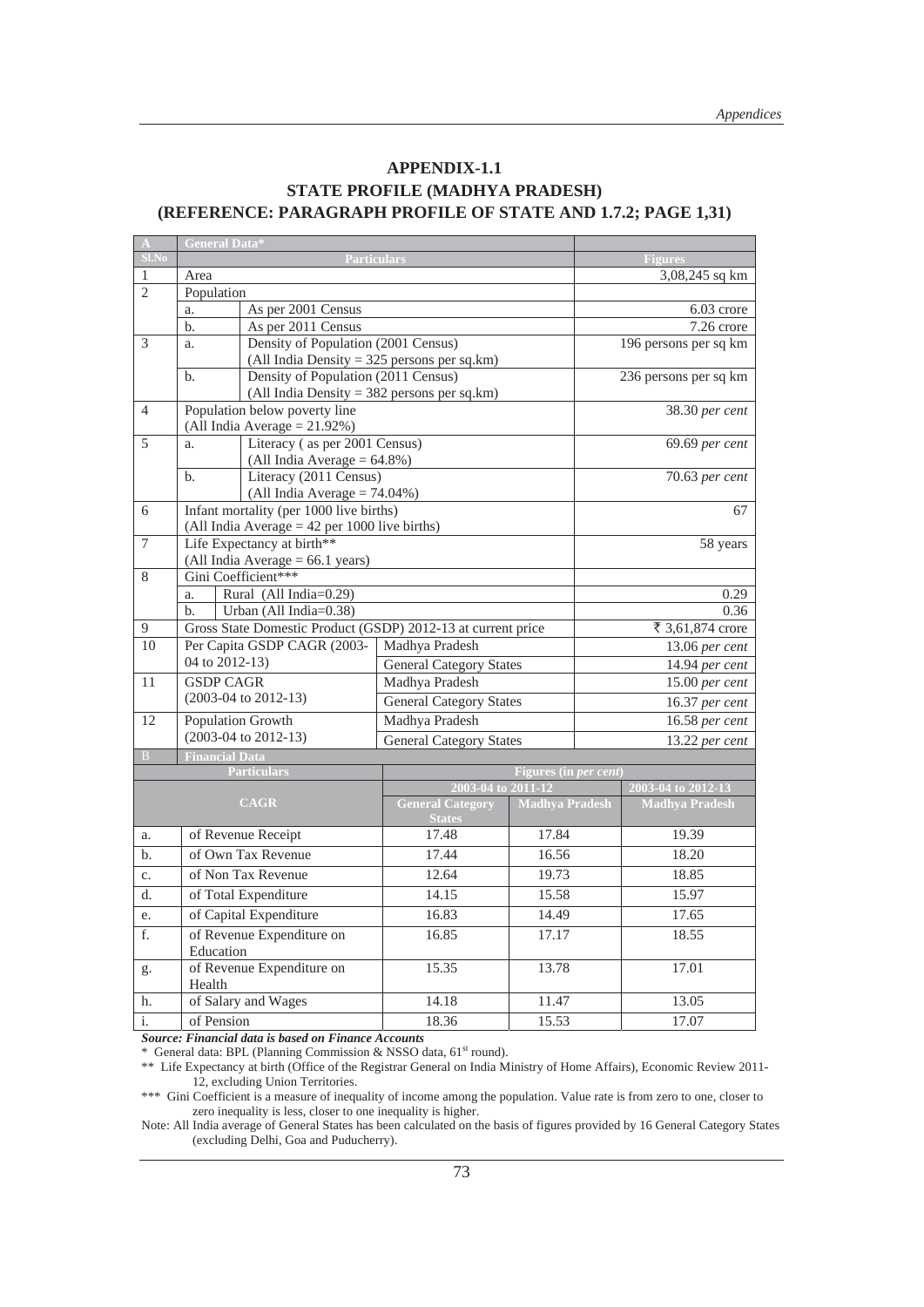# APPENDIX-1.1

## STATE PROFILE (MADHYA PRADESH)

## (REFERENCE: PARAGRAPH PROFILE OF STATE AND 1.7.2; PAGE 1,31)

| A | General Data* | | | |
|---|---|---|---|---|
| Sl.No | Particulars | | | Figures |
| 1 | Area | | | 3,08,245 sq km |
| 2 | Population | | | |
| | a. | As per 2001 Census | | 6.03 crore |
| | b. | As per 2011 Census | | 7.26 crore |
| 3 | a. | Density of Population (2001 Census) (All India Density = 325 persons per sq.km) | | 196 persons per sq km |
| | b. | Density of Population (2011 Census) (All India Density = 382 persons per sq.km) | | 236 persons per sq km |
| 4 | Population below poverty line (All India Average = 21.92%) | | | 38.30 *per cent* |
| 5 | a. | Literacy ( as per 2001 Census) (All India Average = 64.8%) | | 69.69 *per cent* |
| | b. | Literacy (2011 Census) (All India Average = 74.04%) | | 70.63 *per cent* |
| 6 | Infant mortality (per 1000 live births) (All India Average = 42 per 1000 live births) | | | 67 |
| 7 | Life Expectancy at birth** (All India Average = 66.1 years) | | | 58 years |
| 8 | Gini Coefficient*** | | | |
| | a. | Rural (All India=0.29) | | 0.29 |
| | b. | Urban (All India=0.38) | | 0.36 |
| 9 | Gross State Domestic Product (GSDP) 2012-13 at current price | | | ₹ 3,61,874 crore |
| 10 | Per Capita GSDP CAGR (2003-04 to 2012-13) | | Madhya Pradesh | 13.06 *per cent* |
| | | | General Category States | 14.94 *per cent* |
| 11 | GSDP CAGR (2003-04 to 2012-13) | | Madhya Pradesh | 15.00 *per cent* |
| | | | General Category States | 16.37 *per cent* |
| 12 | Population Growth (2003-04 to 2012-13) | | Madhya Pradesh | 16.58 *per cent* |
| | | | General Category States | 13.22 *per cent* |

| B | Financial Data | | | |
|---|---|---|---|---|
| | Particulars | Figures (in *per cent*) | | |
| | | 2003-04 to 2011-12 | | 2003-04 to 2012-13 |
| | CAGR | General Category States | Madhya Pradesh | Madhya Pradesh |
| a. | of Revenue Receipt | 17.48 | 17.84 | 19.39 |
| b. | of Own Tax Revenue | 17.44 | 16.56 | 18.20 |
| c. | of Non Tax Revenue | 12.64 | 19.73 | 18.85 |
| d. | of Total Expenditure | 14.15 | 15.58 | 15.97 |
| e. | of Capital Expenditure | 16.83 | 14.49 | 17.65 |
| f. | of Revenue Expenditure on Education | 16.85 | 17.17 | 18.55 |
| g. | of Revenue Expenditure on Health | 15.35 | 13.78 | 17.01 |
| h. | of Salary and Wages | 14.18 | 11.47 | 13.05 |
| i. | of Pension | 18.36 | 15.53 | 17.07 |

***Source: Financial data is based on Finance Accounts***

\* General data: BPL (Planning Commission & NSSO data, 61st round).

\*\* Life Expectancy at birth (Office of the Registrar General on India Ministry of Home Affairs), Economic Review 2011-12, excluding Union Territories.

\*\*\* Gini Coefficient is a measure of inequality of income among the population. Value rate is from zero to one, closer to zero inequality is less, closer to one inequality is higher.

Note: All India average of General States has been calculated on the basis of figures provided by 16 General Category States (excluding Delhi, Goa and Puducherry).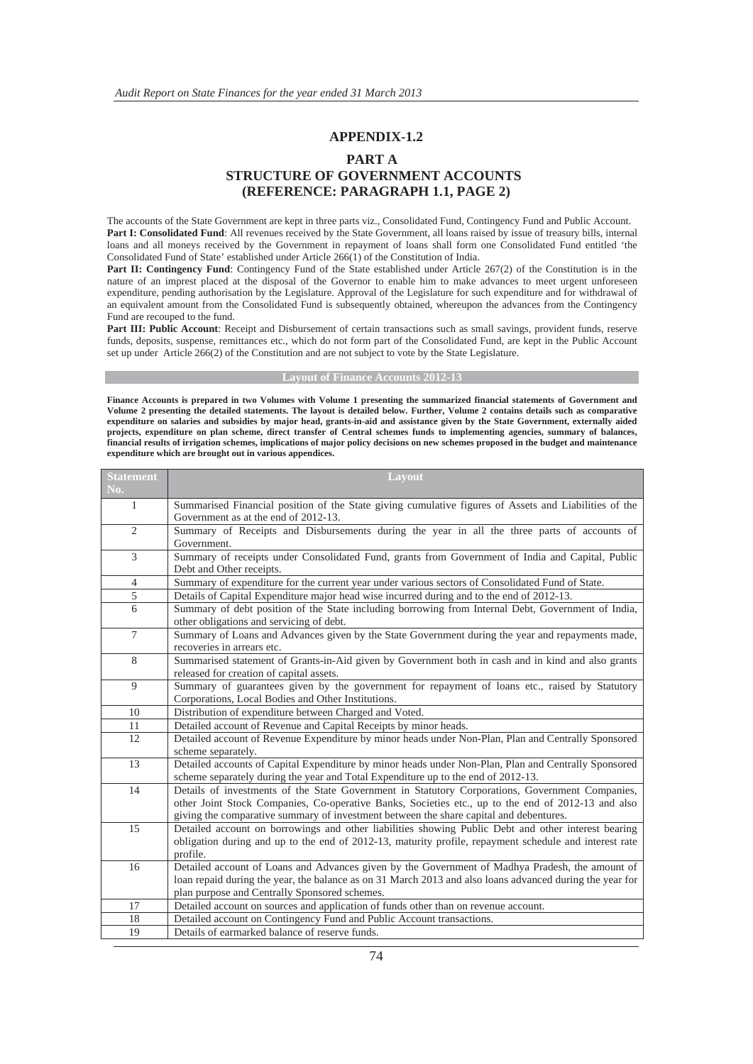## APPENDIX-1.2

## PART A
## STRUCTURE OF GOVERNMENT ACCOUNTS
## (REFERENCE: PARAGRAPH 1.1, PAGE 2)

The accounts of the State Government are kept in three parts viz., Consolidated Fund, Contingency Fund and Public Account.

**Part I: Consolidated Fund**: All revenues received by the State Government, all loans raised by issue of treasury bills, internal loans and all moneys received by the Government in repayment of loans shall form one Consolidated Fund entitled 'the Consolidated Fund of State' established under Article 266(1) of the Constitution of India.

**Part II: Contingency Fund**: Contingency Fund of the State established under Article 267(2) of the Constitution is in the nature of an imprest placed at the disposal of the Governor to enable him to make advances to meet urgent unforeseen expenditure, pending authorisation by the Legislature. Approval of the Legislature for such expenditure and for withdrawal of an equivalent amount from the Consolidated Fund is subsequently obtained, whereupon the advances from the Contingency Fund are recouped to the fund.

**Part III: Public Account**: Receipt and Disbursement of certain transactions such as small savings, provident funds, reserve funds, deposits, suspense, remittances etc., which do not form part of the Consolidated Fund, are kept in the Public Account set up under Article 266(2) of the Constitution and are not subject to vote by the State Legislature.

### Layout of Finance Accounts 2012-13

**Finance Accounts is prepared in two Volumes with Volume 1 presenting the summarized financial statements of Government and Volume 2 presenting the detailed statements. The layout is detailed below. Further, Volume 2 contains details such as comparative expenditure on salaries and subsidies by major head, grants-in-aid and assistance given by the State Government, externally aided projects, expenditure on plan scheme, direct transfer of Central schemes funds to implementing agencies, summary of balances, financial results of irrigation schemes, implications of major policy decisions on new schemes proposed in the budget and maintenance expenditure which are brought out in various appendices.**

| Statement No. | Layout |
|---|---|
| 1 | Summarised Financial position of the State giving cumulative figures of Assets and Liabilities of the Government as at the end of 2012-13. |
| 2 | Summary of Receipts and Disbursements during the year in all the three parts of accounts of Government. |
| 3 | Summary of receipts under Consolidated Fund, grants from Government of India and Capital, Public Debt and Other receipts. |
| 4 | Summary of expenditure for the current year under various sectors of Consolidated Fund of State. |
| 5 | Details of Capital Expenditure major head wise incurred during and to the end of 2012-13. |
| 6 | Summary of debt position of the State including borrowing from Internal Debt, Government of India, other obligations and servicing of debt. |
| 7 | Summary of Loans and Advances given by the State Government during the year and repayments made, recoveries in arrears etc. |
| 8 | Summarised statement of Grants-in-Aid given by Government both in cash and in kind and also grants released for creation of capital assets. |
| 9 | Summary of guarantees given by the government for repayment of loans etc., raised by Statutory Corporations, Local Bodies and Other Institutions. |
| 10 | Distribution of expenditure between Charged and Voted. |
| 11 | Detailed account of Revenue and Capital Receipts by minor heads. |
| 12 | Detailed account of Revenue Expenditure by minor heads under Non-Plan, Plan and Centrally Sponsored scheme separately. |
| 13 | Detailed accounts of Capital Expenditure by minor heads under Non-Plan, Plan and Centrally Sponsored scheme separately during the year and Total Expenditure up to the end of 2012-13. |
| 14 | Details of investments of the State Government in Statutory Corporations, Government Companies, other Joint Stock Companies, Co-operative Banks, Societies etc., up to the end of 2012-13 and also giving the comparative summary of investment between the share capital and debentures. |
| 15 | Detailed account on borrowings and other liabilities showing Public Debt and other interest bearing obligation during and up to the end of 2012-13, maturity profile, repayment schedule and interest rate profile. |
| 16 | Detailed account of Loans and Advances given by the Government of Madhya Pradesh, the amount of loan repaid during the year, the balance as on 31 March 2013 and also loans advanced during the year for plan purpose and Centrally Sponsored schemes. |
| 17 | Detailed account on sources and application of funds other than on revenue account. |
| 18 | Detailed account on Contingency Fund and Public Account transactions. |
| 19 | Details of earmarked balance of reserve funds. |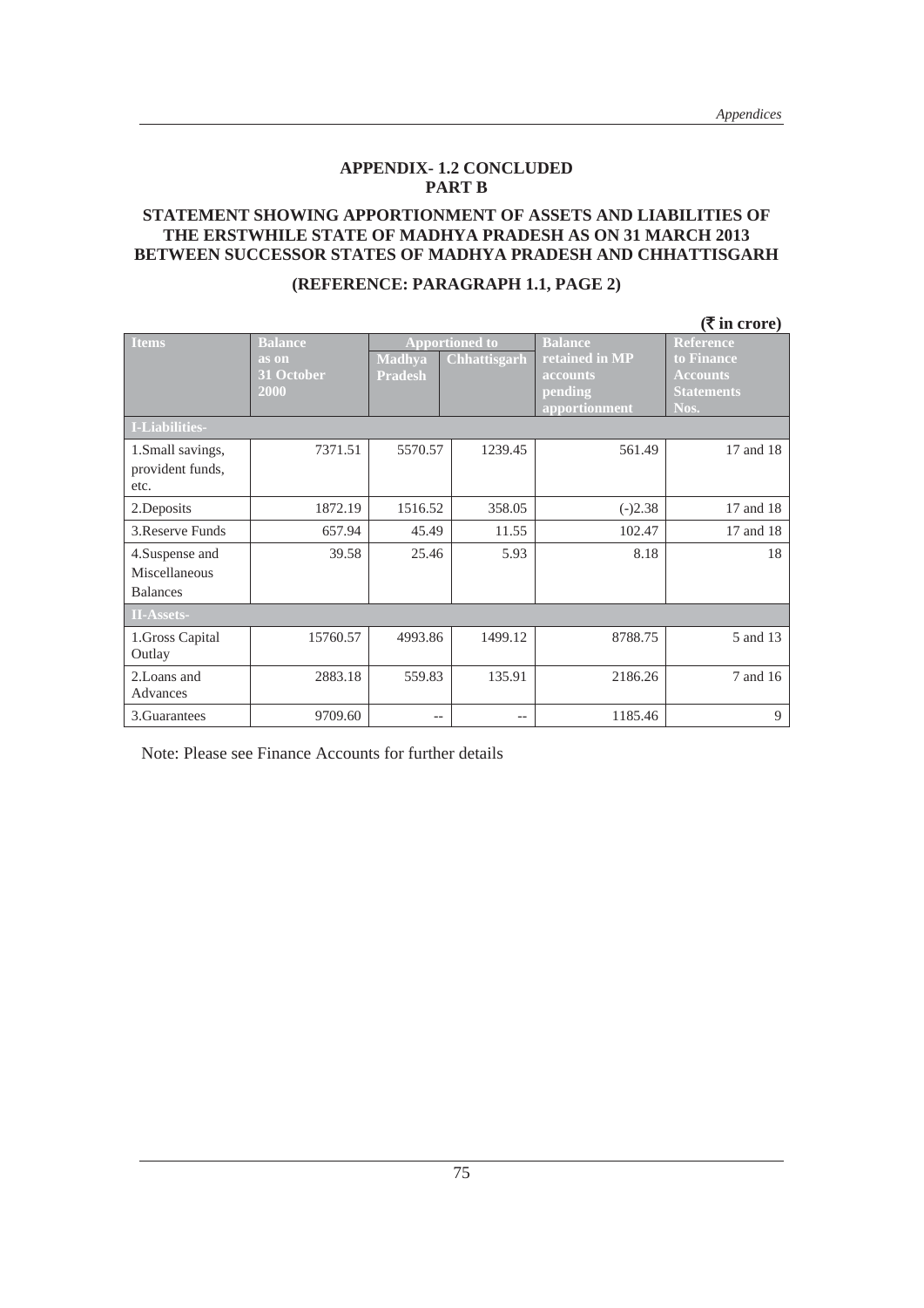## APPENDIX- 1.2 CONCLUDED
## PART B

### STATEMENT SHOWING APPORTIONMENT OF ASSETS AND LIABILITIES OF THE ERSTWHILE STATE OF MADHYA PRADESH AS ON 31 MARCH 2013 BETWEEN SUCCESSOR STATES OF MADHYA PRADESH AND CHHATTISGARH

### (REFERENCE: PARAGRAPH 1.1, PAGE 2)

**(₹ in crore)**

| Items | Balance as on 31 October 2000 | Apportioned to | | Balance retained in MP accounts pending apportionment | Reference to Finance Accounts Statements Nos. |
|---|---|---|---|---|---|
| | | Madhya Pradesh | Chhattisgarh | | |
| **I-Liabilities-** | | | | | |
| 1.Small savings, provident funds, etc. | 7371.51 | 5570.57 | 1239.45 | 561.49 | 17 and 18 |
| 2.Deposits | 1872.19 | 1516.52 | 358.05 | (-)2.38 | 17 and 18 |
| 3.Reserve Funds | 657.94 | 45.49 | 11.55 | 102.47 | 17 and 18 |
| 4.Suspense and Miscellaneous Balances | 39.58 | 25.46 | 5.93 | 8.18 | 18 |
| **II-Assets-** | | | | | |
| 1.Gross Capital Outlay | 15760.57 | 4993.86 | 1499.12 | 8788.75 | 5 and 13 |
| 2.Loans and Advances | 2883.18 | 559.83 | 135.91 | 2186.26 | 7 and 16 |
| 3.Guarantees | 9709.60 | -- | -- | 1185.46 | 9 |

Note: Please see Finance Accounts for further details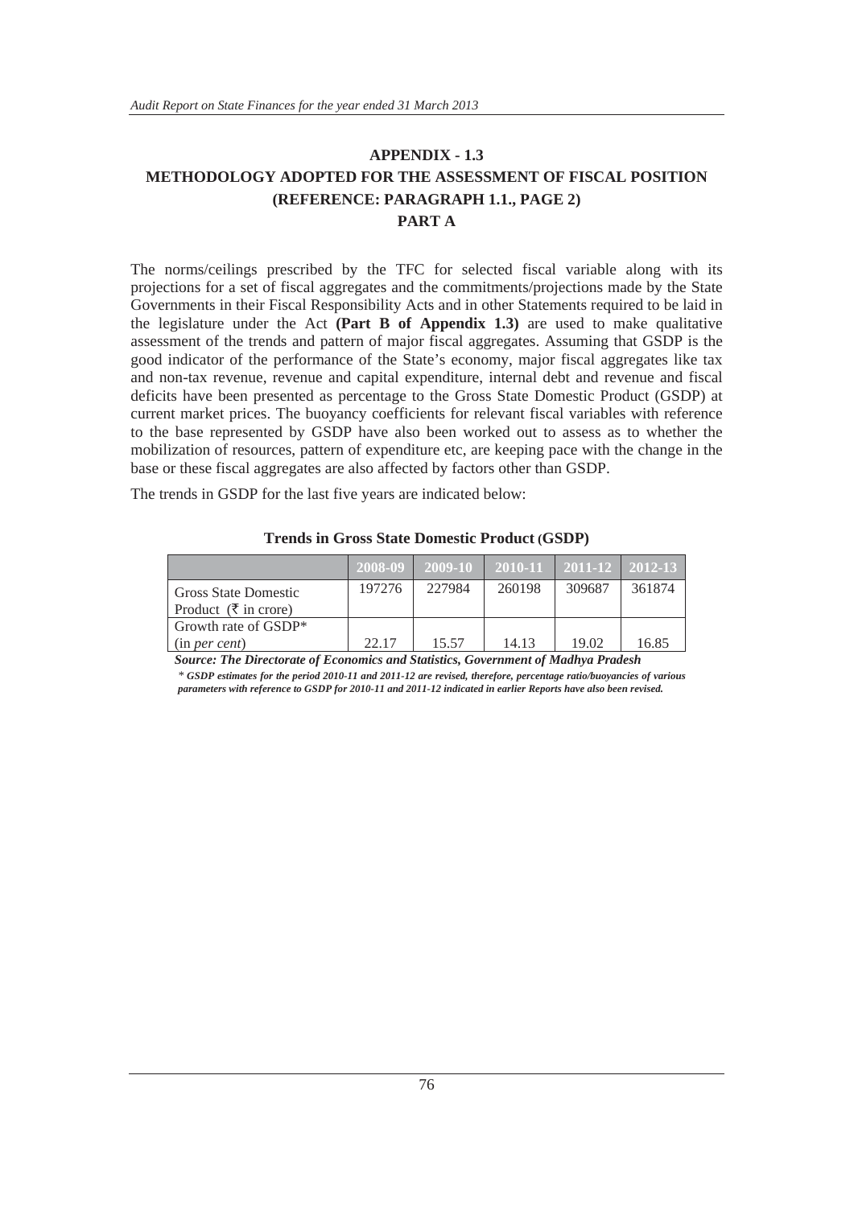# APPENDIX - 1.3

## METHODOLOGY ADOPTED FOR THE ASSESSMENT OF FISCAL POSITION (REFERENCE: PARAGRAPH 1.1., PAGE 2)

### PART A

The norms/ceilings prescribed by the TFC for selected fiscal variable along with its projections for a set of fiscal aggregates and the commitments/projections made by the State Governments in their Fiscal Responsibility Acts and in other Statements required to be laid in the legislature under the Act **(Part B of Appendix 1.3)** are used to make qualitative assessment of the trends and pattern of major fiscal aggregates. Assuming that GSDP is the good indicator of the performance of the State's economy, major fiscal aggregates like tax and non-tax revenue, revenue and capital expenditure, internal debt and revenue and fiscal deficits have been presented as percentage to the Gross State Domestic Product (GSDP) at current market prices. The buoyancy coefficients for relevant fiscal variables with reference to the base represented by GSDP have also been worked out to assess as to whether the mobilization of resources, pattern of expenditure etc, are keeping pace with the change in the base or these fiscal aggregates are also affected by factors other than GSDP.

The trends in GSDP for the last five years are indicated below:

**Trends in Gross State Domestic Product (GSDP)**

| | 2008-09 | 2009-10 | 2010-11 | 2011-12 | 2012-13 |
|---|---|---|---|---|---|
| Gross State Domestic Product (₹ in crore) | 197276 | 227984 | 260198 | 309687 | 361874 |
| Growth rate of GSDP* (in *per cent*) | 22.17 | 15.57 | 14.13 | 19.02 | 16.85 |

***Source: The Directorate of Economics and Statistics, Government of Madhya Pradesh***

*** GSDP estimates for the period 2010-11 and 2011-12 are revised, therefore, percentage ratio/buoyancies of various parameters with reference to GSDP for 2010-11 and 2011-12 indicated in earlier Reports have also been revised.***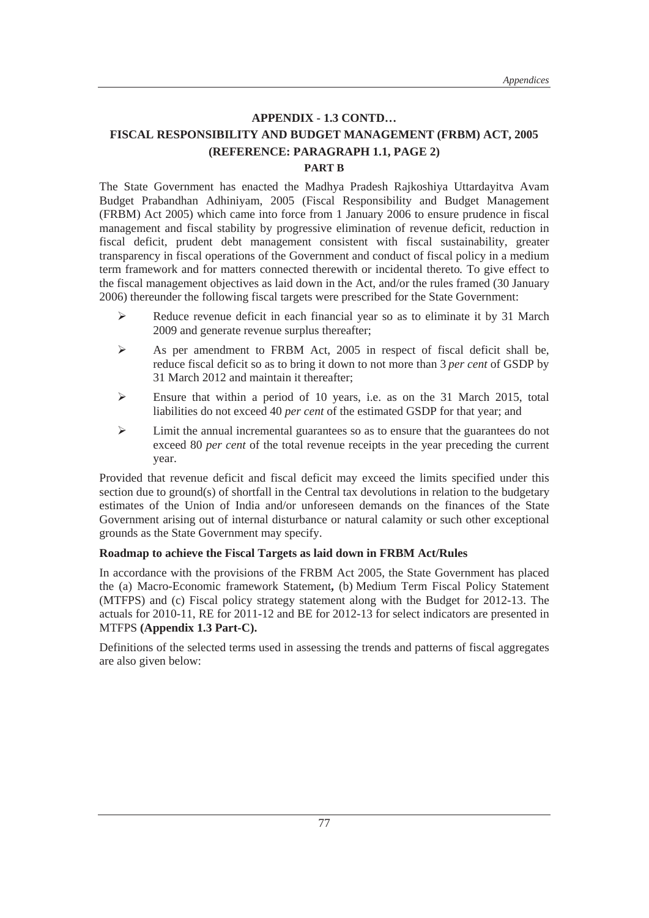## APPENDIX - 1.3 CONTD…

## FISCAL RESPONSIBILITY AND BUDGET MANAGEMENT (FRBM) ACT, 2005

## (REFERENCE: PARAGRAPH 1.1, PAGE 2)

### PART B

The State Government has enacted the Madhya Pradesh Rajkoshiya Uttardayitva Avam Budget Prabandhan Adhiniyam, 2005 (Fiscal Responsibility and Budget Management (FRBM) Act 2005) which came into force from 1 January 2006 to ensure prudence in fiscal management and fiscal stability by progressive elimination of revenue deficit, reduction in fiscal deficit, prudent debt management consistent with fiscal sustainability, greater transparency in fiscal operations of the Government and conduct of fiscal policy in a medium term framework and for matters connected therewith or incidental thereto. To give effect to the fiscal management objectives as laid down in the Act, and/or the rules framed (30 January 2006) thereunder the following fiscal targets were prescribed for the State Government:

- Reduce revenue deficit in each financial year so as to eliminate it by 31 March 2009 and generate revenue surplus thereafter;
- As per amendment to FRBM Act, 2005 in respect of fiscal deficit shall be, reduce fiscal deficit so as to bring it down to not more than 3 *per cent* of GSDP by 31 March 2012 and maintain it thereafter;
- Ensure that within a period of 10 years, i.e. as on the 31 March 2015, total liabilities do not exceed 40 *per cent* of the estimated GSDP for that year; and
- Limit the annual incremental guarantees so as to ensure that the guarantees do not exceed 80 *per cent* of the total revenue receipts in the year preceding the current year.

Provided that revenue deficit and fiscal deficit may exceed the limits specified under this section due to ground(s) of shortfall in the Central tax devolutions in relation to the budgetary estimates of the Union of India and/or unforeseen demands on the finances of the State Government arising out of internal disturbance or natural calamity or such other exceptional grounds as the State Government may specify.

**Roadmap to achieve the Fiscal Targets as laid down in FRBM Act/Rules**

In accordance with the provisions of the FRBM Act 2005, the State Government has placed the (a) Macro-Economic framework Statement**,** (b) Medium Term Fiscal Policy Statement (MTFPS) and (c) Fiscal policy strategy statement along with the Budget for 2012-13. The actuals for 2010-11, RE for 2011-12 and BE for 2012-13 for select indicators are presented in MTFPS **(Appendix 1.3 Part-C).**

Definitions of the selected terms used in assessing the trends and patterns of fiscal aggregates are also given below: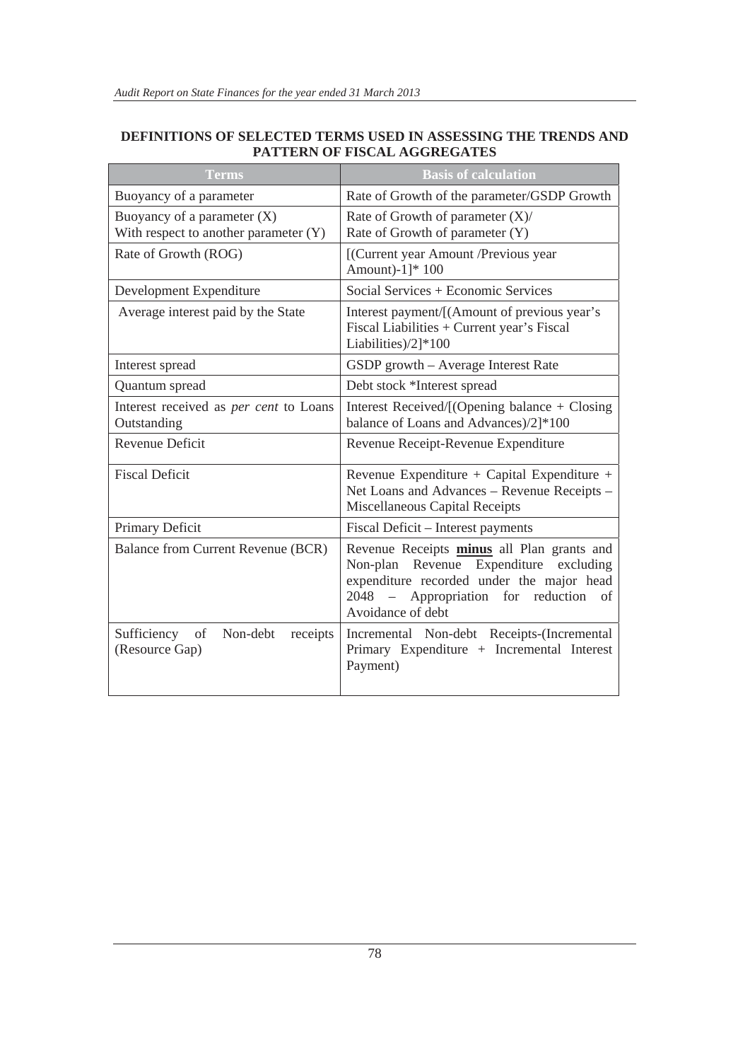**DEFINITIONS OF SELECTED TERMS USED IN ASSESSING THE TRENDS AND PATTERN OF FISCAL AGGREGATES**

| Terms | Basis of calculation |
|---|---|
| Buoyancy of a parameter | Rate of Growth of the parameter/GSDP Growth |
| Buoyancy of a parameter (X) With respect to another parameter (Y) | Rate of Growth of parameter (X)/ Rate of Growth of parameter (Y) |
| Rate of Growth (ROG) | [(Current year Amount /Previous year Amount)-1]* 100 |
| Development Expenditure | Social Services + Economic Services |
| Average interest paid by the State | Interest payment/[(Amount of previous year's Fiscal Liabilities + Current year's Fiscal Liabilities)/2]*100 |
| Interest spread | GSDP growth – Average Interest Rate |
| Quantum spread | Debt stock *Interest spread |
| Interest received as *per cent* to Loans Outstanding | Interest Received/[(Opening balance + Closing balance of Loans and Advances)/2]*100 |
| Revenue Deficit | Revenue Receipt-Revenue Expenditure |
| Fiscal Deficit | Revenue Expenditure + Capital Expenditure + Net Loans and Advances – Revenue Receipts – Miscellaneous Capital Receipts |
| Primary Deficit | Fiscal Deficit – Interest payments |
| Balance from Current Revenue (BCR) | Revenue Receipts **minus** all Plan grants and Non-plan Revenue Expenditure excluding expenditure recorded under the major head 2048 – Appropriation for reduction of Avoidance of debt |
| Sufficiency of Non-debt receipts (Resource Gap) | Incremental Non-debt Receipts-(Incremental Primary Expenditure + Incremental Interest Payment) |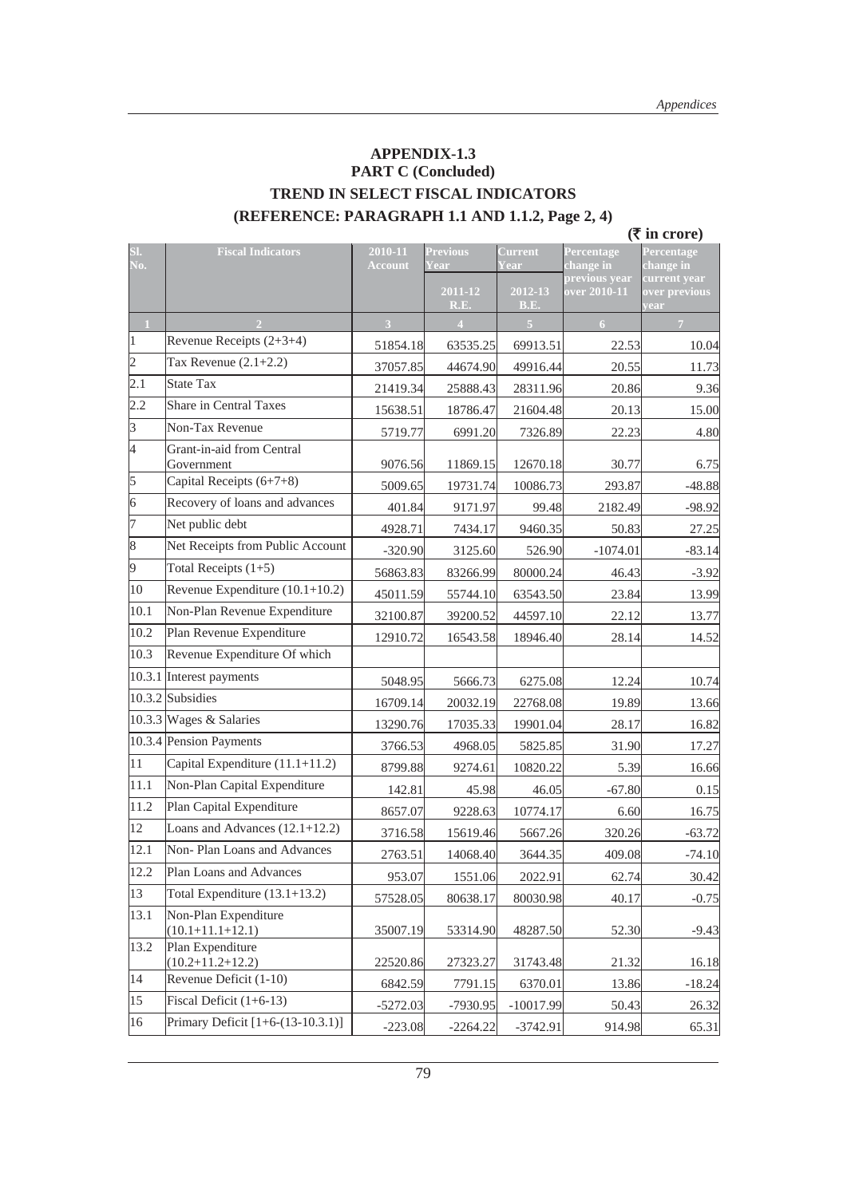## APPENDIX-1.3

## PART C (Concluded)

## TREND IN SELECT FISCAL INDICATORS

## (REFERENCE: PARAGRAPH 1.1 AND 1.1.2, Page 2, 4)

**(₹ in crore)**

| Sl. No. | Fiscal Indicators | 2010-11 Account | Previous Year 2011-12 R.E. | Current Year 2012-13 B.E. | Percentage change in previous year over 2010-11 | Percentage change in current year over previous year |
|---|---|---|---|---|---|---|
| 1 | 2 | 3 | 4 | 5 | 6 | 7 |
| 1 | Revenue Receipts (2+3+4) | 51854.18 | 63535.25 | 69913.51 | 22.53 | 10.04 |
| 2 | Tax Revenue (2.1+2.2) | 37057.85 | 44674.90 | 49916.44 | 20.55 | 11.73 |
| 2.1 | State Tax | 21419.34 | 25888.43 | 28311.96 | 20.86 | 9.36 |
| 2.2 | Share in Central Taxes | 15638.51 | 18786.47 | 21604.48 | 20.13 | 15.00 |
| 3 | Non-Tax Revenue | 5719.77 | 6991.20 | 7326.89 | 22.23 | 4.80 |
| 4 | Grant-in-aid from Central Government | 9076.56 | 11869.15 | 12670.18 | 30.77 | 6.75 |
| 5 | Capital Receipts (6+7+8) | 5009.65 | 19731.74 | 10086.73 | 293.87 | -48.88 |
| 6 | Recovery of loans and advances | 401.84 | 9171.97 | 99.48 | 2182.49 | -98.92 |
| 7 | Net public debt | 4928.71 | 7434.17 | 9460.35 | 50.83 | 27.25 |
| 8 | Net Receipts from Public Account | -320.90 | 3125.60 | 526.90 | -1074.01 | -83.14 |
| 9 | Total Receipts (1+5) | 56863.83 | 83266.99 | 80000.24 | 46.43 | -3.92 |
| 10 | Revenue Expenditure (10.1+10.2) | 45011.59 | 55744.10 | 63543.50 | 23.84 | 13.99 |
| 10.1 | Non-Plan Revenue Expenditure | 32100.87 | 39200.52 | 44597.10 | 22.12 | 13.77 |
| 10.2 | Plan Revenue Expenditure | 12910.72 | 16543.58 | 18946.40 | 28.14 | 14.52 |
| 10.3 | Revenue Expenditure Of which | | | | | |
| 10.3.1 | Interest payments | 5048.95 | 5666.73 | 6275.08 | 12.24 | 10.74 |
| 10.3.2 | Subsidies | 16709.14 | 20032.19 | 22768.08 | 19.89 | 13.66 |
| 10.3.3 | Wages & Salaries | 13290.76 | 17035.33 | 19901.04 | 28.17 | 16.82 |
| 10.3.4 | Pension Payments | 3766.53 | 4968.05 | 5825.85 | 31.90 | 17.27 |
| 11 | Capital Expenditure (11.1+11.2) | 8799.88 | 9274.61 | 10820.22 | 5.39 | 16.66 |
| 11.1 | Non-Plan Capital Expenditure | 142.81 | 45.98 | 46.05 | -67.80 | 0.15 |
| 11.2 | Plan Capital Expenditure | 8657.07 | 9228.63 | 10774.17 | 6.60 | 16.75 |
| 12 | Loans and Advances (12.1+12.2) | 3716.58 | 15619.46 | 5667.26 | 320.26 | -63.72 |
| 12.1 | Non- Plan Loans and Advances | 2763.51 | 14068.40 | 3644.35 | 409.08 | -74.10 |
| 12.2 | Plan Loans and Advances | 953.07 | 1551.06 | 2022.91 | 62.74 | 30.42 |
| 13 | Total Expenditure (13.1+13.2) | 57528.05 | 80638.17 | 80030.98 | 40.17 | -0.75 |
| 13.1 | Non-Plan Expenditure (10.1+11.1+12.1) | 35007.19 | 53314.90 | 48287.50 | 52.30 | -9.43 |
| 13.2 | Plan Expenditure (10.2+11.2+12.2) | 22520.86 | 27323.27 | 31743.48 | 21.32 | 16.18 |
| 14 | Revenue Deficit (1-10) | 6842.59 | 7791.15 | 6370.01 | 13.86 | -18.24 |
| 15 | Fiscal Deficit (1+6-13) | -5272.03 | -7930.95 | -10017.99 | 50.43 | 26.32 |
| 16 | Primary Deficit [1+6-(13-10.3.1)] | -223.08 | -2264.22 | -3742.91 | 914.98 | 65.31 |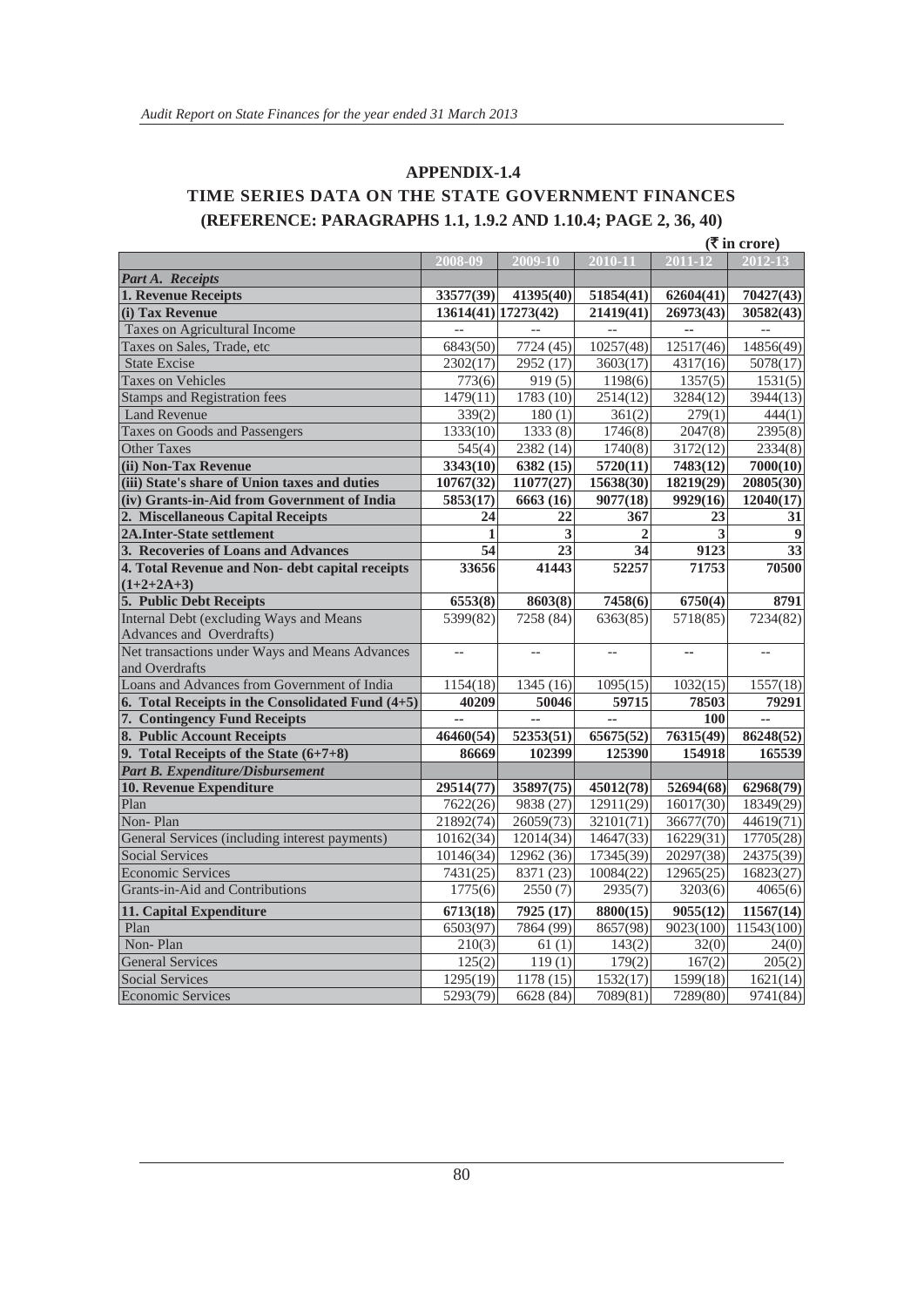## APPENDIX-1.4

## TIME SERIES DATA ON THE STATE GOVERNMENT FINANCES

### (REFERENCE: PARAGRAPHS 1.1, 1.9.2 AND 1.10.4; PAGE 2, 36, 40)

(₹ in crore)

| | 2008-09 | 2009-10 | 2010-11 | 2011-12 | 2012-13 |
|---|---|---|---|---|---|
| ***Part A. Receipts*** | | | | | |
| **1. Revenue Receipts** | **33577(39)** | **41395(40)** | **51854(41)** | **62604(41)** | **70427(43)** |
| **(i) Tax Revenue** | **13614(41)** | **17273(42)** | **21419(41)** | **26973(43)** | **30582(43)** |
| Taxes on Agricultural Income | -- | -- | -- | -- | -- |
| Taxes on Sales, Trade, etc | 6843(50) | 7724 (45) | 10257(48) | 12517(46) | 14856(49) |
| State Excise | 2302(17) | 2952 (17) | 3603(17) | 4317(16) | 5078(17) |
| Taxes on Vehicles | 773(6) | 919 (5) | 1198(6) | 1357(5) | 1531(5) |
| Stamps and Registration fees | 1479(11) | 1783 (10) | 2514(12) | 3284(12) | 3944(13) |
| Land Revenue | 339(2) | 180 (1) | 361(2) | 279(1) | 444(1) |
| Taxes on Goods and Passengers | 1333(10) | 1333 (8) | 1746(8) | 2047(8) | 2395(8) |
| Other Taxes | 545(4) | 2382 (14) | 1740(8) | 3172(12) | 2334(8) |
| **(ii) Non-Tax Revenue** | **3343(10)** | **6382 (15)** | **5720(11)** | **7483(12)** | **7000(10)** |
| **(iii) State's share of Union taxes and duties** | **10767(32)** | **11077(27)** | **15638(30)** | **18219(29)** | **20805(30)** |
| **(iv) Grants-in-Aid from Government of India** | **5853(17)** | **6663 (16)** | **9077(18)** | **9929(16)** | **12040(17)** |
| **2. Miscellaneous Capital Receipts** | **24** | **22** | **367** | **23** | **31** |
| **2A.Inter-State settlement** | **1** | **3** | **2** | **3** | **9** |
| **3. Recoveries of Loans and Advances** | **54** | **23** | **34** | **9123** | **33** |
| **4. Total Revenue and Non- debt capital receipts (1+2+2A+3)** | **33656** | **41443** | **52257** | **71753** | **70500** |
| **5. Public Debt Receipts** | **6553(8)** | **8603(8)** | **7458(6)** | **6750(4)** | **8791** |
| Internal Debt (excluding Ways and Means Advances and Overdrafts) | 5399(82) | 7258 (84) | 6363(85) | 5718(85) | 7234(82) |
| Net transactions under Ways and Means Advances and Overdrafts | -- | -- | -- | -- | -- |
| Loans and Advances from Government of India | 1154(18) | 1345 (16) | 1095(15) | 1032(15) | 1557(18) |
| **6. Total Receipts in the Consolidated Fund (4+5)** | **40209** | **50046** | **59715** | **78503** | **79291** |
| **7. Contingency Fund Receipts** | **--** | **--** | **--** | **100** | **--** |
| **8. Public Account Receipts** | **46460(54)** | **52353(51)** | **65675(52)** | **76315(49)** | **86248(52)** |
| **9. Total Receipts of the State (6+7+8)** | **86669** | **102399** | **125390** | **154918** | **165539** |
| ***Part B. Expenditure/Disbursement*** | | | | | |
| **10. Revenue Expenditure** | **29514(77)** | **35897(75)** | **45012(78)** | **52694(68)** | **62968(79)** |
| Plan | 7622(26) | 9838 (27) | 12911(29) | 16017(30) | 18349(29) |
| Non- Plan | 21892(74) | 26059(73) | 32101(71) | 36677(70) | 44619(71) |
| General Services (including interest payments) | 10162(34) | 12014(34) | 14647(33) | 16229(31) | 17705(28) |
| Social Services | 10146(34) | 12962 (36) | 17345(39) | 20297(38) | 24375(39) |
| Economic Services | 7431(25) | 8371 (23) | 10084(22) | 12965(25) | 16823(27) |
| Grants-in-Aid and Contributions | 1775(6) | 2550 (7) | 2935(7) | 3203(6) | 4065(6) |
| **11. Capital Expenditure** | **6713(18)** | **7925 (17)** | **8800(15)** | **9055(12)** | **11567(14)** |
| Plan | 6503(97) | 7864 (99) | 8657(98) | 9023(100) | 11543(100) |
| Non- Plan | 210(3) | 61 (1) | 143(2) | 32(0) | 24(0) |
| General Services | 125(2) | 119 (1) | 179(2) | 167(2) | 205(2) |
| Social Services | 1295(19) | 1178 (15) | 1532(17) | 1599(18) | 1621(14) |
| Economic Services | 5293(79) | 6628 (84) | 7089(81) | 7289(80) | 9741(84) |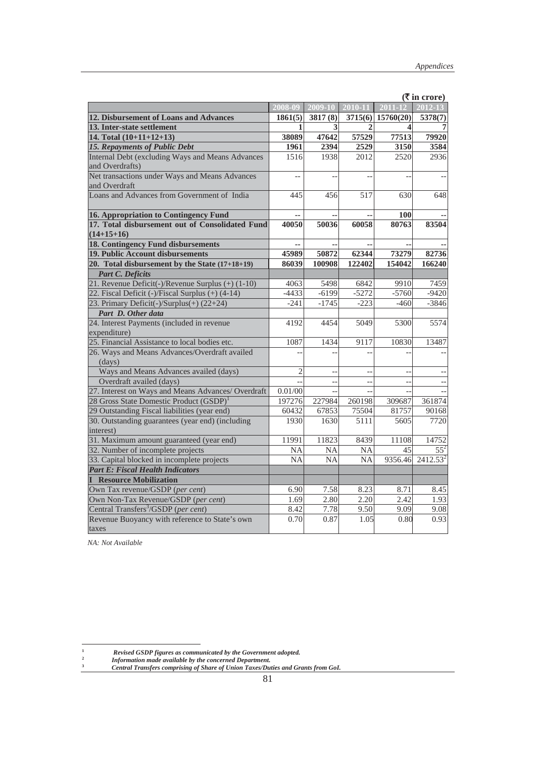(₹ in crore)

| | 2008-09 | 2009-10 | 2010-11 | 2011-12 | 2012-13 |
|---|---|---|---|---|---|
| **12. Disbursement of Loans and Advances** | **1861(5)** | **3817 (8)** | **3715(6)** | **15760(20)** | **5378(7)** |
| **13. Inter-state settlement** | **1** | **3** | **2** | **4** | **7** |
| **14. Total (10+11+12+13)** | **38089** | **47642** | **57529** | **77513** | **79920** |
| ***15. Repayments of Public Debt*** | **1961** | **2394** | **2529** | **3150** | **3584** |
| Internal Debt (excluding Ways and Means Advances and Overdrafts) | 1516 | 1938 | 2012 | 2520 | 2936 |
| Net transactions under Ways and Means Advances and Overdraft | -- | -- | -- | -- | -- |
| Loans and Advances from Government of India | 445 | 456 | 517 | 630 | 648 |
| **16. Appropriation to Contingency Fund** | **--** | **--** | **--** | **100** | **--** |
| **17. Total disbursement out of Consolidated Fund (14+15+16)** | **40050** | **50036** | **60058** | **80763** | **83504** |
| **18. Contingency Fund disbursements** | **--** | **--** | **--** | **--** | **--** |
| **19. Public Account disbursements** | **45989** | **50872** | **62344** | **73279** | **82736** |
| **20. Total disbursement by the State (17+18+19)** | **86039** | **100908** | **122402** | **154042** | **166240** |
| ***Part C. Deficits*** | | | | | |
| 21. Revenue Deficit(-)/Revenue Surplus (+) (1-10) | 4063 | 5498 | 6842 | 9910 | 7459 |
| 22. Fiscal Deficit (-)/Fiscal Surplus (+) (4-14) | -4433 | -6199 | -5272 | -5760 | -9420 |
| 23. Primary Deficit(-)/Surplus(+) (22+24) | -241 | -1745 | -223 | -460 | -3846 |
| ***Part D. Other data*** | | | | | |
| 24. Interest Payments (included in revenue expenditure) | 4192 | 4454 | 5049 | 5300 | 5574 |
| 25. Financial Assistance to local bodies etc. | 1087 | 1434 | 9117 | 10830 | 13487 |
| 26. Ways and Means Advances/Overdraft availed (days) | -- | -- | -- | -- | -- |
| Ways and Means Advances availed (days) | 2 | -- | -- | -- | -- |
| Overdraft availed (days) | -- | -- | -- | -- | -- |
| 27. Interest on Ways and Means Advances/ Overdraft | 0.01/00 | -- | -- | -- | -- |
| 28 Gross State Domestic Product (GSDP)[1] | 197276 | 227984 | 260198 | 309687 | 361874 |
| 29 Outstanding Fiscal liabilities (year end) | 60432 | 67853 | 75504 | 81757 | 90168 |
| 30. Outstanding guarantees (year end) (including interest) | 1930 | 1630 | 5111 | 5605 | 7720 |
| 31. Maximum amount guaranteed (year end) | 11991 | 11823 | 8439 | 11108 | 14752 |
| 32. Number of incomplete projects | NA | NA | NA | 45 | 55[2] |
| 33. Capital blocked in incomplete projects | NA | NA | NA | 9356.46 | 2412.53[2] |
| ***Part E: Fiscal Health Indicators*** | | | | | |
| **I Resource Mobilization** | | | | | |
| Own Tax revenue/GSDP (*per cent*) | 6.90 | 7.58 | 8.23 | 8.71 | 8.45 |
| Own Non-Tax Revenue/GSDP (*per cent*) | 1.69 | 2.80 | 2.20 | 2.42 | 1.93 |
| Central Transfers[3]/GSDP (*per cent*) | 8.42 | 7.78 | 9.50 | 9.09 | 9.08 |
| Revenue Buoyancy with reference to State's own taxes | 0.70 | 0.87 | 1.05 | 0.80 | 0.93 |

*NA: Not Available*

[1] *Revised GSDP figures as communicated by the Government adopted.*
[2] *Information made available by the concerned Department.*
[3] *Central Transfers comprising of Share of Union Taxes/Duties and Grants from GoI.*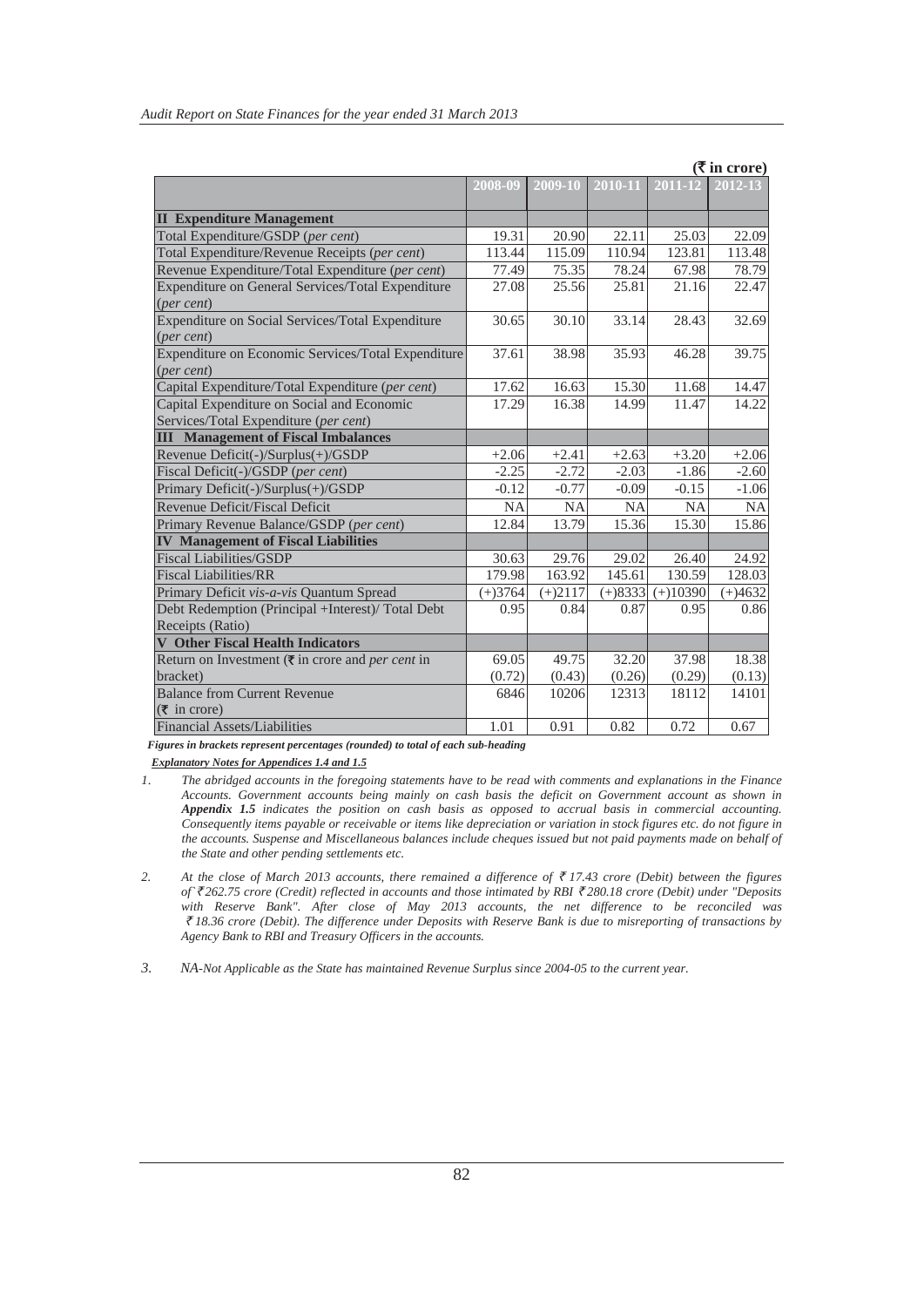(₹ in crore)

| | 2008-09 | 2009-10 | 2010-11 | 2011-12 | 2012-13 |
|---|---|---|---|---|---|
| **II Expenditure Management** | | | | | |
| Total Expenditure/GSDP (*per cent*) | 19.31 | 20.90 | 22.11 | 25.03 | 22.09 |
| Total Expenditure/Revenue Receipts (*per cent*) | 113.44 | 115.09 | 110.94 | 123.81 | 113.48 |
| Revenue Expenditure/Total Expenditure (*per cent*) | 77.49 | 75.35 | 78.24 | 67.98 | 78.79 |
| Expenditure on General Services/Total Expenditure (*per cent*) | 27.08 | 25.56 | 25.81 | 21.16 | 22.47 |
| Expenditure on Social Services/Total Expenditure (*per cent*) | 30.65 | 30.10 | 33.14 | 28.43 | 32.69 |
| Expenditure on Economic Services/Total Expenditure (*per cent*) | 37.61 | 38.98 | 35.93 | 46.28 | 39.75 |
| Capital Expenditure/Total Expenditure (*per cent*) | 17.62 | 16.63 | 15.30 | 11.68 | 14.47 |
| Capital Expenditure on Social and Economic Services/Total Expenditure (*per cent*) | 17.29 | 16.38 | 14.99 | 11.47 | 14.22 |
| **III Management of Fiscal Imbalances** | | | | | |
| Revenue Deficit(-)/Surplus(+)/GSDP | +2.06 | +2.41 | +2.63 | +3.20 | +2.06 |
| Fiscal Deficit(-)/GSDP (*per cent*) | -2.25 | -2.72 | -2.03 | -1.86 | -2.60 |
| Primary Deficit(-)/Surplus(+)/GSDP | -0.12 | -0.77 | -0.09 | -0.15 | -1.06 |
| Revenue Deficit/Fiscal Deficit | NA | NA | NA | NA | NA |
| Primary Revenue Balance/GSDP (*per cent*) | 12.84 | 13.79 | 15.36 | 15.30 | 15.86 |
| **IV Management of Fiscal Liabilities** | | | | | |
| Fiscal Liabilities/GSDP | 30.63 | 29.76 | 29.02 | 26.40 | 24.92 |
| Fiscal Liabilities/RR | 179.98 | 163.92 | 145.61 | 130.59 | 128.03 |
| Primary Deficit *vis-a-vis* Quantum Spread | (+)3764 | (+)2117 | (+)8333 | (+)10390 | (+)4632 |
| Debt Redemption (Principal +Interest)/ Total Debt Receipts (Ratio) | 0.95 | 0.84 | 0.87 | 0.95 | 0.86 |
| **V Other Fiscal Health Indicators** | | | | | |
| Return on Investment (₹ in crore and *per cent* in bracket) | 69.05 (0.72) | 49.75 (0.43) | 32.20 (0.26) | 37.98 (0.29) | 18.38 (0.13) |
| Balance from Current Revenue (₹ in crore) | 6846 | 10206 | 12313 | 18112 | 14101 |
| Financial Assets/Liabilities | 1.01 | 0.91 | 0.82 | 0.72 | 0.67 |

***Figures in brackets represent percentages (rounded) to total of each sub-heading***

***Explanatory Notes for Appendices 1.4 and 1.5***

1. *The abridged accounts in the foregoing statements have to be read with comments and explanations in the Finance Accounts. Government accounts being mainly on cash basis the deficit on Government account as shown in* ***Appendix 1.5*** *indicates the position on cash basis as opposed to accrual basis in commercial accounting. Consequently items payable or receivable or items like depreciation or variation in stock figures etc. do not figure in the accounts. Suspense and Miscellaneous balances include cheques issued but not paid payments made on behalf of the State and other pending settlements etc.*

2. *At the close of March 2013 accounts, there remained a difference of ₹ 17.43 crore (Debit) between the figures of ₹ 262.75 crore (Credit) reflected in accounts and those intimated by RBI ₹ 280.18 crore (Debit) under "Deposits with Reserve Bank". After close of May 2013 accounts, the net difference to be reconciled was ₹ 18.36 crore (Debit). The difference under Deposits with Reserve Bank is due to misreporting of transactions by Agency Bank to RBI and Treasury Officers in the accounts.*

3. *NA-Not Applicable as the State has maintained Revenue Surplus since 2004-05 to the current year.*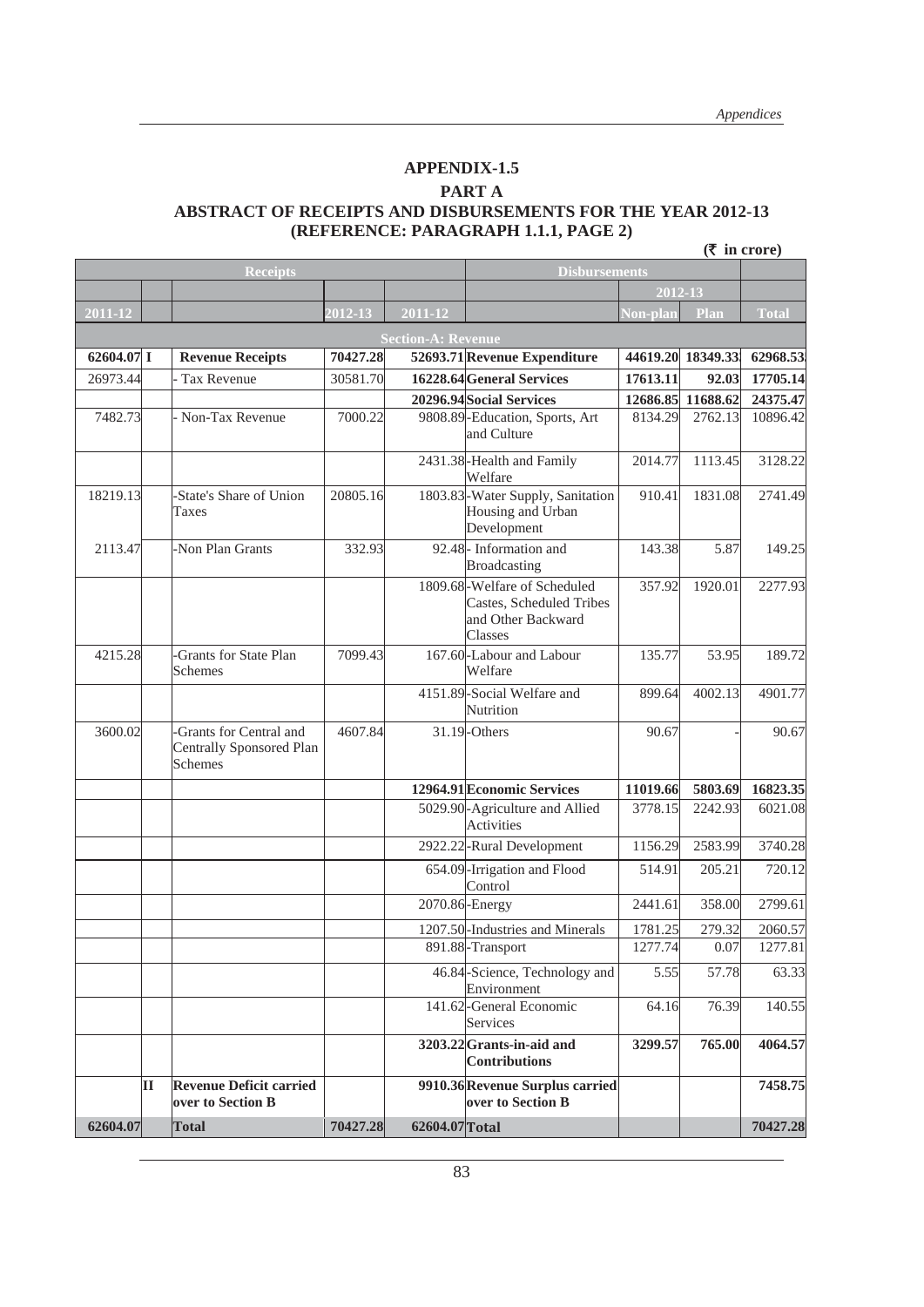## APPENDIX-1.5

### PART A

### ABSTRACT OF RECEIPTS AND DISBURSEMENTS FOR THE YEAR 2012-13 (REFERENCE: PARAGRAPH 1.1.1, PAGE 2)

(₹ in crore)

| Receipts | | | | Disbursements | | | | |
|---|---|---|---|---|---|---|---|---|
| | | | | | | 2012-13 | | |
| 2011-12 | | | 2012-13 | 2011-12 | | Non-plan | Plan | Total |
| **Section-A: Revenue** | | | | | | | | |
| **62604.07** | **I** | **Revenue Receipts** | **70427.28** | **52693.71** | **Revenue Expenditure** | **44619.20** | **18349.33** | **62968.53** |
| 26973.44 | | - Tax Revenue | 30581.70 | **16228.64** | **General Services** | **17613.11** | **92.03** | **17705.14** |
| | | | | **20296.94** | **Social Services** | **12686.85** | **11688.62** | **24375.47** |
| 7482.73 | | - Non-Tax Revenue | 7000.22 | 9808.89 | -Education, Sports, Art and Culture | 8134.29 | 2762.13 | 10896.42 |
| | | | | 2431.38 | -Health and Family Welfare | 2014.77 | 1113.45 | 3128.22 |
| 18219.13 | | -State's Share of Union Taxes | 20805.16 | 1803.83 | -Water Supply, Sanitation Housing and Urban Development | 910.41 | 1831.08 | 2741.49 |
| 2113.47 | | -Non Plan Grants | 332.93 | 92.48 | - Information and Broadcasting | 143.38 | 5.87 | 149.25 |
| | | | | 1809.68 | -Welfare of Scheduled Castes, Scheduled Tribes and Other Backward Classes | 357.92 | 1920.01 | 2277.93 |
| 4215.28 | | -Grants for State Plan Schemes | 7099.43 | 167.60 | -Labour and Labour Welfare | 135.77 | 53.95 | 189.72 |
| | | | | 4151.89 | -Social Welfare and Nutrition | 899.64 | 4002.13 | 4901.77 |
| 3600.02 | | -Grants for Central and Centrally Sponsored Plan Schemes | 4607.84 | 31.19 | -Others | 90.67 | - | 90.67 |
| | | | | **12964.91** | **Economic Services** | **11019.66** | **5803.69** | **16823.35** |
| | | | | 5029.90 | -Agriculture and Allied Activities | 3778.15 | 2242.93 | 6021.08 |
| | | | | 2922.22 | -Rural Development | 1156.29 | 2583.99 | 3740.28 |
| | | | | 654.09 | -Irrigation and Flood Control | 514.91 | 205.21 | 720.12 |
| | | | | 2070.86 | -Energy | 2441.61 | 358.00 | 2799.61 |
| | | | | 1207.50 | -Industries and Minerals | 1781.25 | 279.32 | 2060.57 |
| | | | | 891.88 | -Transport | 1277.74 | 0.07 | 1277.81 |
| | | | | 46.84 | -Science, Technology and Environment | 5.55 | 57.78 | 63.33 |
| | | | | 141.62 | -General Economic Services | 64.16 | 76.39 | 140.55 |
| | | | | **3203.22** | **Grants-in-aid and Contributions** | **3299.57** | **765.00** | **4064.57** |
| | **II** | **Revenue Deficit carried over to Section B** | | **9910.36** | **Revenue Surplus carried over to Section B** | | | **7458.75** |
| **62604.07** | | **Total** | **70427.28** | **62604.07** | **Total** | | | **70427.28** |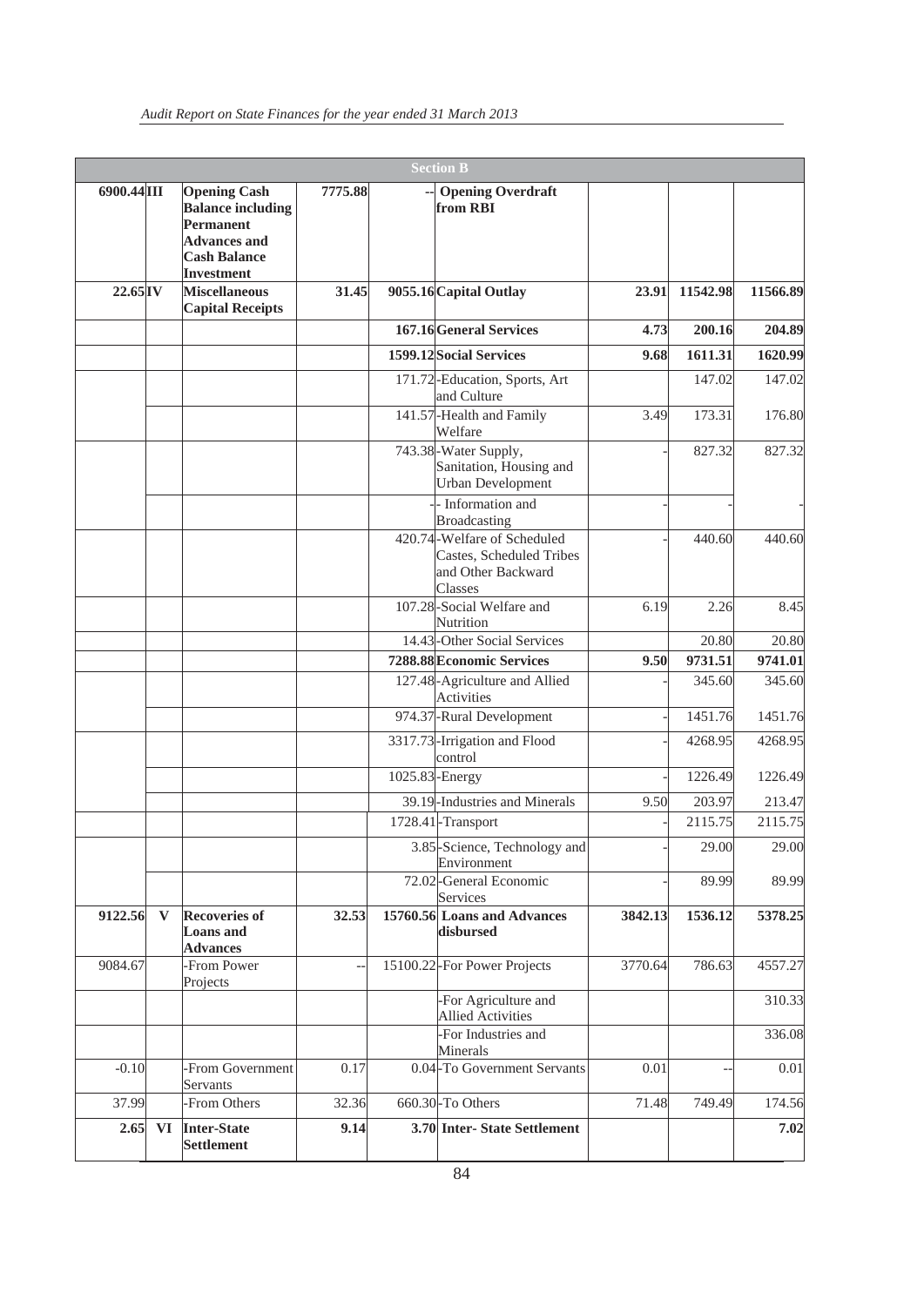| | | | | | | | | |
|---|---|---|---|---|---|---|---|---|
| | | | | **Section B** | | | | |
| **6900.44** | **III** | **Opening Cash Balance including Permanent Advances and Cash Balance Investment** | **7775.88** | -- | **Opening Overdraft from RBI** | | | |
| **22.65** | **IV** | **Miscellaneous Capital Receipts** | **31.45** | **9055.16** | **Capital Outlay** | **23.91** | **11542.98** | **11566.89** |
| | | | | **167.16** | **General Services** | **4.73** | **200.16** | **204.89** |
| | | | | **1599.12** | **Social Services** | **9.68** | **1611.31** | **1620.99** |
| | | | | 171.72 | -Education, Sports, Art and Culture | | 147.02 | 147.02 |
| | | | | 141.57 | -Health and Family Welfare | 3.49 | 173.31 | 176.80 |
| | | | | 743.38 | -Water Supply, Sanitation, Housing and Urban Development | - | 827.32 | 827.32 |
| | | | | - | - Information and Broadcasting | - | - | - |
| | | | | 420.74 | -Welfare of Scheduled Castes, Scheduled Tribes and Other Backward Classes | - | 440.60 | 440.60 |
| | | | | 107.28 | -Social Welfare and Nutrition | 6.19 | 2.26 | 8.45 |
| | | | | 14.43 | -Other Social Services | | 20.80 | 20.80 |
| | | | | **7288.88** | **Economic Services** | **9.50** | **9731.51** | **9741.01** |
| | | | | 127.48 | -Agriculture and Allied Activities | - | 345.60 | 345.60 |
| | | | | 974.37 | -Rural Development | - | 1451.76 | 1451.76 |
| | | | | 3317.73 | -Irrigation and Flood control | - | 4268.95 | 4268.95 |
| | | | | 1025.83 | -Energy | - | 1226.49 | 1226.49 |
| | | | | 39.19 | -Industries and Minerals | 9.50 | 203.97 | 213.47 |
| | | | | 1728.41 | -Transport | - | 2115.75 | 2115.75 |
| | | | | 3.85 | -Science, Technology and Environment | - | 29.00 | 29.00 |
| | | | | 72.02 | -General Economic Services | - | 89.99 | 89.99 |
| **9122.56** | **V** | **Recoveries of Loans and Advances** | **32.53** | **15760.56** | **Loans and Advances disbursed** | **3842.13** | **1536.12** | **5378.25** |
| 9084.67 | | -From Power Projects | -- | 15100.22 | -For Power Projects | 3770.64 | 786.63 | 4557.27 |
| | | | | | -For Agriculture and Allied Activities | | | 310.33 |
| | | | | | -For Industries and Minerals | | | 336.08 |
| -0.10 | | -From Government Servants | 0.17 | 0.04 | -To Government Servants | 0.01 | -- | 0.01 |
| 37.99 | | -From Others | 32.36 | 660.30 | -To Others | 71.48 | 749.49 | 174.56 |
| **2.65** | **VI** | **Inter-State Settlement** | **9.14** | **3.70** | **Inter- State Settlement** | | | **7.02** |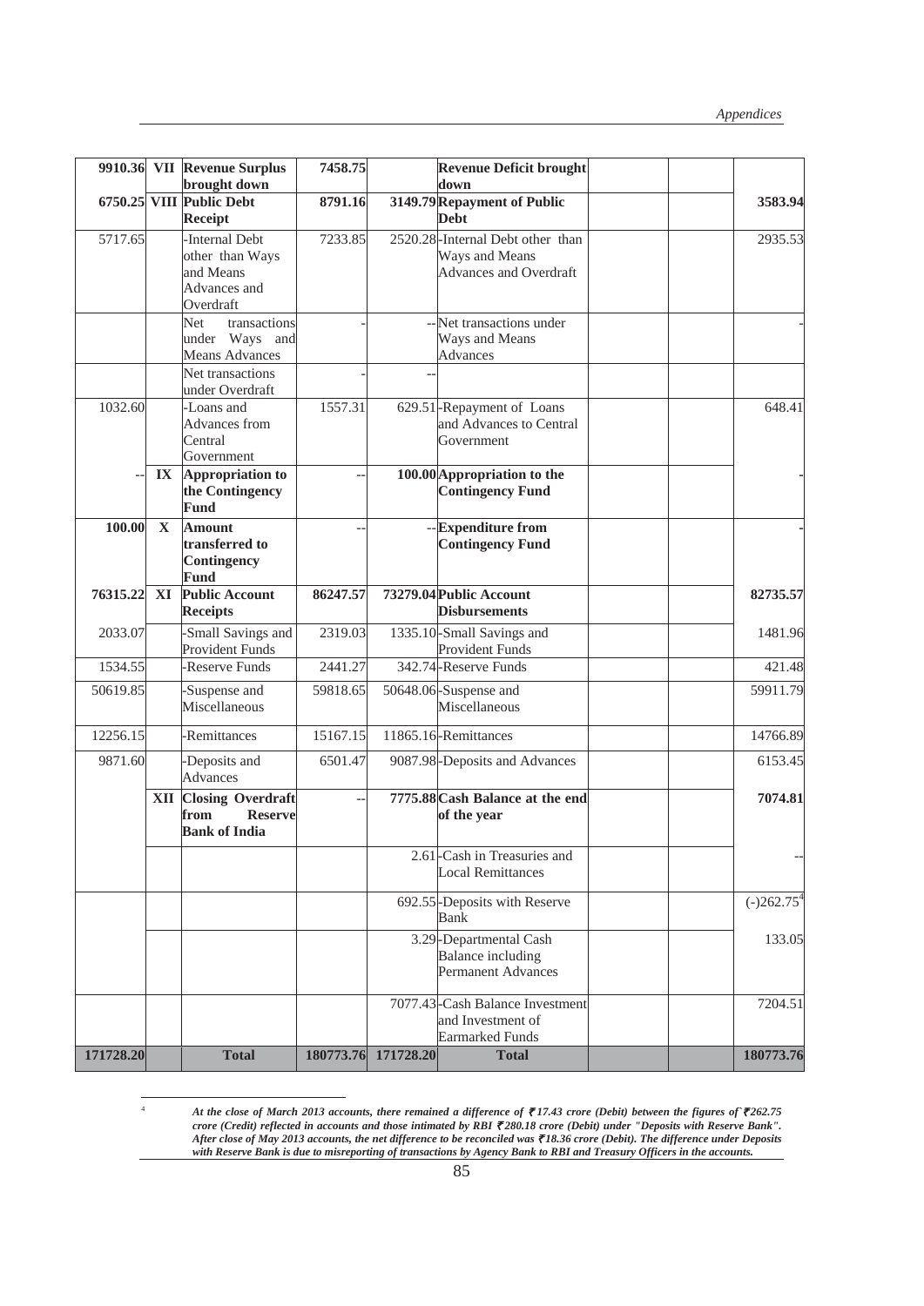| | | | | | | | | |
|---|---|---|---|---|---|---|---|---|
| **9910.36** | **VII** | **Revenue Surplus brought down** | **7458.75** | | **Revenue Deficit brought down** | | | |
| **6750.25** | **VIII** | **Public Debt Receipt** | **8791.16** | **3149.79** | **Repayment of Public Debt** | | | **3583.94** |
| 5717.65 | | -Internal Debt other than Ways and Means Advances and Overdraft | 7233.85 | 2520.28 | -Internal Debt other than Ways and Means Advances and Overdraft | | | 2935.53 |
| | | Net transactions under Ways and Means Advances | - | -- | Net transactions under Ways and Means Advances | | | - |
| | | Net transactions under Overdraft | - | -- | | | | |
| 1032.60 | | -Loans and Advances from Central Government | 1557.31 | 629.51 | -Repayment of Loans and Advances to Central Government | | | 648.41 |
| -- | **IX** | **Appropriation to the Contingency Fund** | -- | **100.00** | **Appropriation to the Contingency Fund** | | | - |
| **100.00** | **X** | **Amount transferred to Contingency Fund** | -- | -- | **Expenditure from Contingency Fund** | | | - |
| **76315.22** | **XI** | **Public Account Receipts** | **86247.57** | **73279.04** | **Public Account Disbursements** | | | **82735.57** |
| 2033.07 | | -Small Savings and Provident Funds | 2319.03 | 1335.10 | -Small Savings and Provident Funds | | | 1481.96 |
| 1534.55 | | -Reserve Funds | 2441.27 | 342.74 | -Reserve Funds | | | 421.48 |
| 50619.85 | | -Suspense and Miscellaneous | 59818.65 | 50648.06 | -Suspense and Miscellaneous | | | 59911.79 |
| 12256.15 | | -Remittances | 15167.15 | 11865.16 | -Remittances | | | 14766.89 |
| 9871.60 | | -Deposits and Advances | 6501.47 | 9087.98 | -Deposits and Advances | | | 6153.45 |
| | **XII** | **Closing Overdraft from Reserve Bank of India** | -- | **7775.88** | **Cash Balance at the end of the year** | | | **7074.81** |
| | | | | 2.61 | -Cash in Treasuries and Local Remittances | | | -- |
| | | | | 692.55 | -Deposits with Reserve Bank | | | (-)262.75[4] |
| | | | | 3.29 | -Departmental Cash Balance including Permanent Advances | | | 133.05 |
| | | | | 7077.43 | -Cash Balance Investment and Investment of Earmarked Funds | | | 7204.51 |
| **171728.20** | | **Total** | **180773.76** | **171728.20** | **Total** | | | **180773.76** |

[4] *At the close of March 2013 accounts, there remained a difference of ₹17.43 crore (Debit) between the figures of ₹262.75 crore (Credit) reflected in accounts and those intimated by RBI ₹280.18 crore (Debit) under "Deposits with Reserve Bank". After close of May 2013 accounts, the net difference to be reconciled was ₹18.36 crore (Debit). The difference under Deposits with Reserve Bank is due to misreporting of transactions by Agency Bank to RBI and Treasury Officers in the accounts.*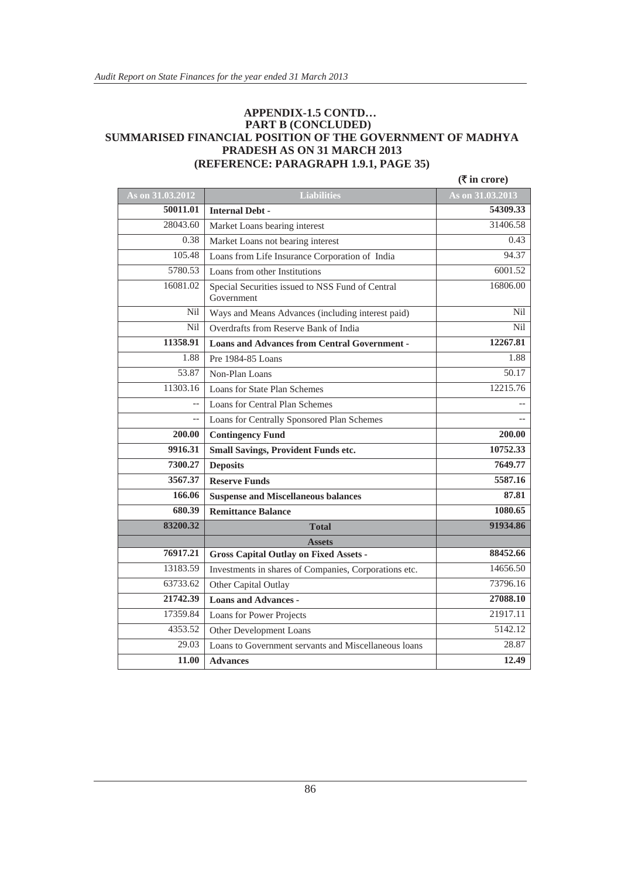## APPENDIX-1.5 CONTD…
## PART B (CONCLUDED)
## SUMMARISED FINANCIAL POSITION OF THE GOVERNMENT OF MADHYA PRADESH AS ON 31 MARCH 2013
## (REFERENCE: PARAGRAPH 1.9.1, PAGE 35)

**(₹ in crore)**

| As on 31.03.2012 | Liabilities | As on 31.03.2013 |
|---|---|---|
| **50011.01** | **Internal Debt -** | **54309.33** |
| 28043.60 | Market Loans bearing interest | 31406.58 |
| 0.38 | Market Loans not bearing interest | 0.43 |
| 105.48 | Loans from Life Insurance Corporation of India | 94.37 |
| 5780.53 | Loans from other Institutions | 6001.52 |
| 16081.02 | Special Securities issued to NSS Fund of Central Government | 16806.00 |
| Nil | Ways and Means Advances (including interest paid) | Nil |
| Nil | Overdrafts from Reserve Bank of India | Nil |
| **11358.91** | **Loans and Advances from Central Government -** | **12267.81** |
| 1.88 | Pre 1984-85 Loans | 1.88 |
| 53.87 | Non-Plan Loans | 50.17 |
| 11303.16 | Loans for State Plan Schemes | 12215.76 |
| -- | Loans for Central Plan Schemes | -- |
| -- | Loans for Centrally Sponsored Plan Schemes | -- |
| **200.00** | **Contingency Fund** | **200.00** |
| **9916.31** | **Small Savings, Provident Funds etc.** | **10752.33** |
| **7300.27** | **Deposits** | **7649.77** |
| **3567.37** | **Reserve Funds** | **5587.16** |
| **166.06** | **Suspense and Miscellaneous balances** | **87.81** |
| **680.39** | **Remittance Balance** | **1080.65** |
| **83200.32** | **Total** | **91934.86** |
| | **Assets** | |
| **76917.21** | **Gross Capital Outlay on Fixed Assets -** | **88452.66** |
| 13183.59 | Investments in shares of Companies, Corporations etc. | 14656.50 |
| 63733.62 | Other Capital Outlay | 73796.16 |
| **21742.39** | **Loans and Advances -** | **27088.10** |
| 17359.84 | Loans for Power Projects | 21917.11 |
| 4353.52 | Other Development Loans | 5142.12 |
| 29.03 | Loans to Government servants and Miscellaneous loans | 28.87 |
| **11.00** | **Advances** | **12.49** |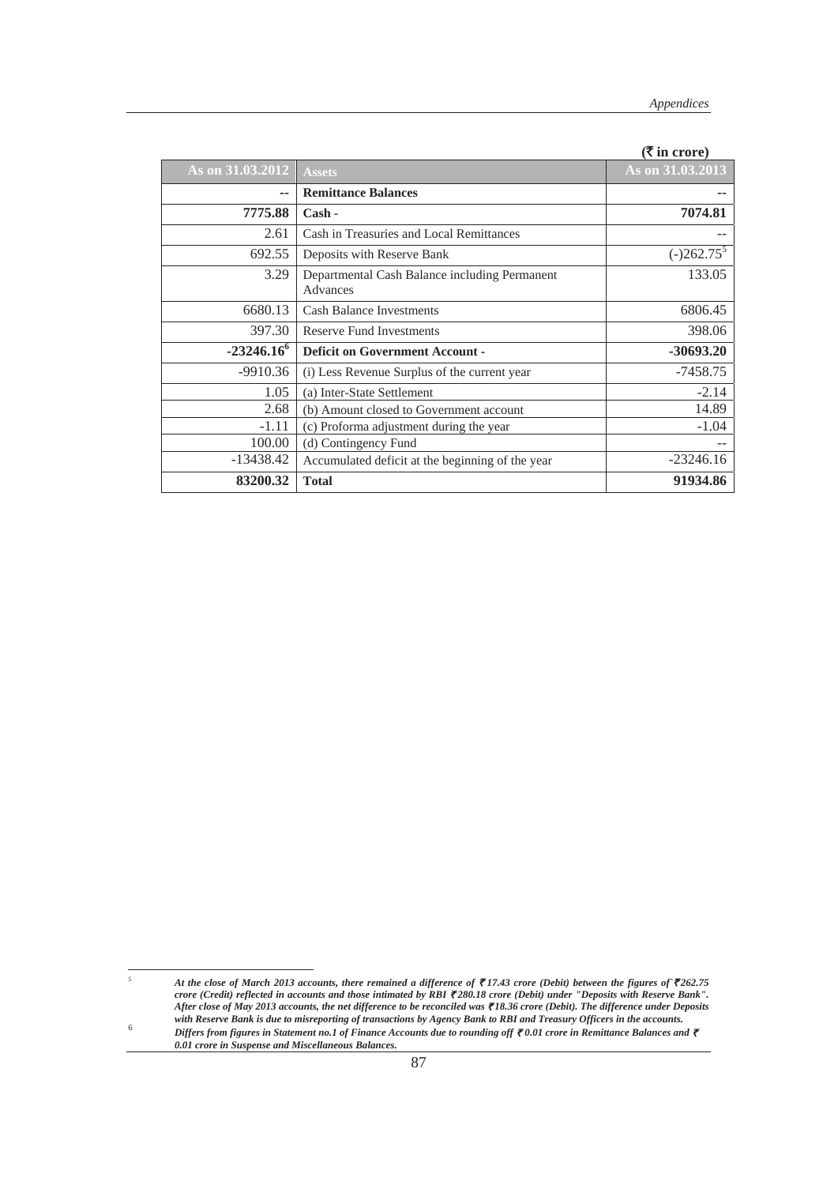(₹ in crore)

| As on 31.03.2012 | Assets | As on 31.03.2013 |
|---|---|---|
| -- | **Remittance Balances** | -- |
| **7775.88** | **Cash -** | **7074.81** |
| 2.61 | Cash in Treasuries and Local Remittances | -- |
| 692.55 | Deposits with Reserve Bank | (-)262.75[5] |
| 3.29 | Departmental Cash Balance including Permanent Advances | 133.05 |
| 6680.13 | Cash Balance Investments | 6806.45 |
| 397.30 | Reserve Fund Investments | 398.06 |
| **-23246.16**[6] | **Deficit on Government Account -** | **-30693.20** |
| -9910.36 | (i) Less Revenue Surplus of the current year | -7458.75 |
| 1.05 | (a) Inter-State Settlement | -2.14 |
| 2.68 | (b) Amount closed to Government account | 14.89 |
| -1.11 | (c) Proforma adjustment during the year | -1.04 |
| 100.00 | (d) Contingency Fund | -- |
| -13438.42 | Accumulated deficit at the beginning of the year | -23246.16 |
| **83200.32** | **Total** | **91934.86** |

[5] *At the close of March 2013 accounts, there remained a difference of ₹17.43 crore (Debit) between the figures of ₹262.75 crore (Credit) reflected in accounts and those intimated by RBI ₹280.18 crore (Debit) under "Deposits with Reserve Bank". After close of May 2013 accounts, the net difference to be reconciled was ₹18.36 crore (Debit). The difference under Deposits with Reserve Bank is due to misreporting of transactions by Agency Bank to RBI and Treasury Officers in the accounts.*

[6] *Differs from figures in Statement no.1 of Finance Accounts due to rounding off ₹0.01 crore in Remittance Balances and ₹ 0.01 crore in Suspense and Miscellaneous Balances.*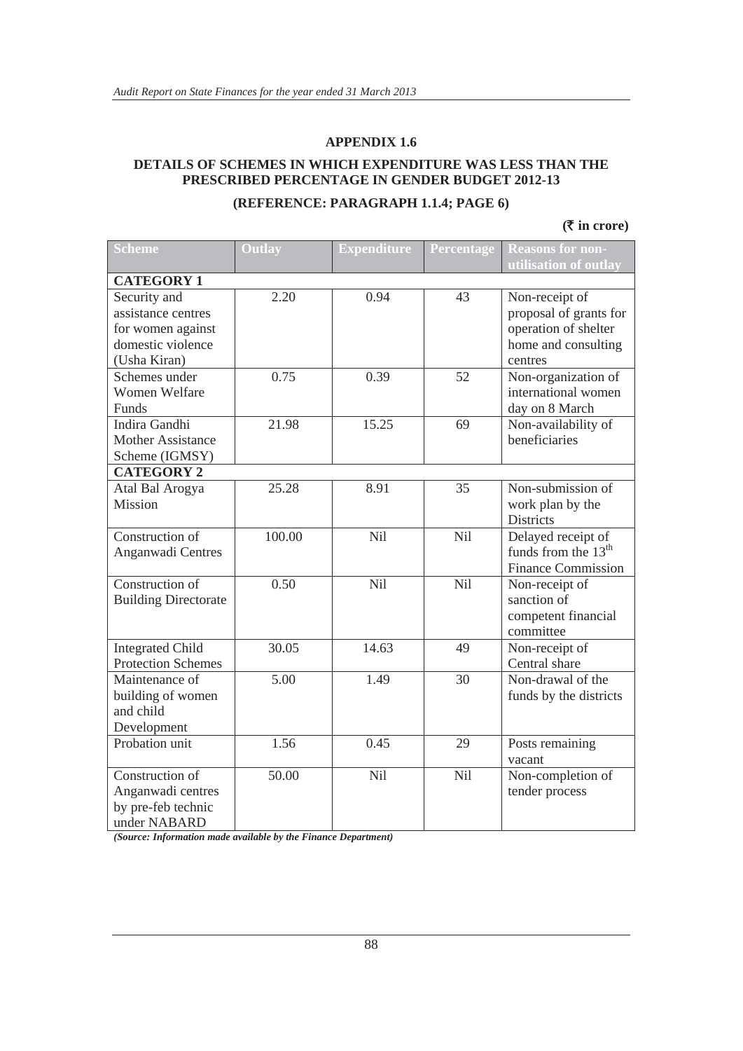## APPENDIX 1.6

### DETAILS OF SCHEMES IN WHICH EXPENDITURE WAS LESS THAN THE PRESCRIBED PERCENTAGE IN GENDER BUDGET 2012-13

### (REFERENCE: PARAGRAPH 1.1.4; PAGE 6)

**(₹ in crore)**

| Scheme | Outlay | Expenditure | Percentage | Reasons for non-utilisation of outlay |
|---|---|---|---|---|
| **CATEGORY 1** | | | | |
| Security and assistance centres for women against domestic violence (Usha Kiran) | 2.20 | 0.94 | 43 | Non-receipt of proposal of grants for operation of shelter home and consulting centres |
| Schemes under Women Welfare Funds | 0.75 | 0.39 | 52 | Non-organization of international women day on 8 March |
| Indira Gandhi Mother Assistance Scheme (IGMSY) | 21.98 | 15.25 | 69 | Non-availability of beneficiaries |
| **CATEGORY 2** | | | | |
| Atal Bal Arogya Mission | 25.28 | 8.91 | 35 | Non-submission of work plan by the Districts |
| Construction of Anganwadi Centres | 100.00 | Nil | Nil | Delayed receipt of funds from the 13th Finance Commission |
| Construction of Building Directorate | 0.50 | Nil | Nil | Non-receipt of sanction of competent financial committee |
| Integrated Child Protection Schemes | 30.05 | 14.63 | 49 | Non-receipt of Central share |
| Maintenance of building of women and child Development | 5.00 | 1.49 | 30 | Non-drawal of the funds by the districts |
| Probation unit | 1.56 | 0.45 | 29 | Posts remaining vacant |
| Construction of Anganwadi centres by pre-feb technic under NABARD | 50.00 | Nil | Nil | Non-completion of tender process |

*(Source: Information made available by the Finance Department)*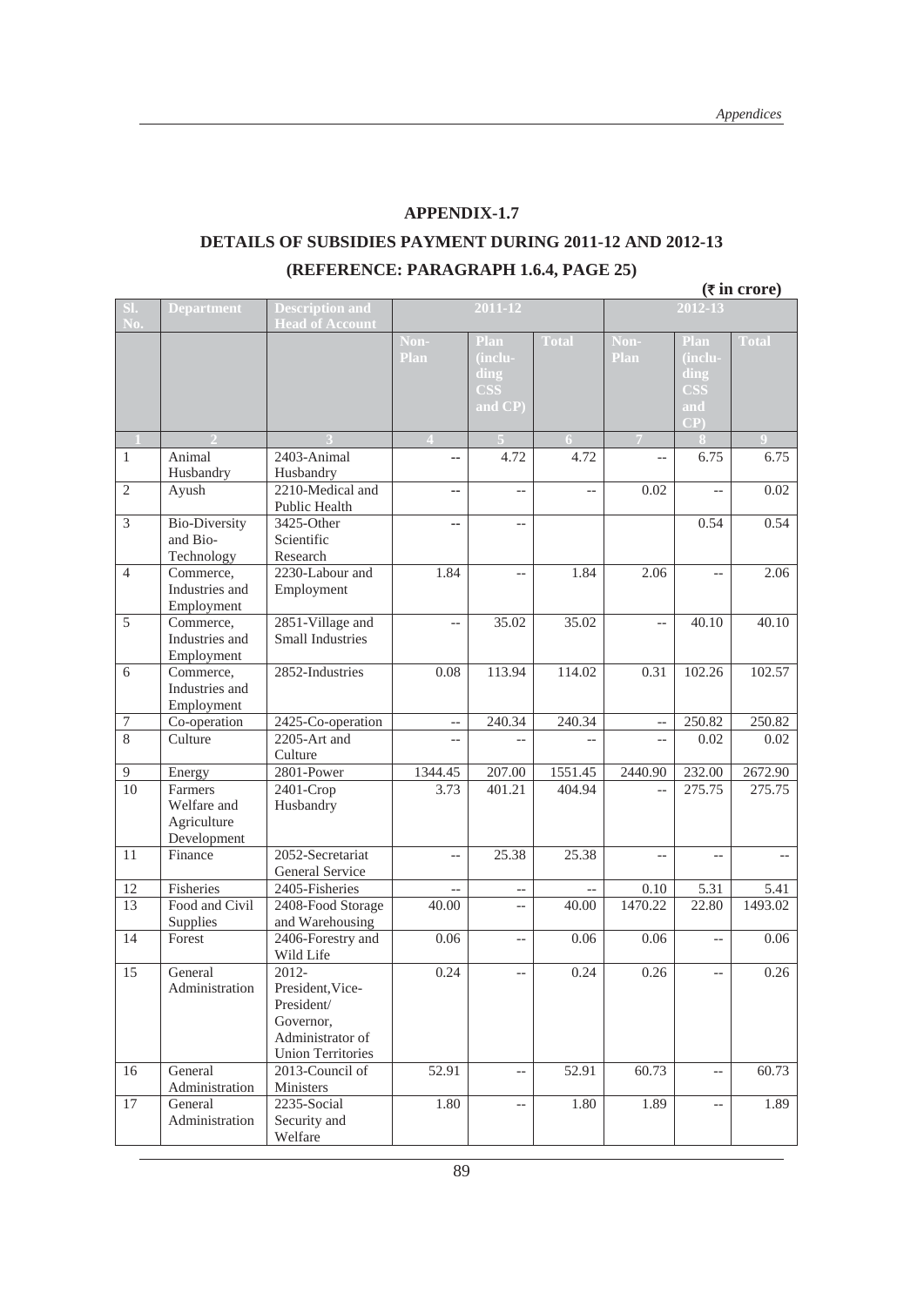# APPENDIX-1.7

## DETAILS OF SUBSIDIES PAYMENT DURING 2011-12 AND 2012-13

## (REFERENCE: PARAGRAPH 1.6.4, PAGE 25)

**(₹ in crore)**

| Sl. No. | Department | Description and Head of Account | 2011-12 | | | 2012-13 | | |
|---|---|---|---|---|---|---|---|---|
| | | | Non-Plan | Plan (including CSS and CP) | Total | Non-Plan | Plan (including CSS and CP) | Total |
| 1 | 2 | 3 | 4 | 5 | 6 | 7 | 8 | 9 |
| 1 | Animal Husbandry | 2403-Animal Husbandry | -- | 4.72 | 4.72 | -- | 6.75 | 6.75 |
| 2 | Ayush | 2210-Medical and Public Health | -- | -- | -- | 0.02 | -- | 0.02 |
| 3 | Bio-Diversity and Bio-Technology | 3425-Other Scientific Research | -- | -- | | | 0.54 | 0.54 |
| 4 | Commerce, Industries and Employment | 2230-Labour and Employment | 1.84 | -- | 1.84 | 2.06 | -- | 2.06 |
| 5 | Commerce, Industries and Employment | 2851-Village and Small Industries | -- | 35.02 | 35.02 | -- | 40.10 | 40.10 |
| 6 | Commerce, Industries and Employment | 2852-Industries | 0.08 | 113.94 | 114.02 | 0.31 | 102.26 | 102.57 |
| 7 | Co-operation | 2425-Co-operation | -- | 240.34 | 240.34 | -- | 250.82 | 250.82 |
| 8 | Culture | 2205-Art and Culture | -- | -- | -- | -- | 0.02 | 0.02 |
| 9 | Energy | 2801-Power | 1344.45 | 207.00 | 1551.45 | 2440.90 | 232.00 | 2672.90 |
| 10 | Farmers Welfare and Agriculture Development | 2401-Crop Husbandry | 3.73 | 401.21 | 404.94 | -- | 275.75 | 275.75 |
| 11 | Finance | 2052-Secretariat General Service | -- | 25.38 | 25.38 | -- | -- | -- |
| 12 | Fisheries | 2405-Fisheries | -- | -- | -- | 0.10 | 5.31 | 5.41 |
| 13 | Food and Civil Supplies | 2408-Food Storage and Warehousing | 40.00 | -- | 40.00 | 1470.22 | 22.80 | 1493.02 |
| 14 | Forest | 2406-Forestry and Wild Life | 0.06 | -- | 0.06 | 0.06 | -- | 0.06 |
| 15 | General Administration | 2012-President,Vice-President/ Governor, Administrator of Union Territories | 0.24 | -- | 0.24 | 0.26 | -- | 0.26 |
| 16 | General Administration | 2013-Council of Ministers | 52.91 | -- | 52.91 | 60.73 | -- | 60.73 |
| 17 | General Administration | 2235-Social Security and Welfare | 1.80 | -- | 1.80 | 1.89 | -- | 1.89 |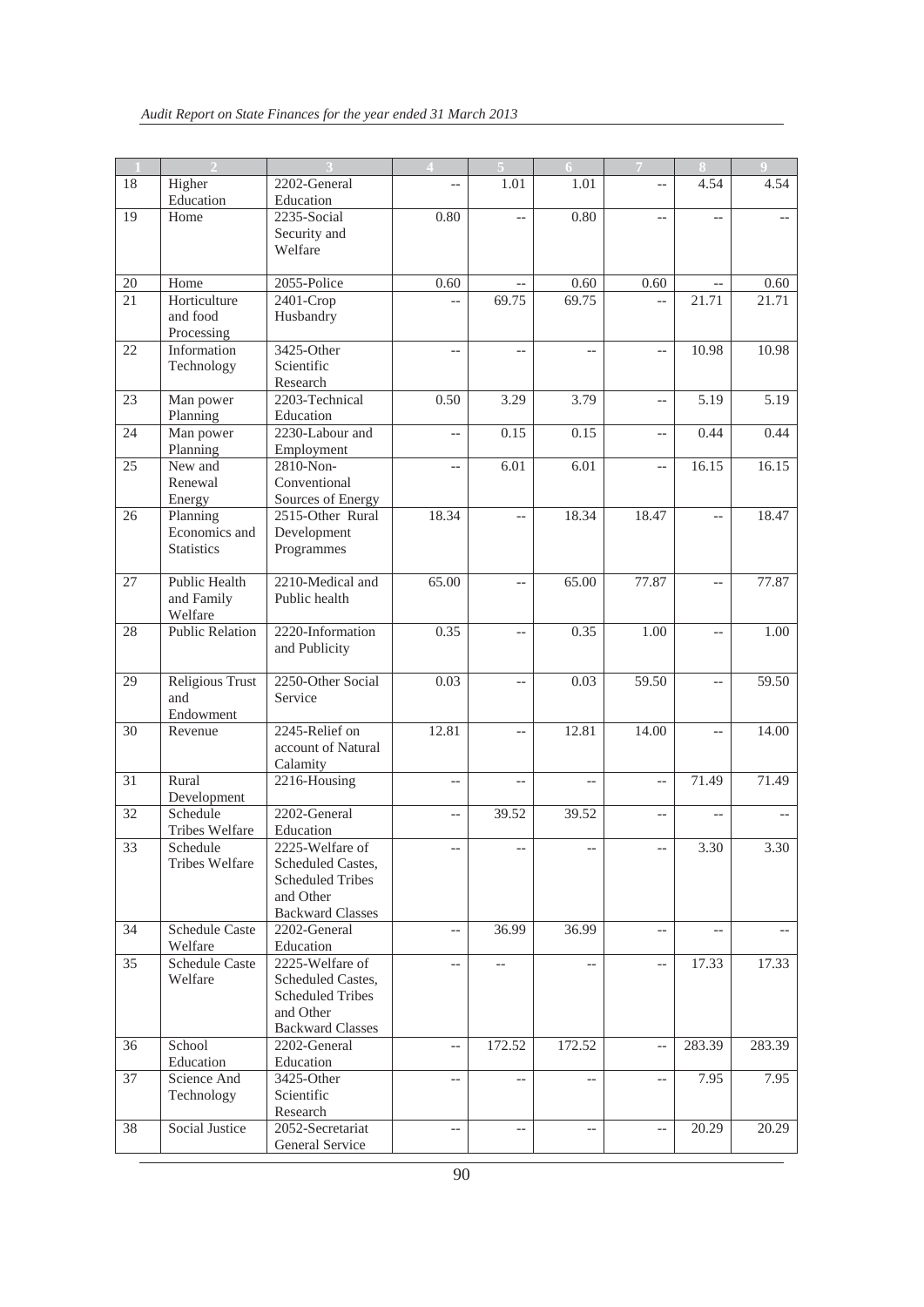| 1 | 2 | 3 | 4 | 5 | 6 | 7 | 8 | 9 |
|---|---|---|---|---|---|---|---|---|
| 18 | Higher Education | 2202-General Education | -- | 1.01 | 1.01 | -- | 4.54 | 4.54 |
| 19 | Home | 2235-Social Security and Welfare | 0.80 | -- | 0.80 | -- | -- | -- |
| 20 | Home | 2055-Police | 0.60 | -- | 0.60 | 0.60 | -- | 0.60 |
| 21 | Horticulture and food Processing | 2401-Crop Husbandry | -- | 69.75 | 69.75 | -- | 21.71 | 21.71 |
| 22 | Information Technology | 3425-Other Scientific Research | -- | -- | -- | -- | 10.98 | 10.98 |
| 23 | Man power Planning | 2203-Technical Education | 0.50 | 3.29 | 3.79 | -- | 5.19 | 5.19 |
| 24 | Man power Planning | 2230-Labour and Employment | -- | 0.15 | 0.15 | -- | 0.44 | 0.44 |
| 25 | New and Renewal Energy | 2810-Non-Conventional Sources of Energy | -- | 6.01 | 6.01 | -- | 16.15 | 16.15 |
| 26 | Planning Economics and Statistics | 2515-Other Rural Development Programmes | 18.34 | -- | 18.34 | 18.47 | -- | 18.47 |
| 27 | Public Health and Family Welfare | 2210-Medical and Public health | 65.00 | -- | 65.00 | 77.87 | -- | 77.87 |
| 28 | Public Relation | 2220-Information and Publicity | 0.35 | -- | 0.35 | 1.00 | -- | 1.00 |
| 29 | Religious Trust and Endowment | 2250-Other Social Service | 0.03 | -- | 0.03 | 59.50 | -- | 59.50 |
| 30 | Revenue | 2245-Relief on account of Natural Calamity | 12.81 | -- | 12.81 | 14.00 | -- | 14.00 |
| 31 | Rural Development | 2216-Housing | -- | -- | -- | -- | 71.49 | 71.49 |
| 32 | Schedule Tribes Welfare | 2202-General Education | -- | 39.52 | 39.52 | -- | -- | -- |
| 33 | Schedule Tribes Welfare | 2225-Welfare of Scheduled Castes, Scheduled Tribes and Other Backward Classes | -- | -- | -- | -- | 3.30 | 3.30 |
| 34 | Schedule Caste Welfare | 2202-General Education | -- | 36.99 | 36.99 | -- | -- | -- |
| 35 | Schedule Caste Welfare | 2225-Welfare of Scheduled Castes, Scheduled Tribes and Other Backward Classes | -- | -- | -- | -- | 17.33 | 17.33 |
| 36 | School Education | 2202-General Education | -- | 172.52 | 172.52 | -- | 283.39 | 283.39 |
| 37 | Science And Technology | 3425-Other Scientific Research | -- | -- | -- | -- | 7.95 | 7.95 |
| 38 | Social Justice | 2052-Secretariat General Service | -- | -- | -- | -- | 20.29 | 20.29 |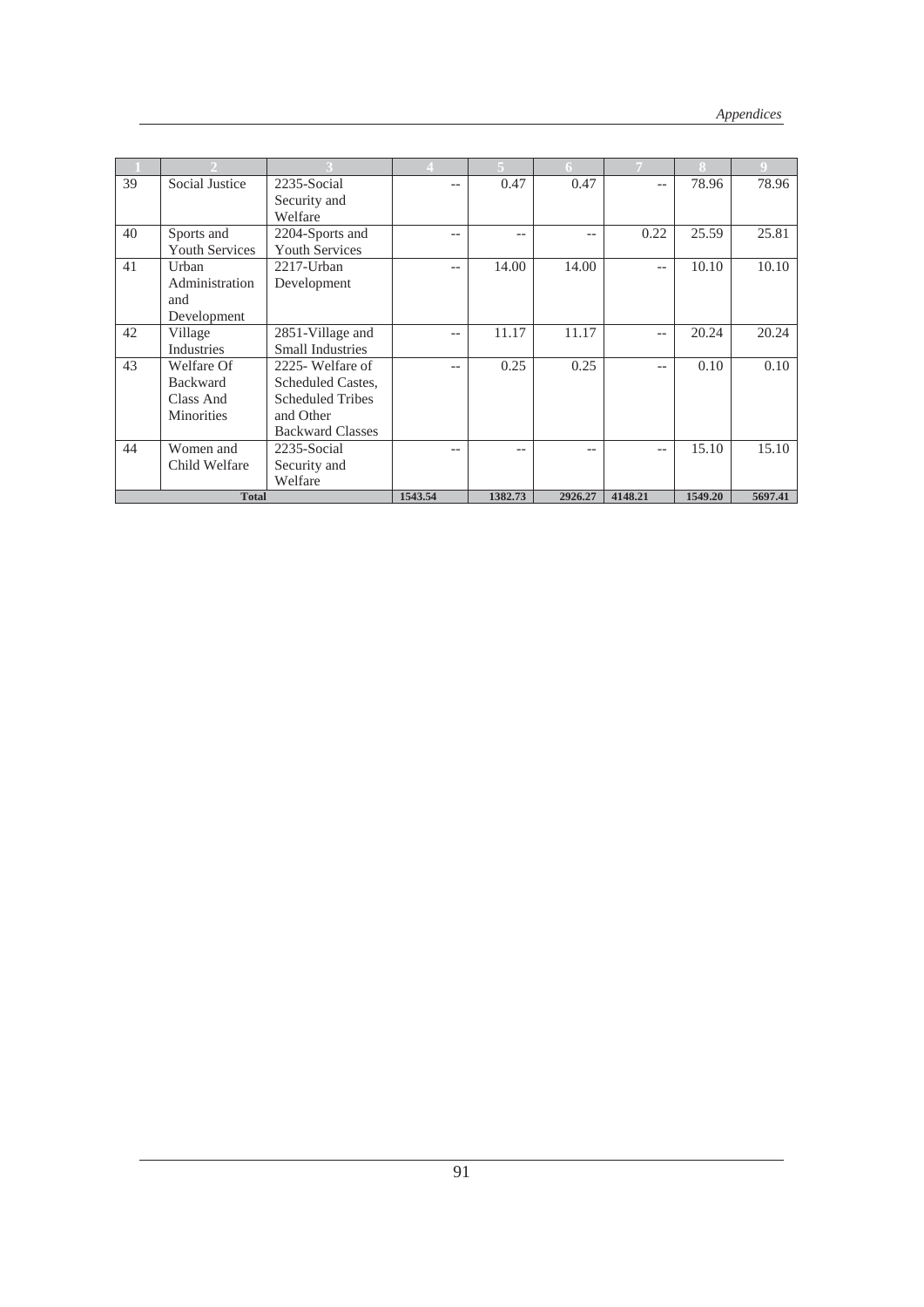| 1 | 2 | 3 | 4 | 5 | 6 | 7 | 8 | 9 |
|---|---|---|---|---|---|---|---|---|
| 39 | Social Justice | 2235-Social Security and Welfare | -- | 0.47 | 0.47 | -- | 78.96 | 78.96 |
| 40 | Sports and Youth Services | 2204-Sports and Youth Services | -- | -- | -- | 0.22 | 25.59 | 25.81 |
| 41 | Urban Administration and Development | 2217-Urban Development | -- | 14.00 | 14.00 | -- | 10.10 | 10.10 |
| 42 | Village Industries | 2851-Village and Small Industries | -- | 11.17 | 11.17 | -- | 20.24 | 20.24 |
| 43 | Welfare Of Backward Class And Minorities | 2225- Welfare of Scheduled Castes, Scheduled Tribes and Other Backward Classes | -- | 0.25 | 0.25 | -- | 0.10 | 0.10 |
| 44 | Women and Child Welfare | 2235-Social Security and Welfare | -- | -- | -- | -- | 15.10 | 15.10 |
| **Total** | | | **1543.54** | **1382.73** | **2926.27** | **4148.21** | **1549.20** | **5697.41** |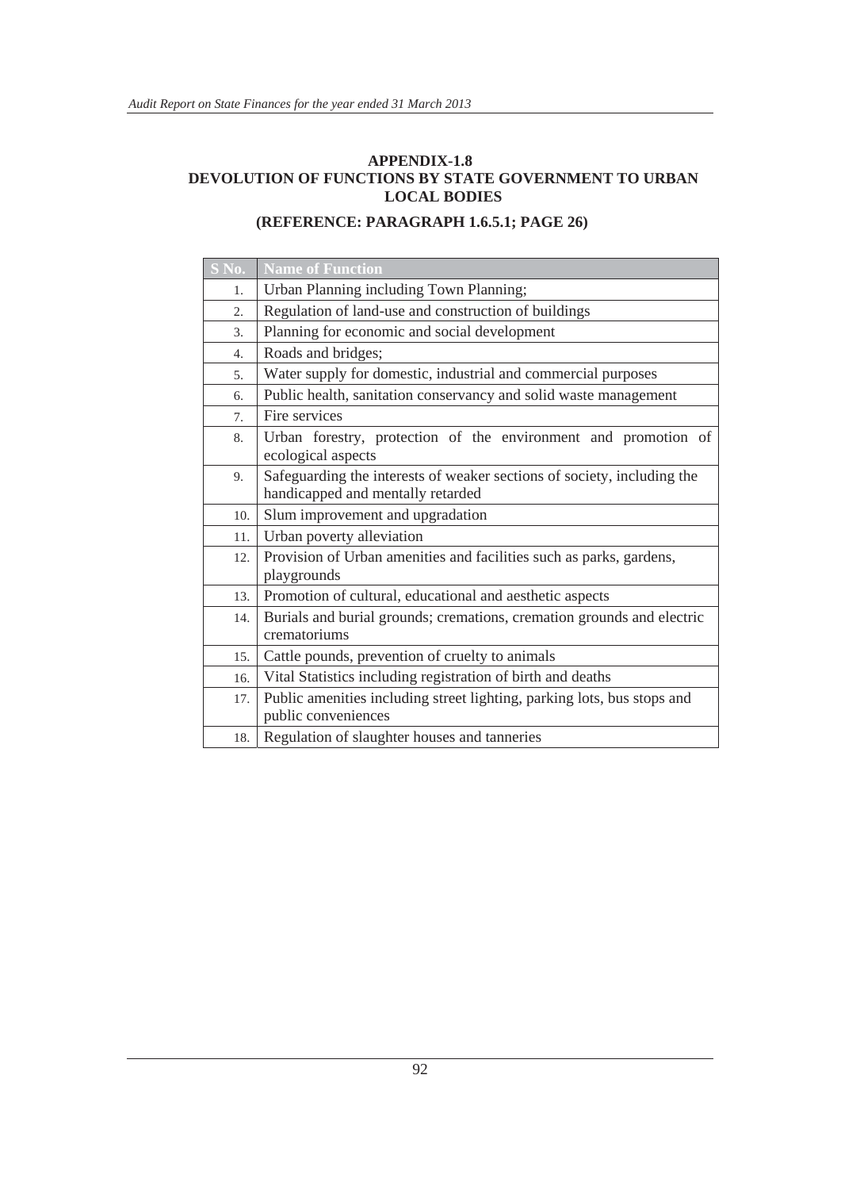## APPENDIX-1.8
## DEVOLUTION OF FUNCTIONS BY STATE GOVERNMENT TO URBAN LOCAL BODIES

**(REFERENCE: PARAGRAPH 1.6.5.1; PAGE 26)**

| S No. | Name of Function |
|---|---|
| 1. | Urban Planning including Town Planning; |
| 2. | Regulation of land-use and construction of buildings |
| 3. | Planning for economic and social development |
| 4. | Roads and bridges; |
| 5. | Water supply for domestic, industrial and commercial purposes |
| 6. | Public health, sanitation conservancy and solid waste management |
| 7. | Fire services |
| 8. | Urban forestry, protection of the environment and promotion of ecological aspects |
| 9. | Safeguarding the interests of weaker sections of society, including the handicapped and mentally retarded |
| 10. | Slum improvement and upgradation |
| 11. | Urban poverty alleviation |
| 12. | Provision of Urban amenities and facilities such as parks, gardens, playgrounds |
| 13. | Promotion of cultural, educational and aesthetic aspects |
| 14. | Burials and burial grounds; cremations, cremation grounds and electric crematoriums |
| 15. | Cattle pounds, prevention of cruelty to animals |
| 16. | Vital Statistics including registration of birth and deaths |
| 17. | Public amenities including street lighting, parking lots, bus stops and public conveniences |
| 18. | Regulation of slaughter houses and tanneries |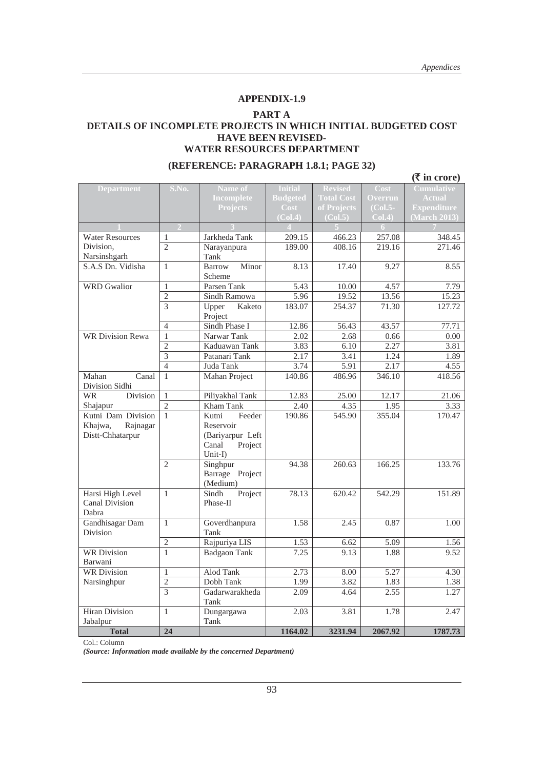## APPENDIX-1.9

### PART A

### DETAILS OF INCOMPLETE PROJECTS IN WHICH INITIAL BUDGETED COST HAVE BEEN REVISED- WATER RESOURCES DEPARTMENT

### (REFERENCE: PARAGRAPH 1.8.1; PAGE 32)

**(₹ in crore)**

| Department | S.No. | Name of Incomplete Projects | Initial Budgeted Cost (Col.4) | Revised Total Cost of Projects (Col.5) | Cost Overrun (Col.5-Col.4) | Cumulative Actual Expenditure (March 2013) |
|---|---|---|---|---|---|---|
| 1 | 2 | 3 | 4 | 5 | 6 | 7 |
| Water Resources Division, Narsinshgarh | 1 | Jarkheda Tank | 209.15 | 466.23 | 257.08 | 348.45 |
| | 2 | Narayanpura Tank | 189.00 | 408.16 | 219.16 | 271.46 |
| S.A.S Dn. Vidisha | 1 | Barrow Minor Scheme | 8.13 | 17.40 | 9.27 | 8.55 |
| WRD Gwalior | 1 | Parsen Tank | 5.43 | 10.00 | 4.57 | 7.79 |
| | 2 | Sindh Ramowa | 5.96 | 19.52 | 13.56 | 15.23 |
| | 3 | Upper Kaketo Project | 183.07 | 254.37 | 71.30 | 127.72 |
| | 4 | Sindh Phase I | 12.86 | 56.43 | 43.57 | 77.71 |
| WR Division Rewa | 1 | Narwar Tank | 2.02 | 2.68 | 0.66 | 0.00 |
| | 2 | Kaduawan Tank | 3.83 | 6.10 | 2.27 | 3.81 |
| | 3 | Patanari Tank | 2.17 | 3.41 | 1.24 | 1.89 |
| | 4 | Juda Tank | 3.74 | 5.91 | 2.17 | 4.55 |
| Mahan Canal Division Sidhi | 1 | Mahan Project | 140.86 | 486.96 | 346.10 | 418.56 |
| WR Division Shajapur | 1 | Piliyakhal Tank | 12.83 | 25.00 | 12.17 | 21.06 |
| | 2 | Kham Tank | 2.40 | 4.35 | 1.95 | 3.33 |
| Kutni Dam Division Khajwa, Rajnagar Distt-Chhatarpur | 1 | Kutni Feeder Reservoir (Bariyarpur Left Canal Project Unit-I) | 190.86 | 545.90 | 355.04 | 170.47 |
| | 2 | Singhpur Barrage Project (Medium) | 94.38 | 260.63 | 166.25 | 133.76 |
| Harsi High Level Canal Division Dabra | 1 | Sindh Project Phase-II | 78.13 | 620.42 | 542.29 | 151.89 |
| Gandhisagar Dam Division | 1 | Goverdhanpura Tank | 1.58 | 2.45 | 0.87 | 1.00 |
| | 2 | Rajpuriya LIS | 1.53 | 6.62 | 5.09 | 1.56 |
| WR Division Barwani | 1 | Badgaon Tank | 7.25 | 9.13 | 1.88 | 9.52 |
| WR Division Narsinghpur | 1 | Alod Tank | 2.73 | 8.00 | 5.27 | 4.30 |
| | 2 | Dobh Tank | 1.99 | 3.82 | 1.83 | 1.38 |
| | 3 | Gadarwarakheda Tank | 2.09 | 4.64 | 2.55 | 1.27 |
| Hiran Division Jabalpur | 1 | Dungargawa Tank | 2.03 | 3.81 | 1.78 | 2.47 |
| **Total** | **24** | | **1164.02** | **3231.94** | **2067.92** | **1787.73** |

Col.: Column

*(Source: Information made available by the concerned Department)*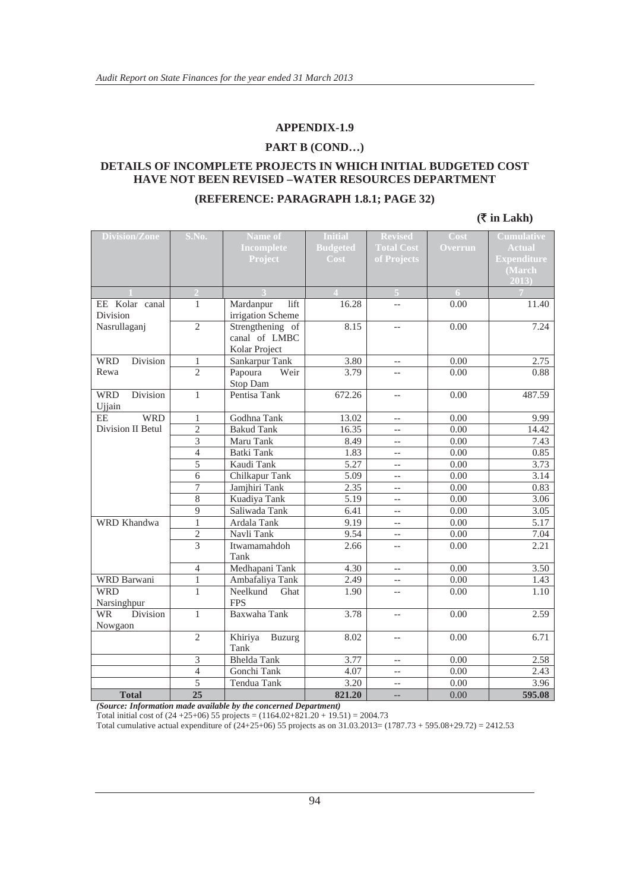## APPENDIX-1.9

### PART B (COND…)

### DETAILS OF INCOMPLETE PROJECTS IN WHICH INITIAL BUDGETED COST HAVE NOT BEEN REVISED –WATER RESOURCES DEPARTMENT

### (REFERENCE: PARAGRAPH 1.8.1; PAGE 32)

**(₹ in Lakh)**

| Division/Zone | S.No. | Name of Incomplete Project | Initial Budgeted Cost | Revised Total Cost of Projects | Cost Overrun | Cumulative Actual Expenditure (March 2013) |
|---|---|---|---|---|---|---|
| 1 | 2 | 3 | 4 | 5 | 6 | 7 |
| EE Kolar canal Division Nasrullaganj | 1 | Mardanpur lift irrigation Scheme | 16.28 | -- | 0.00 | 11.40 |
| | 2 | Strengthening of canal of LMBC Kolar Project | 8.15 | -- | 0.00 | 7.24 |
| WRD Division Rewa | 1 | Sankarpur Tank | 3.80 | -- | 0.00 | 2.75 |
| | 2 | Papoura Weir Stop Dam | 3.79 | -- | 0.00 | 0.88 |
| WRD Division Ujjain | 1 | Pentisa Tank | 672.26 | -- | 0.00 | 487.59 |
| EE WRD Division II Betul | 1 | Godhna Tank | 13.02 | -- | 0.00 | 9.99 |
| | 2 | Bakud Tank | 16.35 | -- | 0.00 | 14.42 |
| | 3 | Maru Tank | 8.49 | -- | 0.00 | 7.43 |
| | 4 | Batki Tank | 1.83 | -- | 0.00 | 0.85 |
| | 5 | Kaudi Tank | 5.27 | -- | 0.00 | 3.73 |
| | 6 | Chilkapur Tank | 5.09 | -- | 0.00 | 3.14 |
| | 7 | Jamjhiri Tank | 2.35 | -- | 0.00 | 0.83 |
| | 8 | Kuadiya Tank | 5.19 | -- | 0.00 | 3.06 |
| | 9 | Saliwada Tank | 6.41 | -- | 0.00 | 3.05 |
| WRD Khandwa | 1 | Ardala Tank | 9.19 | -- | 0.00 | 5.17 |
| | 2 | Navli Tank | 9.54 | -- | 0.00 | 7.04 |
| | 3 | Itwamamahdoh Tank | 2.66 | -- | 0.00 | 2.21 |
| | 4 | Medhapani Tank | 4.30 | -- | 0.00 | 3.50 |
| WRD Barwani | 1 | Ambafaliya Tank | 2.49 | -- | 0.00 | 1.43 |
| WRD Narsinghpur | 1 | Neelkund Ghat FPS | 1.90 | -- | 0.00 | 1.10 |
| WR Division Nowgaon | 1 | Baxwaha Tank | 3.78 | -- | 0.00 | 2.59 |
| | 2 | Khiriya Buzurg Tank | 8.02 | -- | 0.00 | 6.71 |
| | 3 | Bhelda Tank | 3.77 | -- | 0.00 | 2.58 |
| | 4 | Gonchi Tank | 4.07 | -- | 0.00 | 2.43 |
| | 5 | Tendua Tank | 3.20 | -- | 0.00 | 3.96 |
| **Total** | **25** | | **821.20** | **--** | 0.00 | **595.08** |

*(Source: Information made available by the concerned Department)*

Total initial cost of (24 +25+06) 55 projects = (1164.02+821.20 + 19.51) = 2004.73

Total cumulative actual expenditure of (24+25+06) 55 projects as on 31.03.2013= (1787.73 + 595.08+29.72) = 2412.53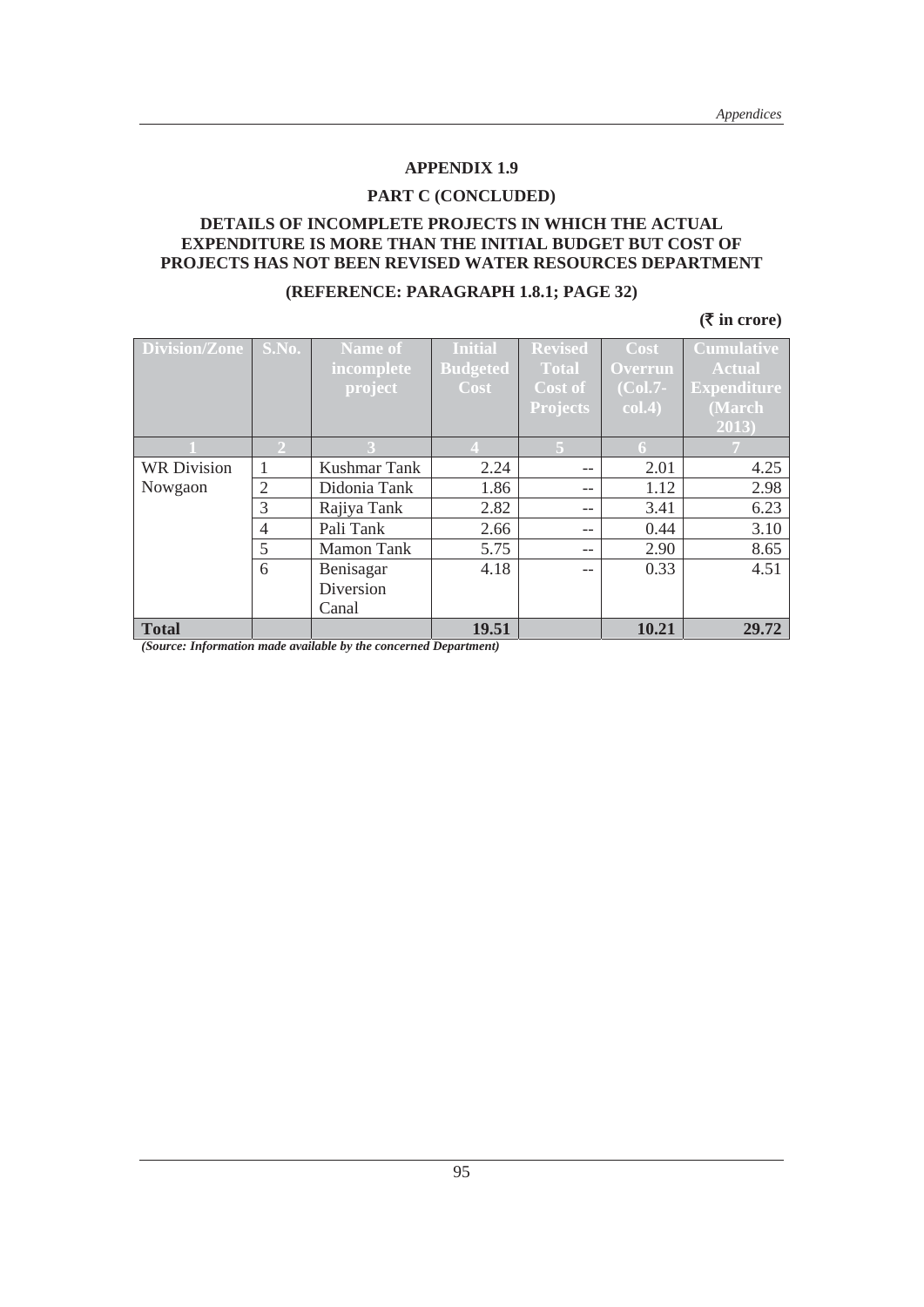## APPENDIX 1.9

### PART C (CONCLUDED)

### DETAILS OF INCOMPLETE PROJECTS IN WHICH THE ACTUAL EXPENDITURE IS MORE THAN THE INITIAL BUDGET BUT COST OF PROJECTS HAS NOT BEEN REVISED WATER RESOURCES DEPARTMENT

### (REFERENCE: PARAGRAPH 1.8.1; PAGE 32)

**(₹ in crore)**

| Division/Zone | S.No. | Name of incomplete project | Initial Budgeted Cost | Revised Total Cost of Projects | Cost Overrun (Col.7-col.4) | Cumulative Actual Expenditure (March 2013) |
|---|---|---|---|---|---|---|
| 1 | 2 | 3 | 4 | 5 | 6 | 7 |
| WR Division Nowgaon | 1 | Kushmar Tank | 2.24 | -- | 2.01 | 4.25 |
| | 2 | Didonia Tank | 1.86 | -- | 1.12 | 2.98 |
| | 3 | Rajiya Tank | 2.82 | -- | 3.41 | 6.23 |
| | 4 | Pali Tank | 2.66 | -- | 0.44 | 3.10 |
| | 5 | Mamon Tank | 5.75 | -- | 2.90 | 8.65 |
| | 6 | Benisagar Diversion Canal | 4.18 | -- | 0.33 | 4.51 |
| **Total** | | | **19.51** | | **10.21** | **29.72** |

*(Source: Information made available by the concerned Department)*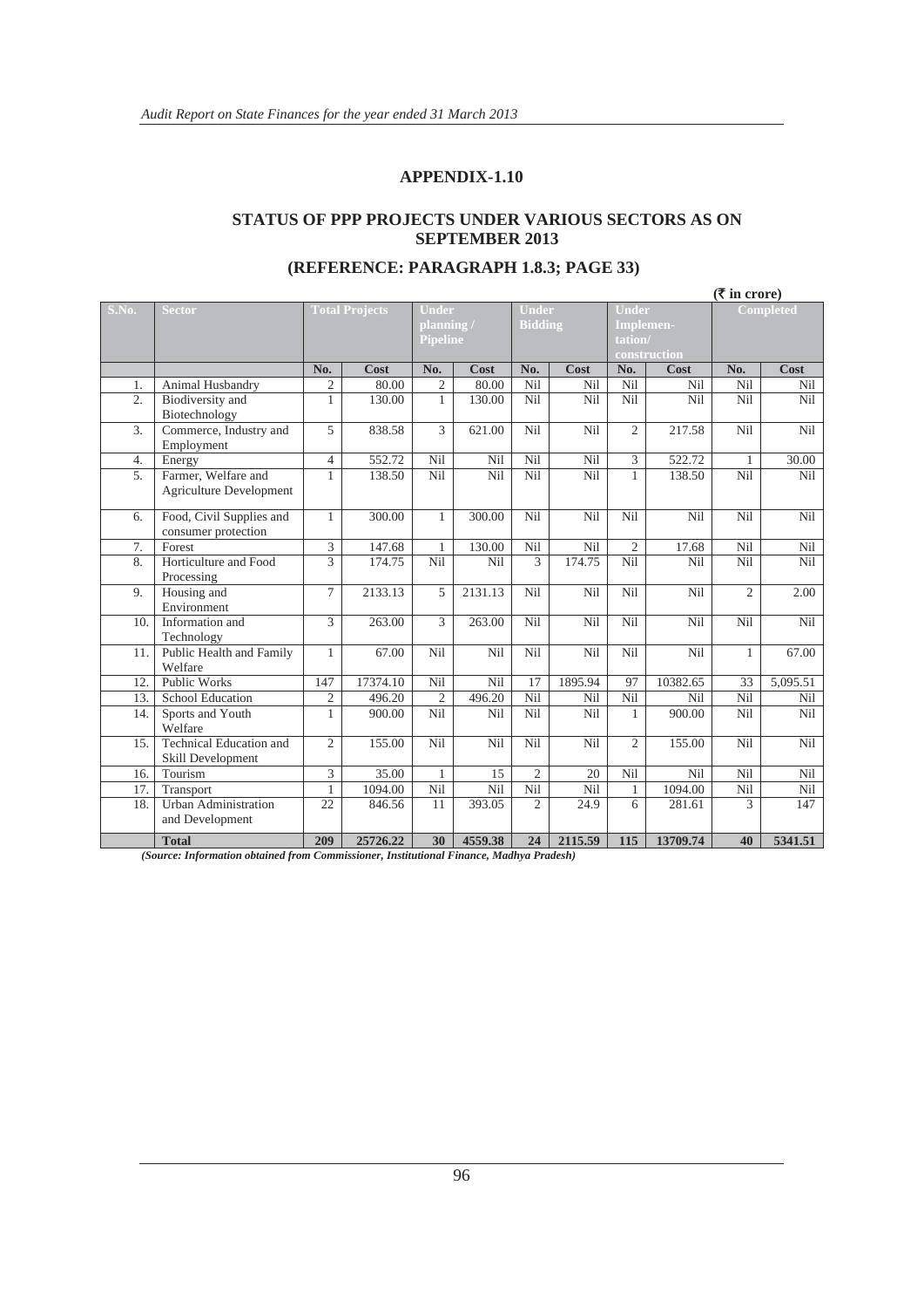# APPENDIX-1.10

## STATUS OF PPP PROJECTS UNDER VARIOUS SECTORS AS ON SEPTEMBER 2013

## (REFERENCE: PARAGRAPH 1.8.3; PAGE 33)

(₹ in crore)

| S.No. | Sector | Total Projects | | Under planning / Pipeline | | Under Bidding | | Under Implementation/ construction | | Completed | |
|---|---|---|---|---|---|---|---|---|---|---|---|
| | | No. | Cost | No. | Cost | No. | Cost | No. | Cost | No. | Cost |
| 1. | Animal Husbandry | 2 | 80.00 | 2 | 80.00 | Nil | Nil | Nil | Nil | Nil | Nil |
| 2. | Biodiversity and Biotechnology | 1 | 130.00 | 1 | 130.00 | Nil | Nil | Nil | Nil | Nil | Nil |
| 3. | Commerce, Industry and Employment | 5 | 838.58 | 3 | 621.00 | Nil | Nil | 2 | 217.58 | Nil | Nil |
| 4. | Energy | 4 | 552.72 | Nil | Nil | Nil | Nil | 3 | 522.72 | 1 | 30.00 |
| 5. | Farmer, Welfare and Agriculture Development | 1 | 138.50 | Nil | Nil | Nil | Nil | 1 | 138.50 | Nil | Nil |
| 6. | Food, Civil Supplies and consumer protection | 1 | 300.00 | 1 | 300.00 | Nil | Nil | Nil | Nil | Nil | Nil |
| 7. | Forest | 3 | 147.68 | 1 | 130.00 | Nil | Nil | 2 | 17.68 | Nil | Nil |
| 8. | Horticulture and Food Processing | 3 | 174.75 | Nil | Nil | 3 | 174.75 | Nil | Nil | Nil | Nil |
| 9. | Housing and Environment | 7 | 2133.13 | 5 | 2131.13 | Nil | Nil | Nil | Nil | 2 | 2.00 |
| 10. | Information and Technology | 3 | 263.00 | 3 | 263.00 | Nil | Nil | Nil | Nil | Nil | Nil |
| 11. | Public Health and Family Welfare | 1 | 67.00 | Nil | Nil | Nil | Nil | Nil | Nil | 1 | 67.00 |
| 12. | Public Works | 147 | 17374.10 | Nil | Nil | 17 | 1895.94 | 97 | 10382.65 | 33 | 5,095.51 |
| 13. | School Education | 2 | 496.20 | 2 | 496.20 | Nil | Nil | Nil | Nil | Nil | Nil |
| 14. | Sports and Youth Welfare | 1 | 900.00 | Nil | Nil | Nil | Nil | 1 | 900.00 | Nil | Nil |
| 15. | Technical Education and Skill Development | 2 | 155.00 | Nil | Nil | Nil | Nil | 2 | 155.00 | Nil | Nil |
| 16. | Tourism | 3 | 35.00 | 1 | 15 | 2 | 20 | Nil | Nil | Nil | Nil |
| 17. | Transport | 1 | 1094.00 | Nil | Nil | Nil | Nil | 1 | 1094.00 | Nil | Nil |
| 18. | Urban Administration and Development | 22 | 846.56 | 11 | 393.05 | 2 | 24.9 | 6 | 281.61 | 3 | 147 |
| | **Total** | **209** | **25726.22** | **30** | **4559.38** | **24** | **2115.59** | **115** | **13709.74** | **40** | **5341.51** |

*(Source: Information obtained from Commissioner, Institutional Finance, Madhya Pradesh)*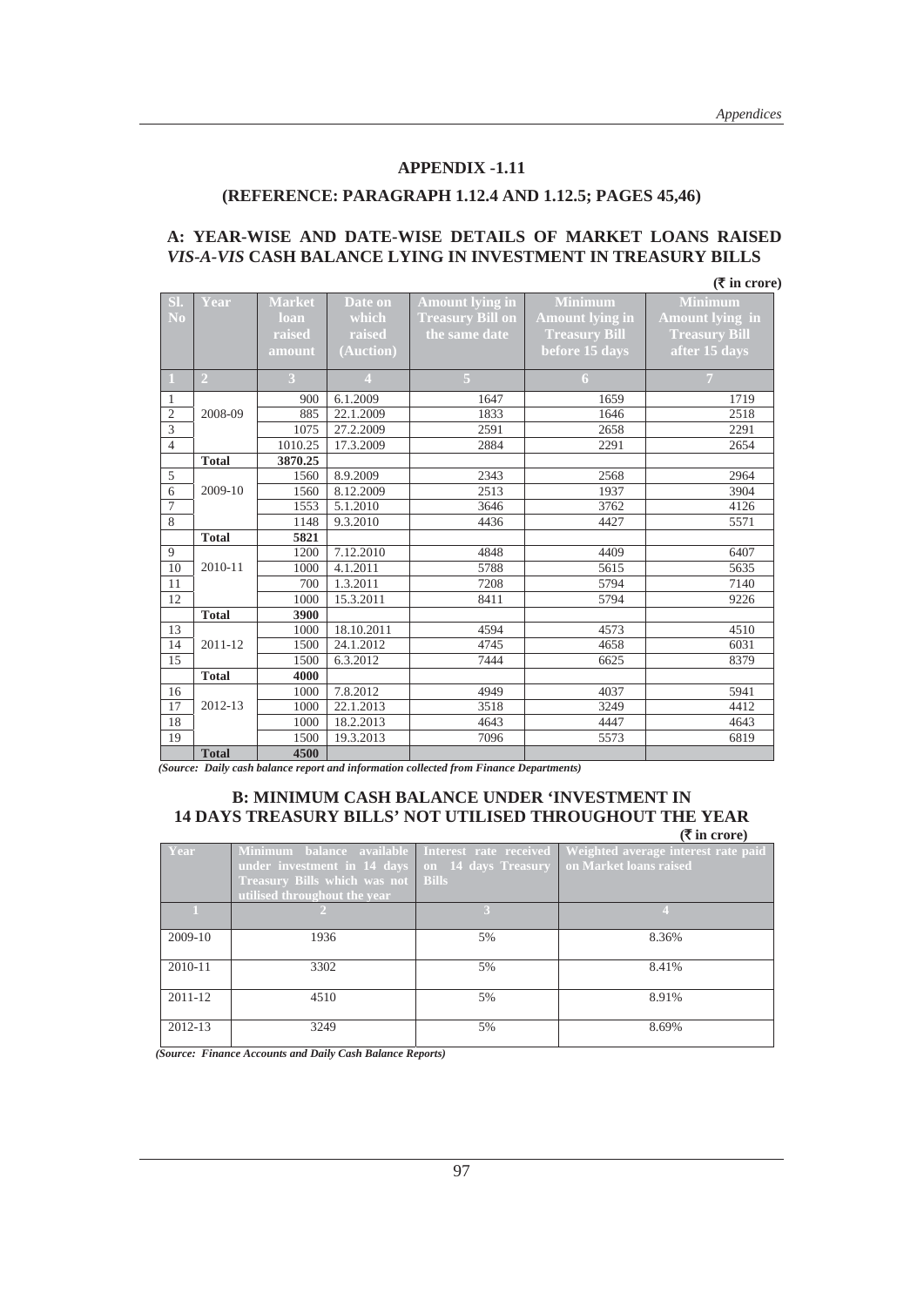## APPENDIX -1.11

### (REFERENCE: PARAGRAPH 1.12.4 AND 1.12.5; PAGES 45,46)

### A: YEAR-WISE AND DATE-WISE DETAILS OF MARKET LOANS RAISED *VIS-A-VIS* CASH BALANCE LYING IN INVESTMENT IN TREASURY BILLS

**(₹ in crore)**

| Sl. No | Year | Market loan raised amount | Date on which raised (Auction) | Amount lying in Treasury Bill on the same date | Minimum Amount lying in Treasury Bill before 15 days | Minimum Amount lying in Treasury Bill after 15 days |
|---|---|---|---|---|---|---|
| 1 | 2 | 3 | 4 | 5 | 6 | 7 |
| 1 | 2008-09 | 900 | 6.1.2009 | 1647 | 1659 | 1719 |
| 2 | | 885 | 22.1.2009 | 1833 | 1646 | 2518 |
| 3 | | 1075 | 27.2.2009 | 2591 | 2658 | 2291 |
| 4 | | 1010.25 | 17.3.2009 | 2884 | 2291 | 2654 |
| | **Total** | **3870.25** | | | | |
| 5 | 2009-10 | 1560 | 8.9.2009 | 2343 | 2568 | 2964 |
| 6 | | 1560 | 8.12.2009 | 2513 | 1937 | 3904 |
| 7 | | 1553 | 5.1.2010 | 3646 | 3762 | 4126 |
| 8 | | 1148 | 9.3.2010 | 4436 | 4427 | 5571 |
| | **Total** | **5821** | | | | |
| 9 | 2010-11 | 1200 | 7.12.2010 | 4848 | 4409 | 6407 |
| 10 | | 1000 | 4.1.2011 | 5788 | 5615 | 5635 |
| 11 | | 700 | 1.3.2011 | 7208 | 5794 | 7140 |
| 12 | | 1000 | 15.3.2011 | 8411 | 5794 | 9226 |
| | **Total** | **3900** | | | | |
| 13 | 2011-12 | 1000 | 18.10.2011 | 4594 | 4573 | 4510 |
| 14 | | 1500 | 24.1.2012 | 4745 | 4658 | 6031 |
| 15 | | 1500 | 6.3.2012 | 7444 | 6625 | 8379 |
| | **Total** | **4000** | | | | |
| 16 | 2012-13 | 1000 | 7.8.2012 | 4949 | 4037 | 5941 |
| 17 | | 1000 | 22.1.2013 | 3518 | 3249 | 4412 |
| 18 | | 1000 | 18.2.2013 | 4643 | 4447 | 4643 |
| 19 | | 1500 | 19.3.2013 | 7096 | 5573 | 6819 |
| | **Total** | **4500** | | | | |

*(Source: Daily cash balance report and information collected from Finance Departments)*

### B: MINIMUM CASH BALANCE UNDER 'INVESTMENT IN 14 DAYS TREASURY BILLS' NOT UTILISED THROUGHOUT THE YEAR

**(₹ in crore)**

| Year | Minimum balance available under investment in 14 days Treasury Bills which was not utilised throughout the year | Interest rate received on 14 days Treasury Bills | Weighted average interest rate paid on Market loans raised |
|---|---|---|---|
| 1 | 2 | 3 | 4 |
| 2009-10 | 1936 | 5% | 8.36% |
| 2010-11 | 3302 | 5% | 8.41% |
| 2011-12 | 4510 | 5% | 8.91% |
| 2012-13 | 3249 | 5% | 8.69% |

*(Source: Finance Accounts and Daily Cash Balance Reports)*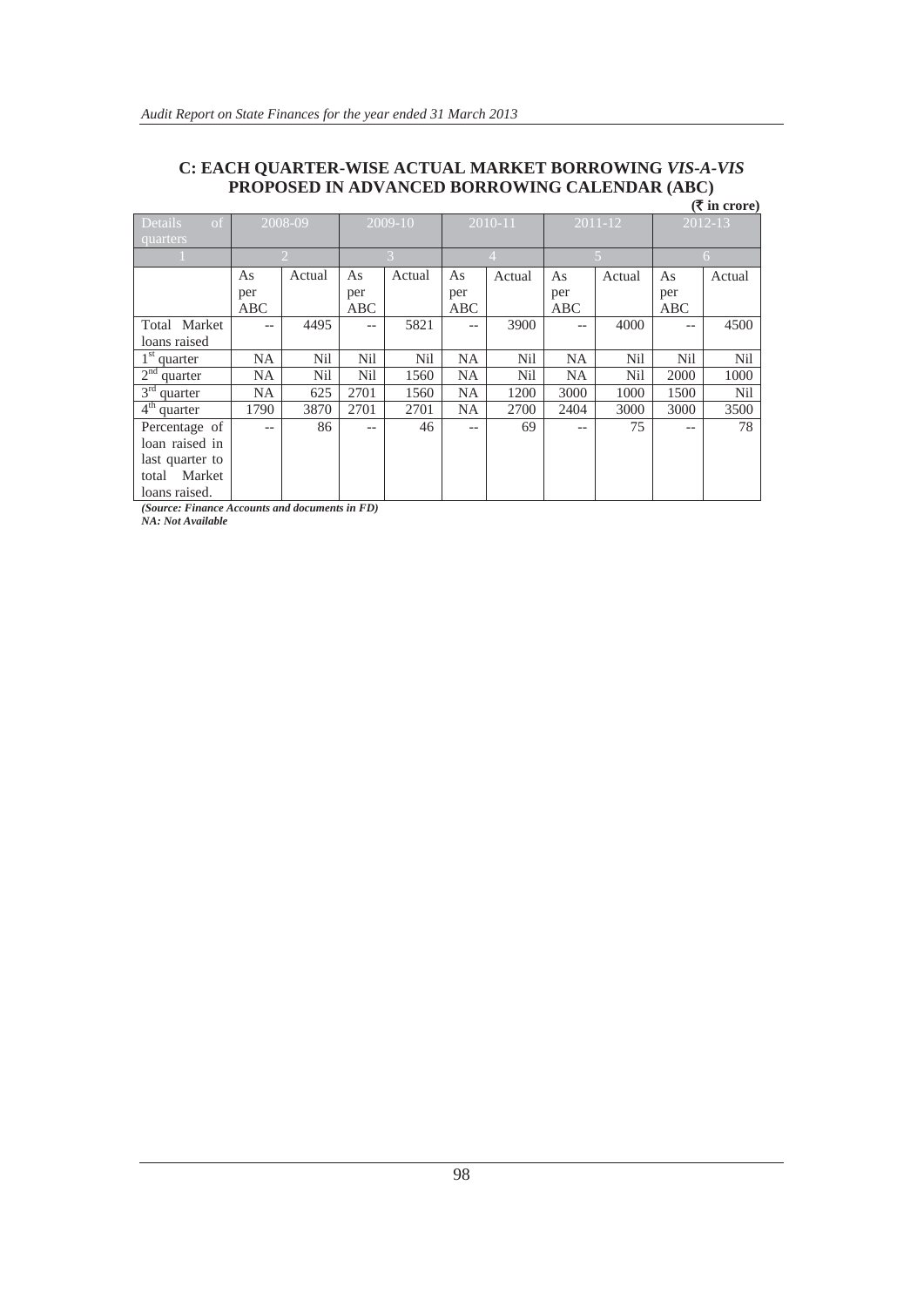## C: EACH QUARTER-WISE ACTUAL MARKET BORROWING *VIS-A-VIS* PROPOSED IN ADVANCED BORROWING CALENDAR (ABC)

**(₹ in crore)**

| Details of quarters | 2008-09 | | 2009-10 | | 2010-11 | | 2011-12 | | 2012-13 | |
|---|---|---|---|---|---|---|---|---|---|---|
| 1 | 2 | | 3 | | 4 | | 5 | | 6 | |
| | As per ABC | Actual | As per ABC | Actual | As per ABC | Actual | As per ABC | Actual | As per ABC | Actual |
| Total Market loans raised | -- | 4495 | -- | 5821 | -- | 3900 | -- | 4000 | -- | 4500 |
| 1st quarter | NA | Nil | Nil | Nil | NA | Nil | NA | Nil | Nil | Nil |
| 2nd quarter | NA | Nil | Nil | 1560 | NA | Nil | NA | Nil | 2000 | 1000 |
| 3rd quarter | NA | 625 | 2701 | 1560 | NA | 1200 | 3000 | 1000 | 1500 | Nil |
| 4th quarter | 1790 | 3870 | 2701 | 2701 | NA | 2700 | 2404 | 3000 | 3000 | 3500 |
| Percentage of loan raised in last quarter to total Market loans raised. | -- | 86 | -- | 46 | -- | 69 | -- | 75 | -- | 78 |

***(Source: Finance Accounts and documents in FD)***
***NA: Not Available***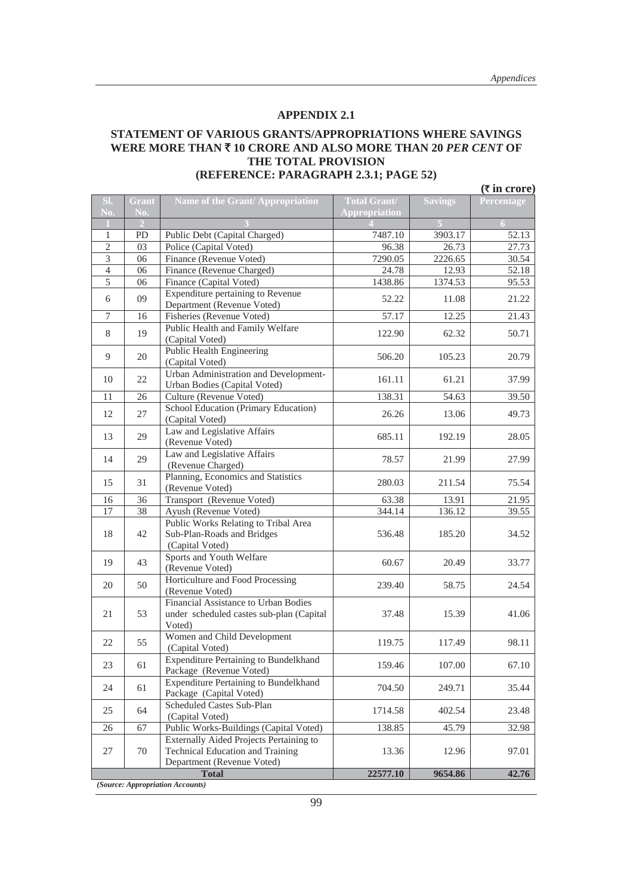# APPENDIX 2.1

## STATEMENT OF VARIOUS GRANTS/APPROPRIATIONS WHERE SAVINGS WERE MORE THAN ₹ 10 CRORE AND ALSO MORE THAN 20 *PER CENT* OF THE TOTAL PROVISION (REFERENCE: PARAGRAPH 2.3.1; PAGE 52)

**(₹ in crore)**

| Sl. No. | Grant No. | Name of the Grant/ Appropriation | Total Grant/ Appropriation | Savings | Percentage |
|---|---|---|---|---|---|
| 1 | 2 | 3 | 4 | 5 | 6 |
| 1 | PD | Public Debt (Capital Charged) | 7487.10 | 3903.17 | 52.13 |
| 2 | 03 | Police (Capital Voted) | 96.38 | 26.73 | 27.73 |
| 3 | 06 | Finance (Revenue Voted) | 7290.05 | 2226.65 | 30.54 |
| 4 | 06 | Finance (Revenue Charged) | 24.78 | 12.93 | 52.18 |
| 5 | 06 | Finance (Capital Voted) | 1438.86 | 1374.53 | 95.53 |
| 6 | 09 | Expenditure pertaining to Revenue Department (Revenue Voted) | 52.22 | 11.08 | 21.22 |
| 7 | 16 | Fisheries (Revenue Voted) | 57.17 | 12.25 | 21.43 |
| 8 | 19 | Public Health and Family Welfare (Capital Voted) | 122.90 | 62.32 | 50.71 |
| 9 | 20 | Public Health Engineering (Capital Voted) | 506.20 | 105.23 | 20.79 |
| 10 | 22 | Urban Administration and Development-Urban Bodies (Capital Voted) | 161.11 | 61.21 | 37.99 |
| 11 | 26 | Culture (Revenue Voted) | 138.31 | 54.63 | 39.50 |
| 12 | 27 | School Education (Primary Education) (Capital Voted) | 26.26 | 13.06 | 49.73 |
| 13 | 29 | Law and Legislative Affairs (Revenue Voted) | 685.11 | 192.19 | 28.05 |
| 14 | 29 | Law and Legislative Affairs (Revenue Charged) | 78.57 | 21.99 | 27.99 |
| 15 | 31 | Planning, Economics and Statistics (Revenue Voted) | 280.03 | 211.54 | 75.54 |
| 16 | 36 | Transport (Revenue Voted) | 63.38 | 13.91 | 21.95 |
| 17 | 38 | Ayush (Revenue Voted) | 344.14 | 136.12 | 39.55 |
| 18 | 42 | Public Works Relating to Tribal Area Sub-Plan-Roads and Bridges (Capital Voted) | 536.48 | 185.20 | 34.52 |
| 19 | 43 | Sports and Youth Welfare (Revenue Voted) | 60.67 | 20.49 | 33.77 |
| 20 | 50 | Horticulture and Food Processing (Revenue Voted) | 239.40 | 58.75 | 24.54 |
| 21 | 53 | Financial Assistance to Urban Bodies under scheduled castes sub-plan (Capital Voted) | 37.48 | 15.39 | 41.06 |
| 22 | 55 | Women and Child Development (Capital Voted) | 119.75 | 117.49 | 98.11 |
| 23 | 61 | Expenditure Pertaining to Bundelkhand Package (Revenue Voted) | 159.46 | 107.00 | 67.10 |
| 24 | 61 | Expenditure Pertaining to Bundelkhand Package (Capital Voted) | 704.50 | 249.71 | 35.44 |
| 25 | 64 | Scheduled Castes Sub-Plan (Capital Voted) | 1714.58 | 402.54 | 23.48 |
| 26 | 67 | Public Works-Buildings (Capital Voted) | 138.85 | 45.79 | 32.98 |
| 27 | 70 | Externally Aided Projects Pertaining to Technical Education and Training Department (Revenue Voted) | 13.36 | 12.96 | 97.01 |
| | | **Total** | **22577.10** | **9654.86** | **42.76** |

*(Source: Appropriation Accounts)*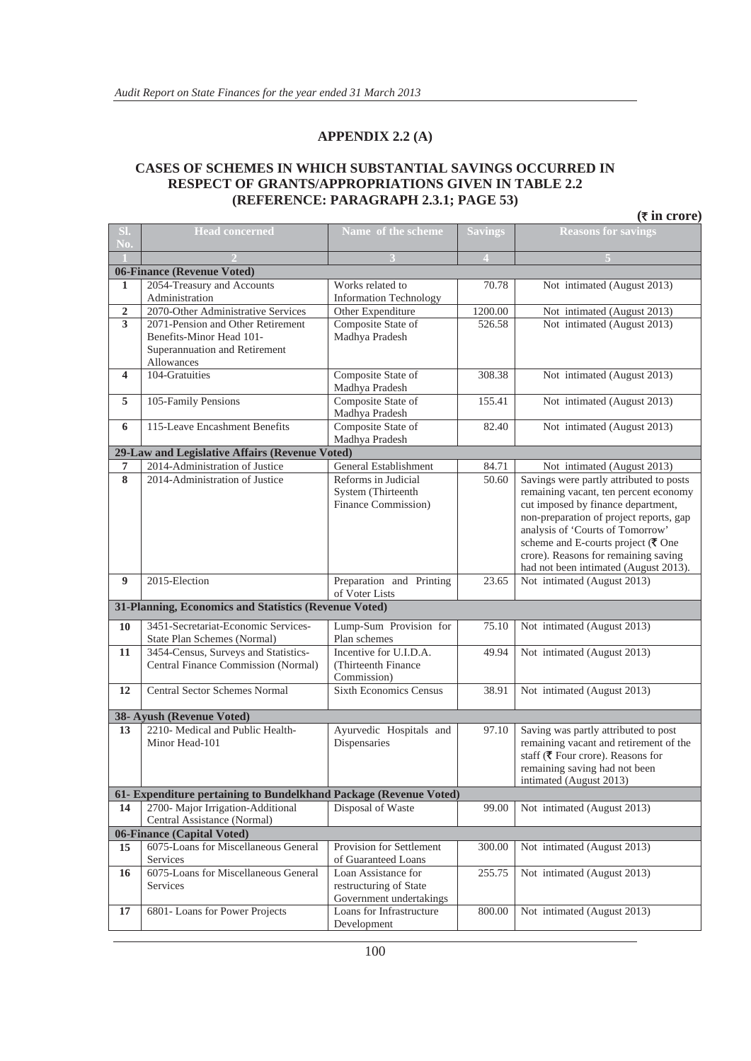## APPENDIX 2.2 (A)

### CASES OF SCHEMES IN WHICH SUBSTANTIAL SAVINGS OCCURRED IN RESPECT OF GRANTS/APPROPRIATIONS GIVEN IN TABLE 2.2 (REFERENCE: PARAGRAPH 2.3.1; PAGE 53)

**(₹ in crore)**

| Sl. No. | Head concerned | Name of the scheme | Savings | Reasons for savings |
|---|---|---|---|---|
| 1 | 2 | 3 | 4 | 5 |
| **06-Finance (Revenue Voted)** | | | | |
| 1 | 2054-Treasury and Accounts Administration | Works related to Information Technology | 70.78 | Not intimated (August 2013) |
| 2 | 2070-Other Administrative Services | Other Expenditure | 1200.00 | Not intimated (August 2013) |
| 3 | 2071-Pension and Other Retirement Benefits-Minor Head 101-Superannuation and Retirement Allowances | Composite State of Madhya Pradesh | 526.58 | Not intimated (August 2013) |
| 4 | 104-Gratuities | Composite State of Madhya Pradesh | 308.38 | Not intimated (August 2013) |
| 5 | 105-Family Pensions | Composite State of Madhya Pradesh | 155.41 | Not intimated (August 2013) |
| 6 | 115-Leave Encashment Benefits | Composite State of Madhya Pradesh | 82.40 | Not intimated (August 2013) |
| **29-Law and Legislative Affairs (Revenue Voted)** | | | | |
| 7 | 2014-Administration of Justice | General Establishment | 84.71 | Not intimated (August 2013) |
| 8 | 2014-Administration of Justice | Reforms in Judicial System (Thirteenth Finance Commission) | 50.60 | Savings were partly attributed to posts remaining vacant, ten percent economy cut imposed by finance department, non-preparation of project reports, gap analysis of 'Courts of Tomorrow' scheme and E-courts project (₹ One crore). Reasons for remaining saving had not been intimated (August 2013). |
| 9 | 2015-Election | Preparation and Printing of Voter Lists | 23.65 | Not intimated (August 2013) |
| **31-Planning, Economics and Statistics (Revenue Voted)** | | | | |
| 10 | 3451-Secretariat-Economic Services-State Plan Schemes (Normal) | Lump-Sum Provision for Plan schemes | 75.10 | Not intimated (August 2013) |
| 11 | 3454-Census, Surveys and Statistics-Central Finance Commission (Normal) | Incentive for U.I.D.A. (Thirteenth Finance Commission) | 49.94 | Not intimated (August 2013) |
| 12 | Central Sector Schemes Normal | Sixth Economics Census | 38.91 | Not intimated (August 2013) |
| **38- Ayush (Revenue Voted)** | | | | |
| 13 | 2210- Medical and Public Health-Minor Head-101 | Ayurvedic Hospitals and Dispensaries | 97.10 | Saving was partly attributed to post remaining vacant and retirement of the staff (₹ Four crore). Reasons for remaining saving had not been intimated (August 2013) |
| **61- Expenditure pertaining to Bundelkhand Package (Revenue Voted)** | | | | |
| 14 | 2700- Major Irrigation-Additional Central Assistance (Normal) | Disposal of Waste | 99.00 | Not intimated (August 2013) |
| **06-Finance (Capital Voted)** | | | | |
| 15 | 6075-Loans for Miscellaneous General Services | Provision for Settlement of Guaranteed Loans | 300.00 | Not intimated (August 2013) |
| 16 | 6075-Loans for Miscellaneous General Services | Loan Assistance for restructuring of State Government undertakings | 255.75 | Not intimated (August 2013) |
| 17 | 6801- Loans for Power Projects | Loans for Infrastructure Development | 800.00 | Not intimated (August 2013) |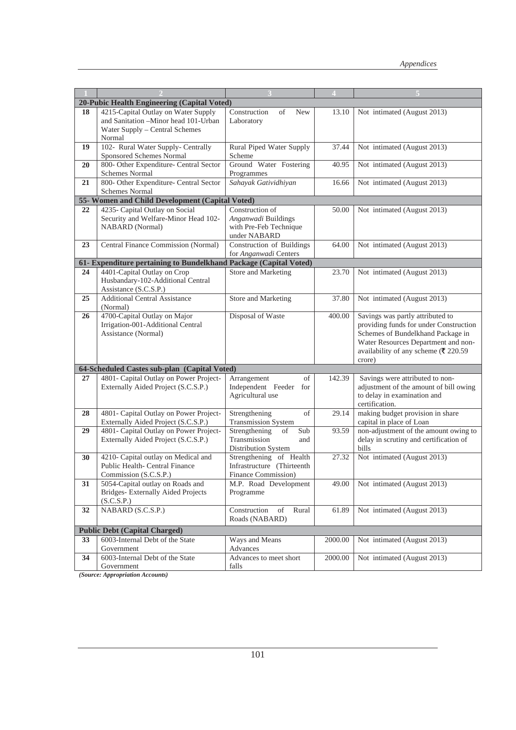| 1 | 2 | 3 | 4 | 5 |
|---|---|---|---|---|
| **20-Pubic Health Engineering (Capital Voted)** | | | | |
| **18** | 4215-Capital Outlay on Water Supply and Sanitation –Minor head 101-Urban Water Supply – Central Schemes Normal | Construction of New Laboratory | 13.10 | Not intimated (August 2013) |
| **19** | 102- Rural Water Supply- Centrally Sponsored Schemes Normal | Rural Piped Water Supply Scheme | 37.44 | Not intimated (August 2013) |
| **20** | 800- Other Expenditure- Central Sector Schemes Normal | Ground Water Fostering Programmes | 40.95 | Not intimated (August 2013) |
| **21** | 800- Other Expenditure- Central Sector Schemes Normal | *Sahayak Gatividhiyan* | 16.66 | Not intimated (August 2013) |
| **55- Women and Child Development (Capital Voted)** | | | | |
| **22** | 4235- Capital Outlay on Social Security and Welfare-Minor Head 102-NABARD (Normal) | Construction of *Anganwadi* Buildings with Pre-Feb Technique under NABARD | 50.00 | Not intimated (August 2013) |
| **23** | Central Finance Commission (Normal) | Construction of Buildings for *Anganwadi* Centers | 64.00 | Not intimated (August 2013) |
| **61- Expenditure pertaining to Bundelkhand Package (Capital Voted)** | | | | |
| **24** | 4401-Capital Outlay on Crop Husbandary-102-Additional Central Assistance (S.C.S.P.) | Store and Marketing | 23.70 | Not intimated (August 2013) |
| **25** | Additional Central Assistance (Normal) | Store and Marketing | 37.80 | Not intimated (August 2013) |
| **26** | 4700-Capital Outlay on Major Irrigation-001-Additional Central Assistance (Normal) | Disposal of Waste | 400.00 | Savings was partly attributed to providing funds for under Construction Schemes of Bundelkhand Package in Water Resources Department and non-availability of any scheme (₹ 220.59 crore) |
| **64-Scheduled Castes sub-plan (Capital Voted)** | | | | |
| **27** | 4801- Capital Outlay on Power Project-Externally Aided Project (S.C.S.P.) | Arrangement of Independent Feeder for Agricultural use | 142.39 | Savings were attributed to non-adjustment of the amount of bill owing to delay in examination and certification. |
| **28** | 4801- Capital Outlay on Power Project-Externally Aided Project (S.C.S.P.) | Strengthening of Transmission System | 29.14 | making budget provision in share capital in place of Loan |
| **29** | 4801- Capital Outlay on Power Project-Externally Aided Project (S.C.S.P.) | Strengthening of Sub Transmission and Distribution System | 93.59 | non-adjustment of the amount owing to delay in scrutiny and certification of bills |
| **30** | 4210- Capital outlay on Medical and Public Health- Central Finance Commission (S.C.S.P.) | Strengthening of Health Infrastructure (Thirteenth Finance Commission) | 27.32 | Not intimated (August 2013) |
| **31** | 5054-Capital outlay on Roads and Bridges- Externally Aided Projects (S.C.S.P.) | M.P. Road Development Programme | 49.00 | Not intimated (August 2013) |
| **32** | NABARD (S.C.S.P.) | Construction of Rural Roads (NABARD) | 61.89 | Not intimated (August 2013) |
| **Public Debt (Capital Charged)** | | | | |
| **33** | 6003-Internal Debt of the State Government | Ways and Means Advances | 2000.00 | Not intimated (August 2013) |
| **34** | 6003-Internal Debt of the State Government | Advances to meet short falls | 2000.00 | Not intimated (August 2013) |

***(Source: Appropriation Accounts)***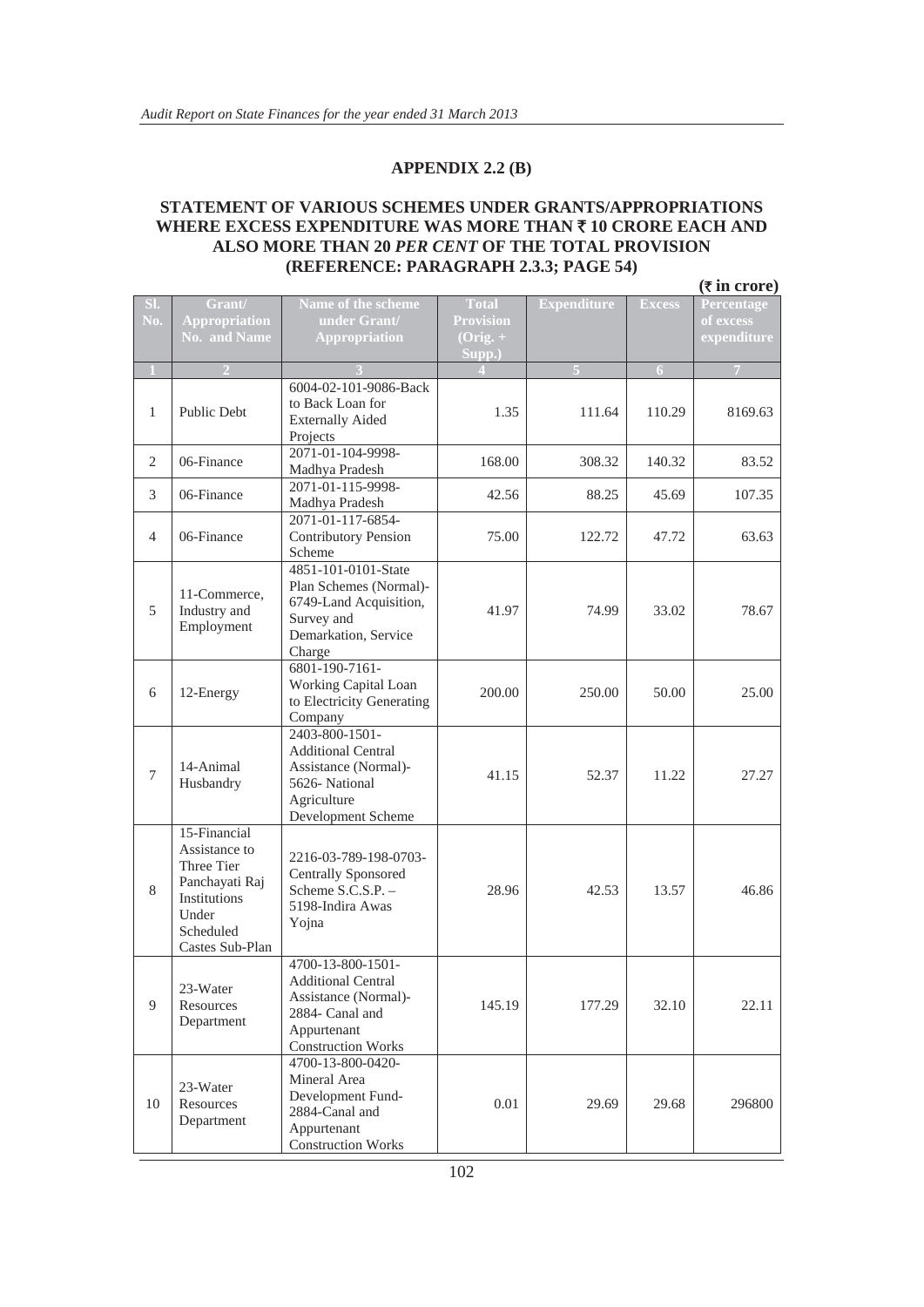## APPENDIX 2.2 (B)

### STATEMENT OF VARIOUS SCHEMES UNDER GRANTS/APPROPRIATIONS WHERE EXCESS EXPENDITURE WAS MORE THAN ₹ 10 CRORE EACH AND ALSO MORE THAN 20 *PER CENT* OF THE TOTAL PROVISION (REFERENCE: PARAGRAPH 2.3.3; PAGE 54)

**(₹ in crore)**

| Sl. No. | Grant/ Appropriation No. and Name | Name of the scheme under Grant/ Appropriation | Total Provision (Orig. + Supp.) | Expenditure | Excess | Percentage of excess expenditure |
|---|---|---|---|---|---|---|
| 1 | 2 | 3 | 4 | 5 | 6 | 7 |
| 1 | Public Debt | 6004-02-101-9086-Back to Back Loan for Externally Aided Projects | 1.35 | 111.64 | 110.29 | 8169.63 |
| 2 | 06-Finance | 2071-01-104-9998-Madhya Pradesh | 168.00 | 308.32 | 140.32 | 83.52 |
| 3 | 06-Finance | 2071-01-115-9998-Madhya Pradesh | 42.56 | 88.25 | 45.69 | 107.35 |
| 4 | 06-Finance | 2071-01-117-6854-Contributory Pension Scheme | 75.00 | 122.72 | 47.72 | 63.63 |
| 5 | 11-Commerce, Industry and Employment | 4851-101-0101-State Plan Schemes (Normal)-6749-Land Acquisition, Survey and Demarkation, Service Charge | 41.97 | 74.99 | 33.02 | 78.67 |
| 6 | 12-Energy | 6801-190-7161-Working Capital Loan to Electricity Generating Company | 200.00 | 250.00 | 50.00 | 25.00 |
| 7 | 14-Animal Husbandry | 2403-800-1501-Additional Central Assistance (Normal)-5626- National Agriculture Development Scheme | 41.15 | 52.37 | 11.22 | 27.27 |
| 8 | 15-Financial Assistance to Three Tier Panchayati Raj Institutions Under Scheduled Castes Sub-Plan | 2216-03-789-198-0703-Centrally Sponsored Scheme S.C.S.P. – 5198-Indira Awas Yojna | 28.96 | 42.53 | 13.57 | 46.86 |
| 9 | 23-Water Resources Department | 4700-13-800-1501-Additional Central Assistance (Normal)-2884- Canal and Appurtenant Construction Works | 145.19 | 177.29 | 32.10 | 22.11 |
| 10 | 23-Water Resources Department | 4700-13-800-0420-Mineral Area Development Fund-2884-Canal and Appurtenant Construction Works | 0.01 | 29.69 | 29.68 | 296800 |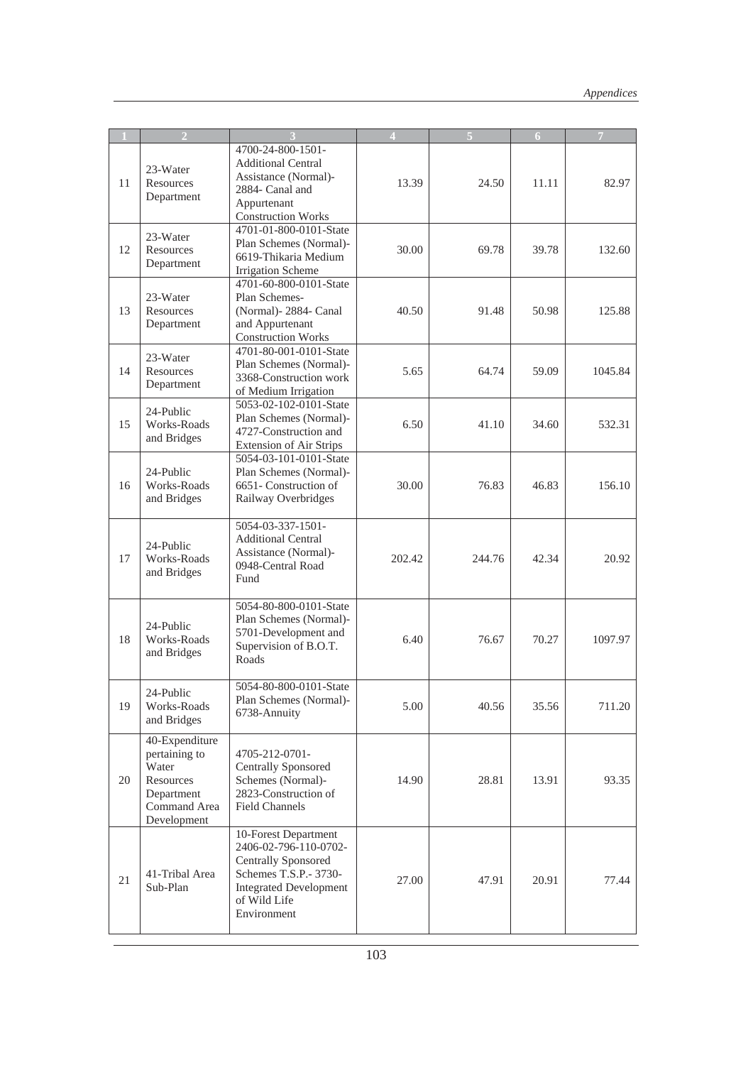| 1 | 2 | 3 | 4 | 5 | 6 | 7 |
|---|---|---|---|---|---|---|
| 11 | 23-Water Resources Department | 4700-24-800-1501-Additional Central Assistance (Normal)-2884- Canal and Appurtenant Construction Works | 13.39 | 24.50 | 11.11 | 82.97 |
| 12 | 23-Water Resources Department | 4701-01-800-0101-State Plan Schemes (Normal)-6619-Thikaria Medium Irrigation Scheme | 30.00 | 69.78 | 39.78 | 132.60 |
| 13 | 23-Water Resources Department | 4701-60-800-0101-State Plan Schemes-(Normal)- 2884- Canal and Appurtenant Construction Works | 40.50 | 91.48 | 50.98 | 125.88 |
| 14 | 23-Water Resources Department | 4701-80-001-0101-State Plan Schemes (Normal)-3368-Construction work of Medium Irrigation | 5.65 | 64.74 | 59.09 | 1045.84 |
| 15 | 24-Public Works-Roads and Bridges | 5053-02-102-0101-State Plan Schemes (Normal)-4727-Construction and Extension of Air Strips | 6.50 | 41.10 | 34.60 | 532.31 |
| 16 | 24-Public Works-Roads and Bridges | 5054-03-101-0101-State Plan Schemes (Normal)-6651- Construction of Railway Overbridges | 30.00 | 76.83 | 46.83 | 156.10 |
| 17 | 24-Public Works-Roads and Bridges | 5054-03-337-1501-Additional Central Assistance (Normal)-0948-Central Road Fund | 202.42 | 244.76 | 42.34 | 20.92 |
| 18 | 24-Public Works-Roads and Bridges | 5054-80-800-0101-State Plan Schemes (Normal)-5701-Development and Supervision of B.O.T. Roads | 6.40 | 76.67 | 70.27 | 1097.97 |
| 19 | 24-Public Works-Roads and Bridges | 5054-80-800-0101-State Plan Schemes (Normal)-6738-Annuity | 5.00 | 40.56 | 35.56 | 711.20 |
| 20 | 40-Expenditure pertaining to Water Resources Department Command Area Development | 4705-212-0701-Centrally Sponsored Schemes (Normal)-2823-Construction of Field Channels | 14.90 | 28.81 | 13.91 | 93.35 |
| 21 | 41-Tribal Area Sub-Plan | 10-Forest Department 2406-02-796-110-0702-Centrally Sponsored Schemes T.S.P.- 3730-Integrated Development of Wild Life Environment | 27.00 | 47.91 | 20.91 | 77.44 |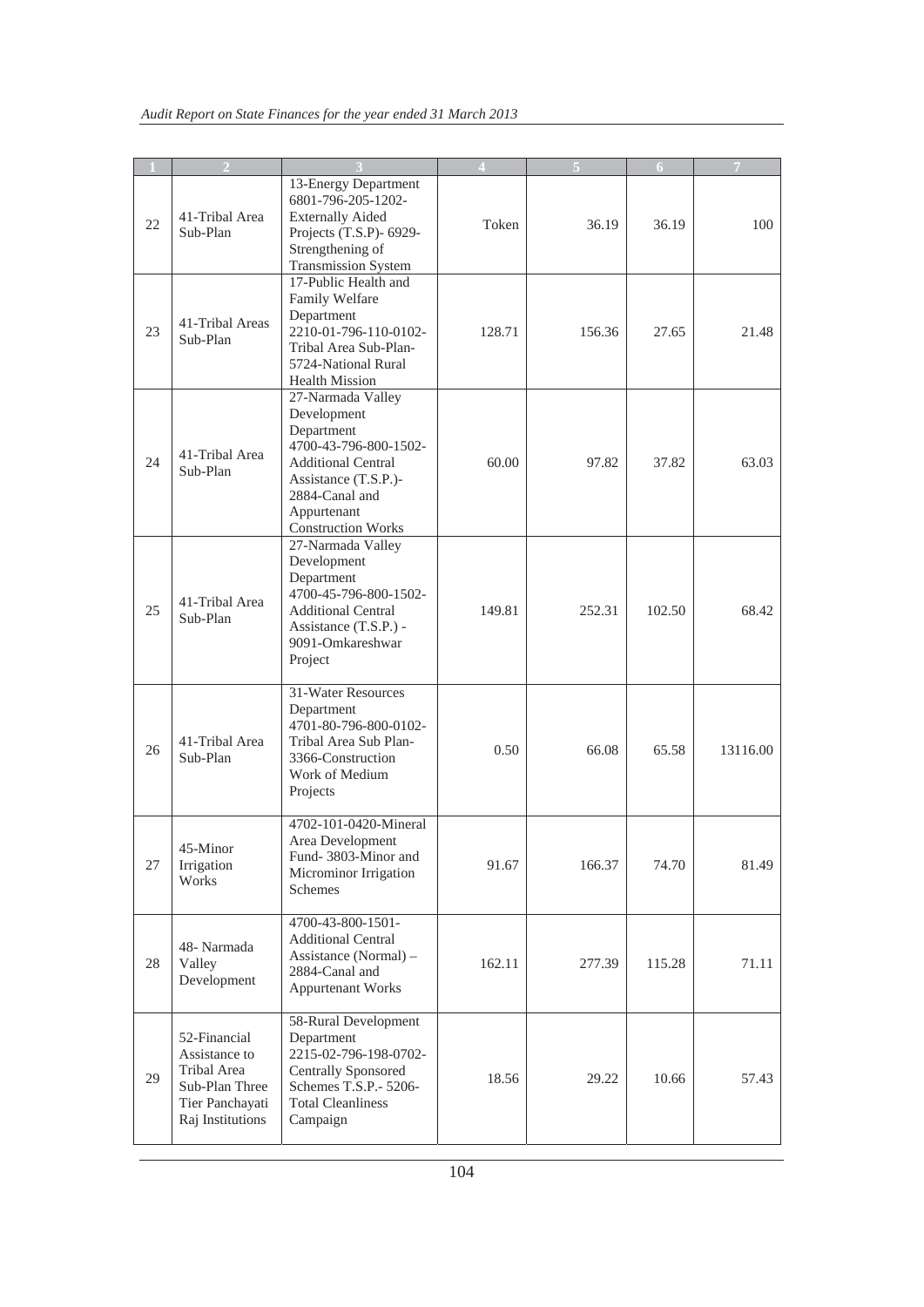| 1 | 2 | 3 | 4 | 5 | 6 | 7 |
|---|---|---|---|---|---|---|
| 22 | 41-Tribal Area Sub-Plan | 13-Energy Department 6801-796-205-1202-Externally Aided Projects (T.S.P)- 6929-Strengthening of Transmission System | Token | 36.19 | 36.19 | 100 |
| 23 | 41-Tribal Areas Sub-Plan | 17-Public Health and Family Welfare Department 2210-01-796-110-0102-Tribal Area Sub-Plan-5724-National Rural Health Mission | 128.71 | 156.36 | 27.65 | 21.48 |
| 24 | 41-Tribal Area Sub-Plan | 27-Narmada Valley Development Department 4700-43-796-800-1502-Additional Central Assistance (T.S.P.)-2884-Canal and Appurtenant Construction Works | 60.00 | 97.82 | 37.82 | 63.03 |
| 25 | 41-Tribal Area Sub-Plan | 27-Narmada Valley Development Department 4700-45-796-800-1502-Additional Central Assistance (T.S.P.) - 9091-Omkareshwar Project | 149.81 | 252.31 | 102.50 | 68.42 |
| 26 | 41-Tribal Area Sub-Plan | 31-Water Resources Department 4701-80-796-800-0102-Tribal Area Sub Plan-3366-Construction Work of Medium Projects | 0.50 | 66.08 | 65.58 | 13116.00 |
| 27 | 45-Minor Irrigation Works | 4702-101-0420-Mineral Area Development Fund- 3803-Minor and Microminor Irrigation Schemes | 91.67 | 166.37 | 74.70 | 81.49 |
| 28 | 48- Narmada Valley Development | 4700-43-800-1501-Additional Central Assistance (Normal) – 2884-Canal and Appurtenant Works | 162.11 | 277.39 | 115.28 | 71.11 |
| 29 | 52-Financial Assistance to Tribal Area Sub-Plan Three Tier Panchayati Raj Institutions | 58-Rural Development Department 2215-02-796-198-0702-Centrally Sponsored Schemes T.S.P.- 5206-Total Cleanliness Campaign | 18.56 | 29.22 | 10.66 | 57.43 |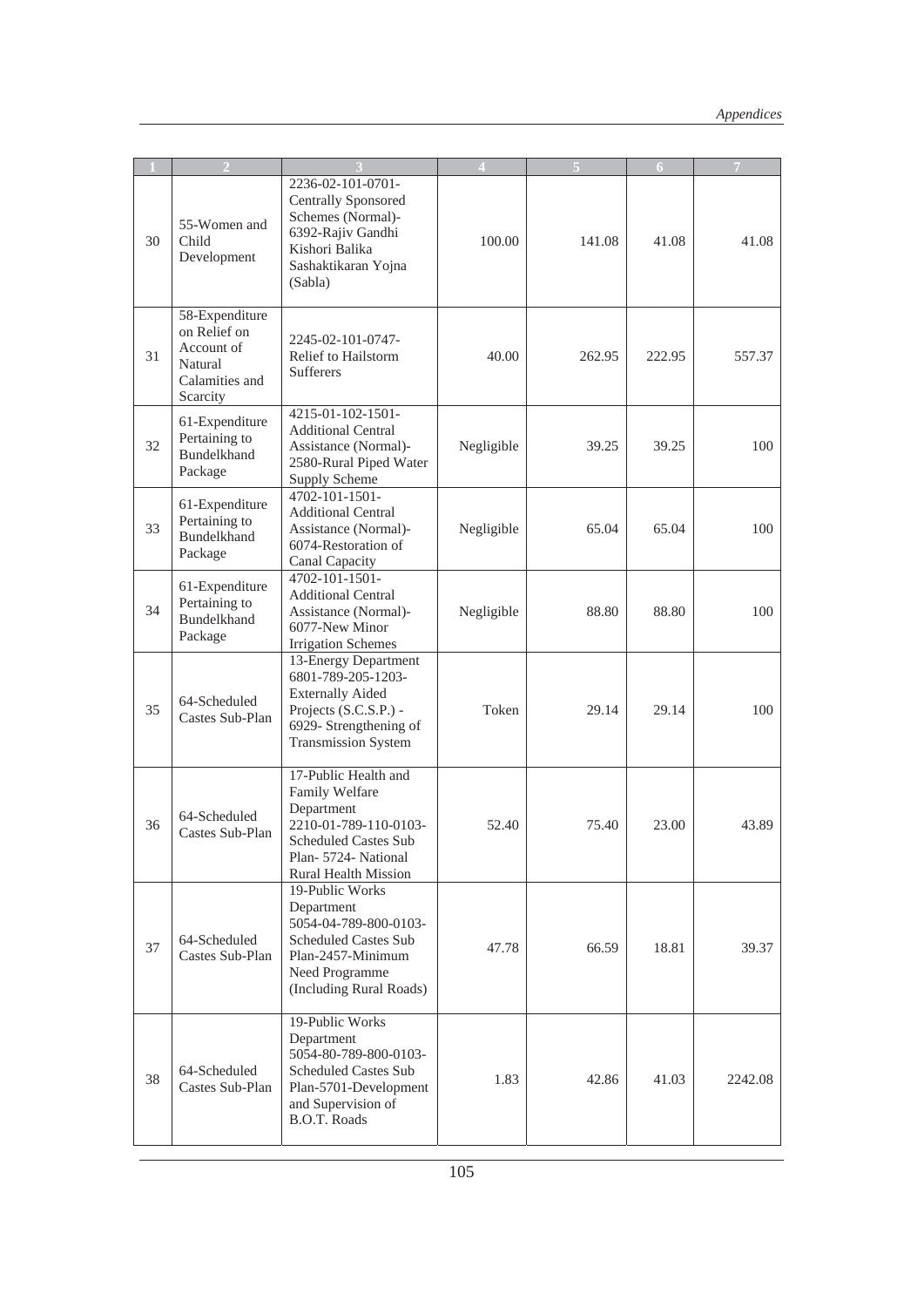| 1 | 2 | 3 | 4 | 5 | 6 | 7 |
|---|---|---|---|---|---|---|
| 30 | 55-Women and Child Development | 2236-02-101-0701-Centrally Sponsored Schemes (Normal)-6392-Rajiv Gandhi Kishori Balika Sashaktikaran Yojna (Sabla) | 100.00 | 141.08 | 41.08 | 41.08 |
| 31 | 58-Expenditure on Relief on Account of Natural Calamities and Scarcity | 2245-02-101-0747-Relief to Hailstorm Sufferers | 40.00 | 262.95 | 222.95 | 557.37 |
| 32 | 61-Expenditure Pertaining to Bundelkhand Package | 4215-01-102-1501-Additional Central Assistance (Normal)-2580-Rural Piped Water Supply Scheme | Negligible | 39.25 | 39.25 | 100 |
| 33 | 61-Expenditure Pertaining to Bundelkhand Package | 4702-101-1501-Additional Central Assistance (Normal)-6074-Restoration of Canal Capacity | Negligible | 65.04 | 65.04 | 100 |
| 34 | 61-Expenditure Pertaining to Bundelkhand Package | 4702-101-1501-Additional Central Assistance (Normal)-6077-New Minor Irrigation Schemes | Negligible | 88.80 | 88.80 | 100 |
| 35 | 64-Scheduled Castes Sub-Plan | 13-Energy Department 6801-789-205-1203-Externally Aided Projects (S.C.S.P.) - 6929- Strengthening of Transmission System | Token | 29.14 | 29.14 | 100 |
| 36 | 64-Scheduled Castes Sub-Plan | 17-Public Health and Family Welfare Department 2210-01-789-110-0103-Scheduled Castes Sub Plan- 5724- National Rural Health Mission | 52.40 | 75.40 | 23.00 | 43.89 |
| 37 | 64-Scheduled Castes Sub-Plan | 19-Public Works Department 5054-04-789-800-0103-Scheduled Castes Sub Plan-2457-Minimum Need Programme (Including Rural Roads) | 47.78 | 66.59 | 18.81 | 39.37 |
| 38 | 64-Scheduled Castes Sub-Plan | 19-Public Works Department 5054-80-789-800-0103-Scheduled Castes Sub Plan-5701-Development and Supervision of B.O.T. Roads | 1.83 | 42.86 | 41.03 | 2242.08 |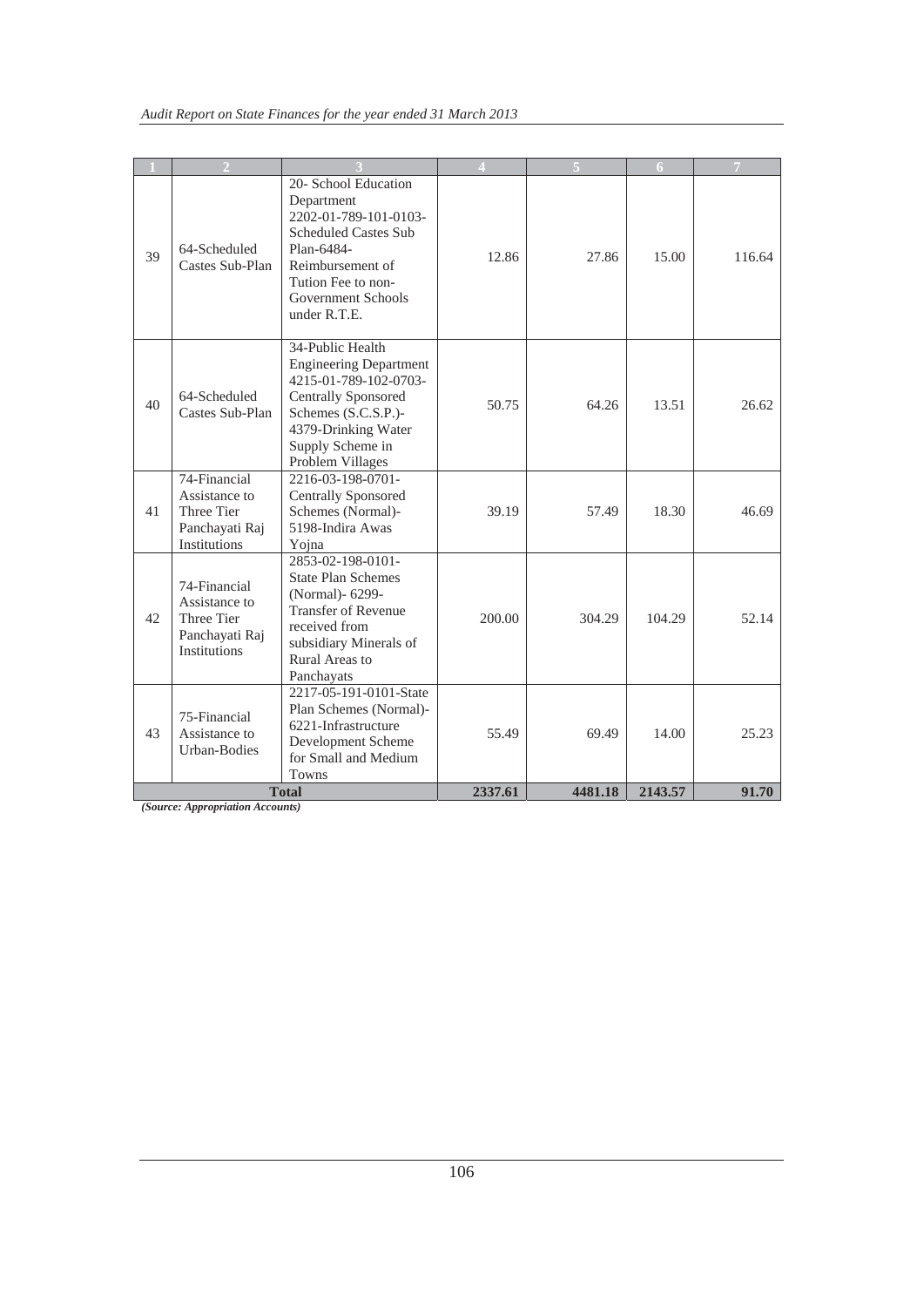| 1 | 2 | 3 | 4 | 5 | 6 | 7 |
|---|---|---|---|---|---|---|
| 39 | 64-Scheduled Castes Sub-Plan | 20- School Education Department 2202-01-789-101-0103-Scheduled Castes Sub Plan-6484-Reimbursement of Tution Fee to non-Government Schools under R.T.E. | 12.86 | 27.86 | 15.00 | 116.64 |
| 40 | 64-Scheduled Castes Sub-Plan | 34-Public Health Engineering Department 4215-01-789-102-0703-Centrally Sponsored Schemes (S.C.S.P.)-4379-Drinking Water Supply Scheme in Problem Villages | 50.75 | 64.26 | 13.51 | 26.62 |
| 41 | 74-Financial Assistance to Three Tier Panchayati Raj Institutions | 2216-03-198-0701-Centrally Sponsored Schemes (Normal)-5198-Indira Awas Yojna | 39.19 | 57.49 | 18.30 | 46.69 |
| 42 | 74-Financial Assistance to Three Tier Panchayati Raj Institutions | 2853-02-198-0101-State Plan Schemes (Normal)- 6299-Transfer of Revenue received from subsidiary Minerals of Rural Areas to Panchayats | 200.00 | 304.29 | 104.29 | 52.14 |
| 43 | 75-Financial Assistance to Urban-Bodies | 2217-05-191-0101-State Plan Schemes (Normal)-6221-Infrastructure Development Scheme for Small and Medium Towns | 55.49 | 69.49 | 14.00 | 25.23 |
| **Total** | | | **2337.61** | **4481.18** | **2143.57** | **91.70** |

*(Source: Appropriation Accounts)*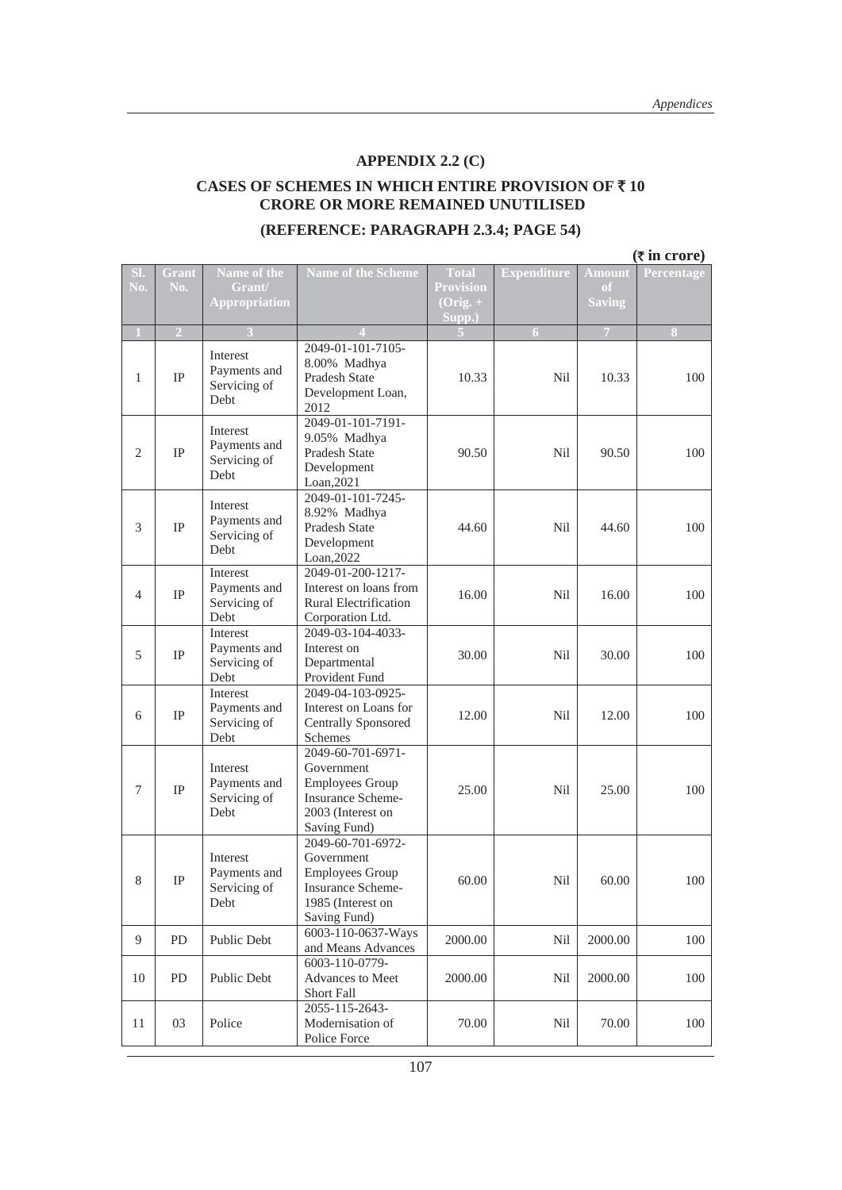## APPENDIX 2.2 (C)

### CASES OF SCHEMES IN WHICH ENTIRE PROVISION OF ₹ 10 CRORE OR MORE REMAINED UNUTILISED

### (REFERENCE: PARAGRAPH 2.3.4; PAGE 54)

(₹ in crore)

| Sl. No. | Grant No. | Name of the Grant/ Appropriation | Name of the Scheme | Total Provision (Orig. + Supp.) | Expenditure | Amount of Saving | Percentage |
|---|---|---|---|---|---|---|---|
| 1 | 2 | 3 | 4 | 5 | 6 | 7 | 8 |
| 1 | IP | Interest Payments and Servicing of Debt | 2049-01-101-7105- 8.00% Madhya Pradesh State Development Loan, 2012 | 10.33 | Nil | 10.33 | 100 |
| 2 | IP | Interest Payments and Servicing of Debt | 2049-01-101-7191- 9.05% Madhya Pradesh State Development Loan,2021 | 90.50 | Nil | 90.50 | 100 |
| 3 | IP | Interest Payments and Servicing of Debt | 2049-01-101-7245- 8.92% Madhya Pradesh State Development Loan,2022 | 44.60 | Nil | 44.60 | 100 |
| 4 | IP | Interest Payments and Servicing of Debt | 2049-01-200-1217- Interest on loans from Rural Electrification Corporation Ltd. | 16.00 | Nil | 16.00 | 100 |
| 5 | IP | Interest Payments and Servicing of Debt | 2049-03-104-4033- Interest on Departmental Provident Fund | 30.00 | Nil | 30.00 | 100 |
| 6 | IP | Interest Payments and Servicing of Debt | 2049-04-103-0925- Interest on Loans for Centrally Sponsored Schemes | 12.00 | Nil | 12.00 | 100 |
| 7 | IP | Interest Payments and Servicing of Debt | 2049-60-701-6971- Government Employees Group Insurance Scheme-2003 (Interest on Saving Fund) | 25.00 | Nil | 25.00 | 100 |
| 8 | IP | Interest Payments and Servicing of Debt | 2049-60-701-6972- Government Employees Group Insurance Scheme-1985 (Interest on Saving Fund) | 60.00 | Nil | 60.00 | 100 |
| 9 | PD | Public Debt | 6003-110-0637-Ways and Means Advances | 2000.00 | Nil | 2000.00 | 100 |
| 10 | PD | Public Debt | 6003-110-0779- Advances to Meet Short Fall | 2000.00 | Nil | 2000.00 | 100 |
| 11 | 03 | Police | 2055-115-2643- Modernisation of Police Force | 70.00 | Nil | 70.00 | 100 |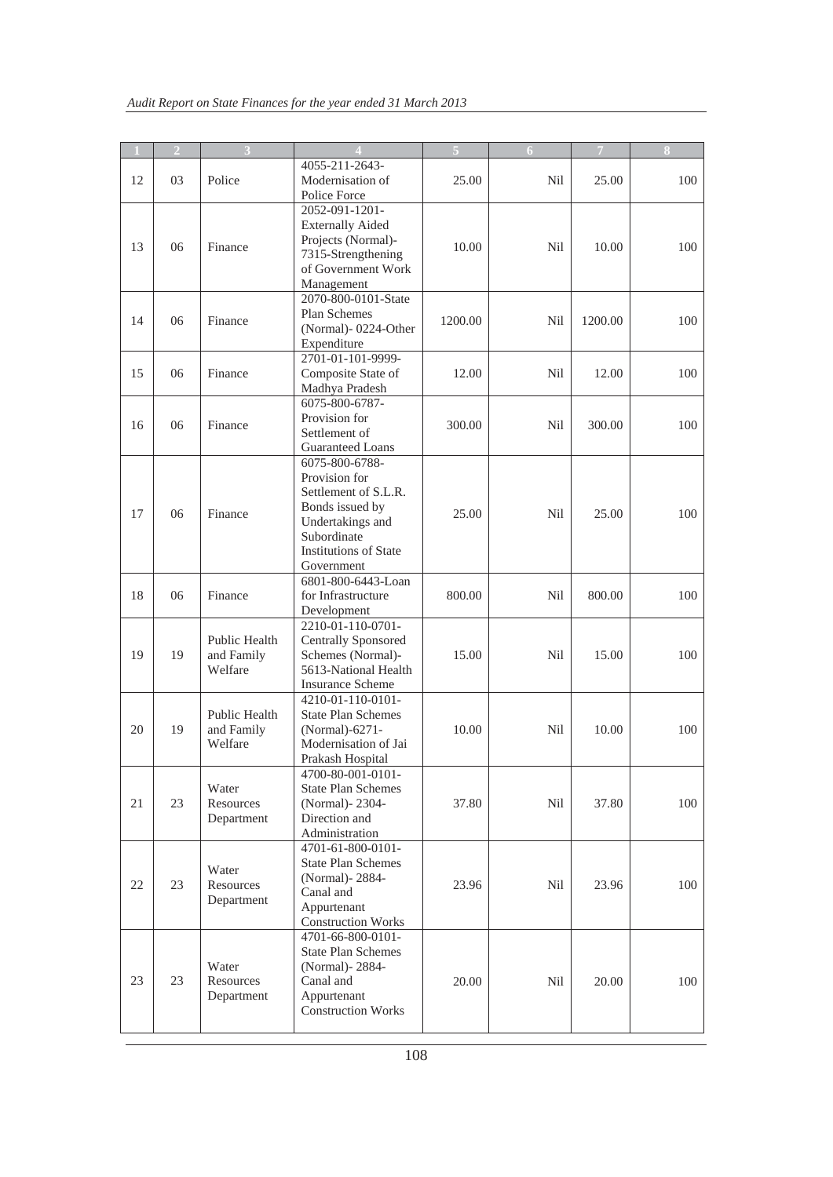| 1 | 2 | 3 | 4 | 5 | 6 | 7 | 8 |
|---|---|---|---|---|---|---|---|
| 12 | 03 | Police | 4055-211-2643-Modernisation of Police Force | 25.00 | Nil | 25.00 | 100 |
| 13 | 06 | Finance | 2052-091-1201-Externally Aided Projects (Normal)-7315-Strengthening of Government Work Management | 10.00 | Nil | 10.00 | 100 |
| 14 | 06 | Finance | 2070-800-0101-State Plan Schemes (Normal)- 0224-Other Expenditure | 1200.00 | Nil | 1200.00 | 100 |
| 15 | 06 | Finance | 2701-01-101-9999-Composite State of Madhya Pradesh | 12.00 | Nil | 12.00 | 100 |
| 16 | 06 | Finance | 6075-800-6787-Provision for Settlement of Guaranteed Loans | 300.00 | Nil | 300.00 | 100 |
| 17 | 06 | Finance | 6075-800-6788-Provision for Settlement of S.L.R. Bonds issued by Undertakings and Subordinate Institutions of State Government | 25.00 | Nil | 25.00 | 100 |
| 18 | 06 | Finance | 6801-800-6443-Loan for Infrastructure Development | 800.00 | Nil | 800.00 | 100 |
| 19 | 19 | Public Health and Family Welfare | 2210-01-110-0701-Centrally Sponsored Schemes (Normal)-5613-National Health Insurance Scheme | 15.00 | Nil | 15.00 | 100 |
| 20 | 19 | Public Health and Family Welfare | 4210-01-110-0101-State Plan Schemes (Normal)-6271-Modernisation of Jai Prakash Hospital | 10.00 | Nil | 10.00 | 100 |
| 21 | 23 | Water Resources Department | 4700-80-001-0101-State Plan Schemes (Normal)- 2304-Direction and Administration | 37.80 | Nil | 37.80 | 100 |
| 22 | 23 | Water Resources Department | 4701-61-800-0101-State Plan Schemes (Normal)- 2884-Canal and Appurtenant Construction Works | 23.96 | Nil | 23.96 | 100 |
| 23 | 23 | Water Resources Department | 4701-66-800-0101-State Plan Schemes (Normal)- 2884-Canal and Appurtenant Construction Works | 20.00 | Nil | 20.00 | 100 |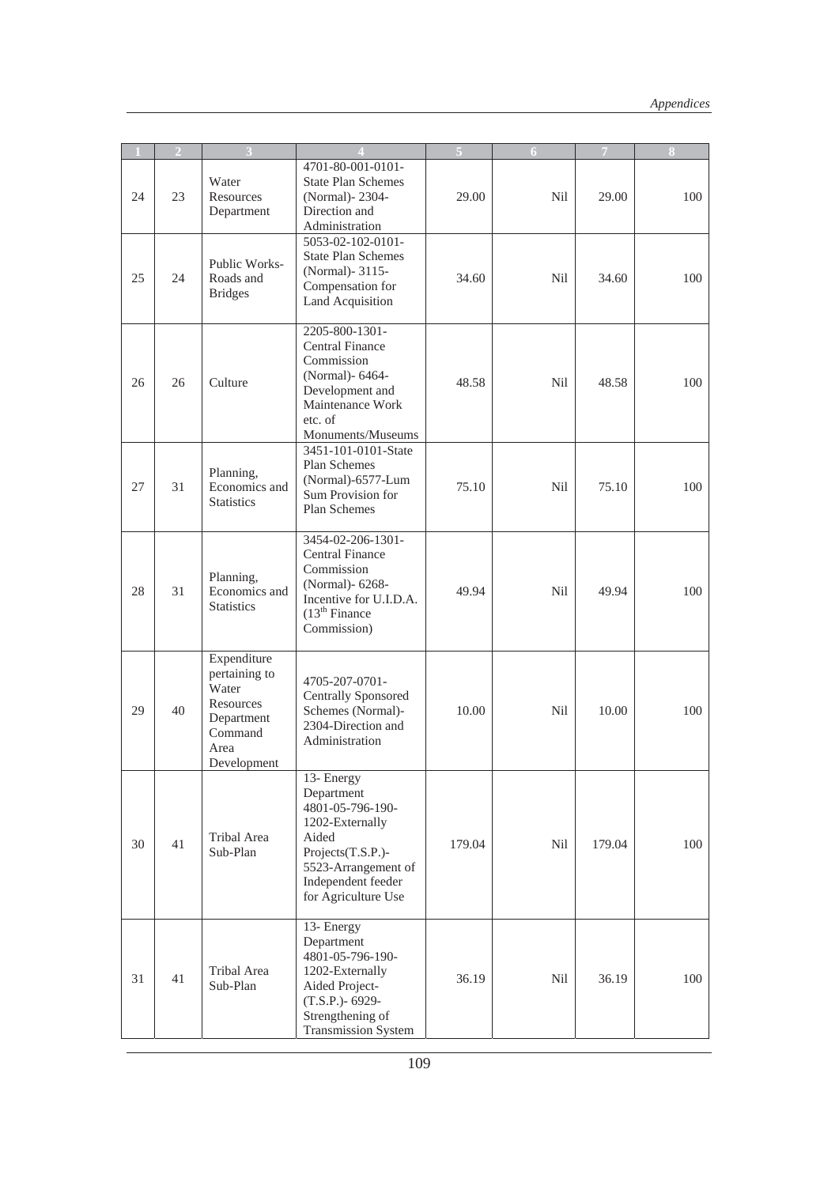| 1 | 2 | 3 | 4 | 5 | 6 | 7 | 8 |
|---|---|---|---|---|---|---|---|
| 24 | 23 | Water Resources Department | 4701-80-001-0101-State Plan Schemes (Normal)- 2304-Direction and Administration | 29.00 | Nil | 29.00 | 100 |
| 25 | 24 | Public Works-Roads and Bridges | 5053-02-102-0101-State Plan Schemes (Normal)- 3115-Compensation for Land Acquisition | 34.60 | Nil | 34.60 | 100 |
| 26 | 26 | Culture | 2205-800-1301-Central Finance Commission (Normal)- 6464-Development and Maintenance Work etc. of Monuments/Museums | 48.58 | Nil | 48.58 | 100 |
| 27 | 31 | Planning, Economics and Statistics | 3451-101-0101-State Plan Schemes (Normal)-6577-Lum Sum Provision for Plan Schemes | 75.10 | Nil | 75.10 | 100 |
| 28 | 31 | Planning, Economics and Statistics | 3454-02-206-1301-Central Finance Commission (Normal)- 6268-Incentive for U.I.D.A. (13th Finance Commission) | 49.94 | Nil | 49.94 | 100 |
| 29 | 40 | Expenditure pertaining to Water Resources Department Command Area Development | 4705-207-0701-Centrally Sponsored Schemes (Normal)-2304-Direction and Administration | 10.00 | Nil | 10.00 | 100 |
| 30 | 41 | Tribal Area Sub-Plan | 13- Energy Department 4801-05-796-190-1202-Externally Aided Projects(T.S.P.)-5523-Arrangement of Independent feeder for Agriculture Use | 179.04 | Nil | 179.04 | 100 |
| 31 | 41 | Tribal Area Sub-Plan | 13- Energy Department 4801-05-796-190-1202-Externally Aided Project-(T.S.P.)- 6929-Strengthening of Transmission System | 36.19 | Nil | 36.19 | 100 |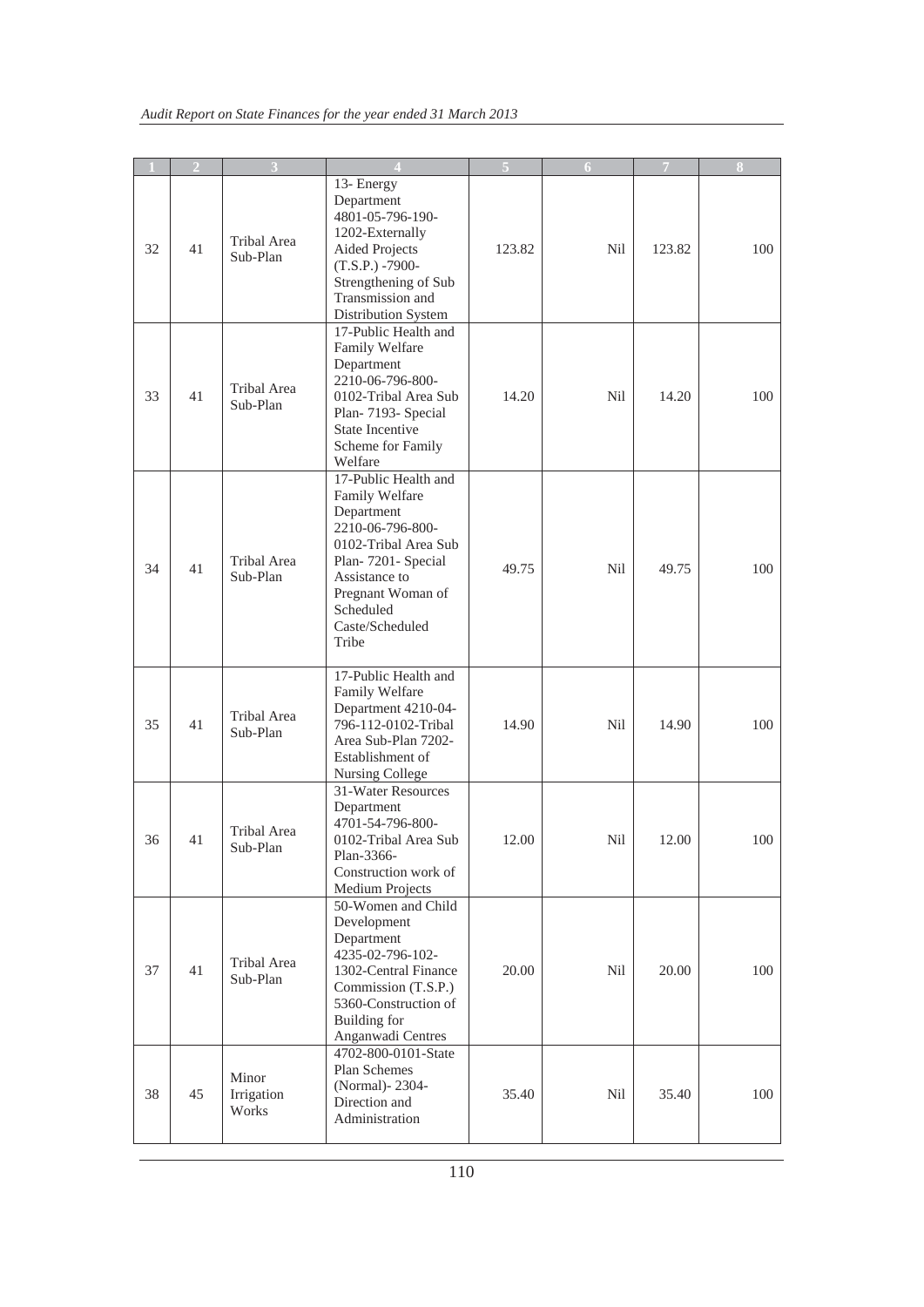| 1 | 2 | 3 | 4 | 5 | 6 | 7 | 8 |
|---|---|---|---|---|---|---|---|
| 32 | 41 | Tribal Area Sub-Plan | 13- Energy Department 4801-05-796-190-1202-Externally Aided Projects (T.S.P.) -7900-Strengthening of Sub Transmission and Distribution System | 123.82 | Nil | 123.82 | 100 |
| 33 | 41 | Tribal Area Sub-Plan | 17-Public Health and Family Welfare Department 2210-06-796-800-0102-Tribal Area Sub Plan- 7193- Special State Incentive Scheme for Family Welfare | 14.20 | Nil | 14.20 | 100 |
| 34 | 41 | Tribal Area Sub-Plan | 17-Public Health and Family Welfare Department 2210-06-796-800-0102-Tribal Area Sub Plan- 7201- Special Assistance to Pregnant Woman of Scheduled Caste/Scheduled Tribe | 49.75 | Nil | 49.75 | 100 |
| 35 | 41 | Tribal Area Sub-Plan | 17-Public Health and Family Welfare Department 4210-04-796-112-0102-Tribal Area Sub-Plan 7202-Establishment of Nursing College | 14.90 | Nil | 14.90 | 100 |
| 36 | 41 | Tribal Area Sub-Plan | 31-Water Resources Department 4701-54-796-800-0102-Tribal Area Sub Plan-3366-Construction work of Medium Projects | 12.00 | Nil | 12.00 | 100 |
| 37 | 41 | Tribal Area Sub-Plan | 50-Women and Child Development Department 4235-02-796-102-1302-Central Finance Commission (T.S.P.) 5360-Construction of Building for Anganwadi Centres | 20.00 | Nil | 20.00 | 100 |
| 38 | 45 | Minor Irrigation Works | 4702-800-0101-State Plan Schemes (Normal)- 2304-Direction and Administration | 35.40 | Nil | 35.40 | 100 |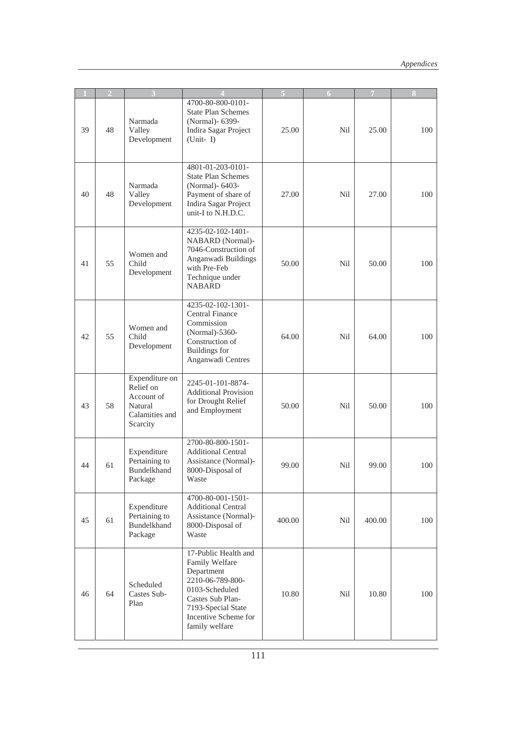| 1 | 2 | 3 | 4 | 5 | 6 | 7 | 8 |
|---|---|---|---|---|---|---|---|
| 39 | 48 | Narmada Valley Development | 4700-80-800-0101-State Plan Schemes (Normal)- 6399-Indira Sagar Project (Unit- I) | 25.00 | Nil | 25.00 | 100 |
| 40 | 48 | Narmada Valley Development | 4801-01-203-0101-State Plan Schemes (Normal)- 6403-Payment of share of Indira Sagar Project unit-I to N.H.D.C. | 27.00 | Nil | 27.00 | 100 |
| 41 | 55 | Women and Child Development | 4235-02-102-1401-NABARD (Normal)-7046-Construction of Anganwadi Buildings with Pre-Feb Technique under NABARD | 50.00 | Nil | 50.00 | 100 |
| 42 | 55 | Women and Child Development | 4235-02-102-1301-Central Finance Commission (Normal)-5360-Construction of Buildings for Anganwadi Centres | 64.00 | Nil | 64.00 | 100 |
| 43 | 58 | Expenditure on Relief on Account of Natural Calamities and Scarcity | 2245-01-101-8874-Additional Provision for Drought Relief and Employment | 50.00 | Nil | 50.00 | 100 |
| 44 | 61 | Expenditure Pertaining to Bundelkhand Package | 2700-80-800-1501-Additional Central Assistance (Normal)-8000-Disposal of Waste | 99.00 | Nil | 99.00 | 100 |
| 45 | 61 | Expenditure Pertaining to Bundelkhand Package | 4700-80-001-1501-Additional Central Assistance (Normal)-8000-Disposal of Waste | 400.00 | Nil | 400.00 | 100 |
| 46 | 64 | Scheduled Castes Sub-Plan | 17-Public Health and Family Welfare Department 2210-06-789-800-0103-Scheduled Castes Sub Plan-7193-Special State Incentive Scheme for family welfare | 10.80 | Nil | 10.80 | 100 |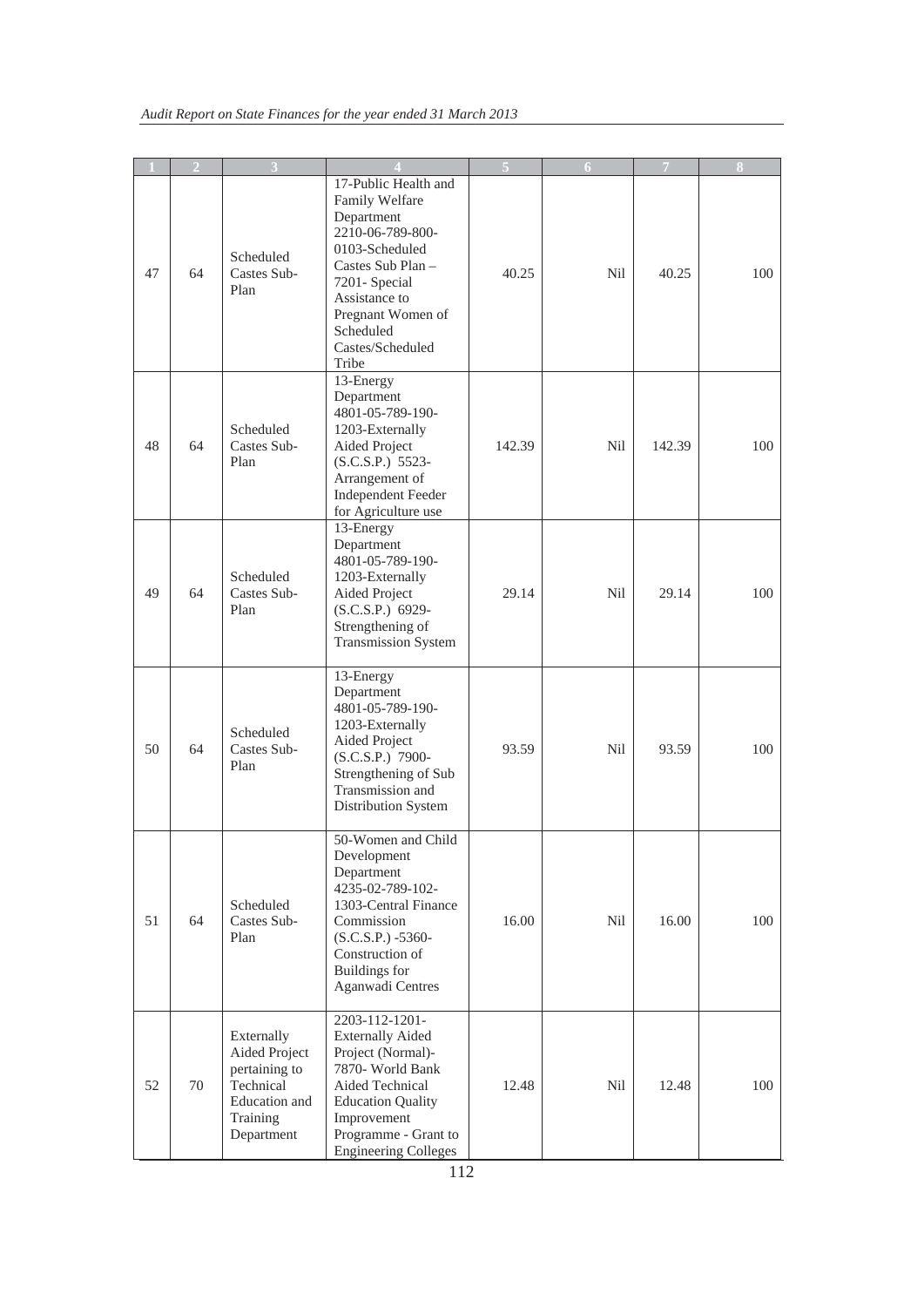| 1 | 2 | 3 | 4 | 5 | 6 | 7 | 8 |
|---|---|---|---|---|---|---|---|
| 47 | 64 | Scheduled Castes Sub-Plan | 17-Public Health and Family Welfare Department 2210-06-789-800-0103-Scheduled Castes Sub Plan – 7201- Special Assistance to Pregnant Women of Scheduled Castes/Scheduled Tribe | 40.25 | Nil | 40.25 | 100 |
| 48 | 64 | Scheduled Castes Sub-Plan | 13-Energy Department 4801-05-789-190-1203-Externally Aided Project (S.C.S.P.) 5523-Arrangement of Independent Feeder for Agriculture use | 142.39 | Nil | 142.39 | 100 |
| 49 | 64 | Scheduled Castes Sub-Plan | 13-Energy Department 4801-05-789-190-1203-Externally Aided Project (S.C.S.P.) 6929-Strengthening of Transmission System | 29.14 | Nil | 29.14 | 100 |
| 50 | 64 | Scheduled Castes Sub-Plan | 13-Energy Department 4801-05-789-190-1203-Externally Aided Project (S.C.S.P.) 7900-Strengthening of Sub Transmission and Distribution System | 93.59 | Nil | 93.59 | 100 |
| 51 | 64 | Scheduled Castes Sub-Plan | 50-Women and Child Development Department 4235-02-789-102-1303-Central Finance Commission (S.C.S.P.) -5360-Construction of Buildings for Aganwadi Centres | 16.00 | Nil | 16.00 | 100 |
| 52 | 70 | Externally Aided Project pertaining to Technical Education and Training Department | 2203-112-1201-Externally Aided Project (Normal)-7870- World Bank Aided Technical Education Quality Improvement Programme - Grant to Engineering Colleges | 12.48 | Nil | 12.48 | 100 |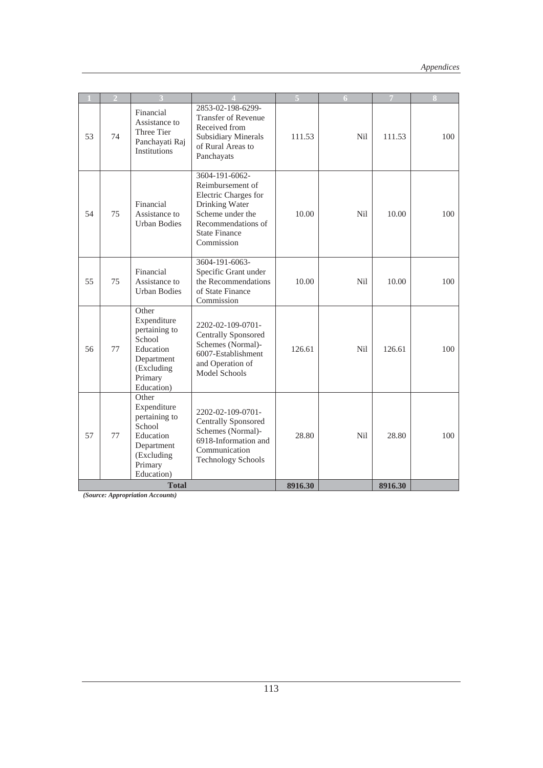| 1 | 2 | 3 | 4 | 5 | 6 | 7 | 8 |
|---|---|---|---|---|---|---|---|
| 53 | 74 | Financial Assistance to Three Tier Panchayati Raj Institutions | 2853-02-198-6299-Transfer of Revenue Received from Subsidiary Minerals of Rural Areas to Panchayats | 111.53 | Nil | 111.53 | 100 |
| 54 | 75 | Financial Assistance to Urban Bodies | 3604-191-6062-Reimbursement of Electric Charges for Drinking Water Scheme under the Recommendations of State Finance Commission | 10.00 | Nil | 10.00 | 100 |
| 55 | 75 | Financial Assistance to Urban Bodies | 3604-191-6063-Specific Grant under the Recommendations of State Finance Commission | 10.00 | Nil | 10.00 | 100 |
| 56 | 77 | Other Expenditure pertaining to School Education Department (Excluding Primary Education) | 2202-02-109-0701-Centrally Sponsored Schemes (Normal)-6007-Establishment and Operation of Model Schools | 126.61 | Nil | 126.61 | 100 |
| 57 | 77 | Other Expenditure pertaining to School Education Department (Excluding Primary Education) | 2202-02-109-0701-Centrally Sponsored Schemes (Normal)-6918-Information and Communication Technology Schools | 28.80 | Nil | 28.80 | 100 |
| **Total** | | | | **8916.30** | | **8916.30** | |

***(Source: Appropriation Accounts)***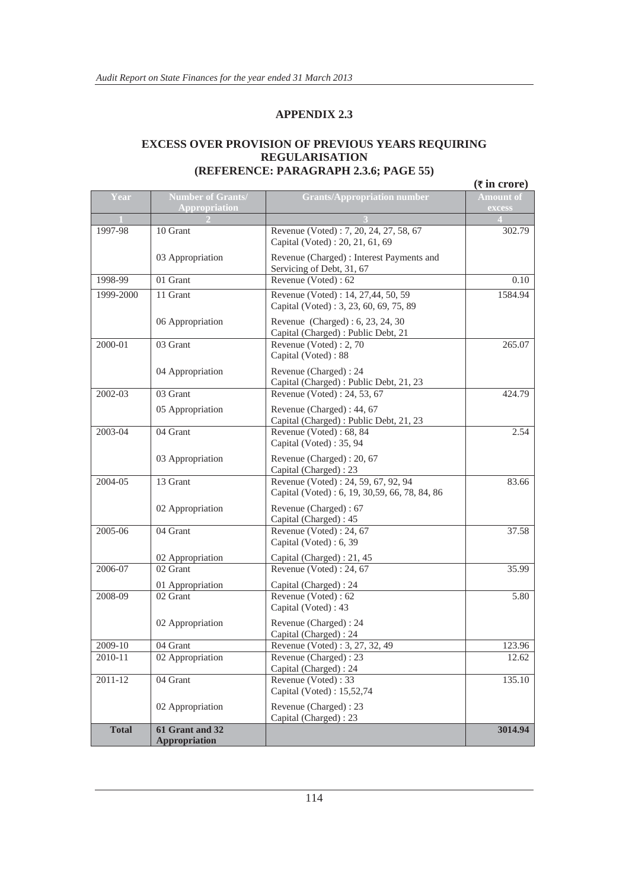## APPENDIX 2.3

### EXCESS OVER PROVISION OF PREVIOUS YEARS REQUIRING REGULARISATION (REFERENCE: PARAGRAPH 2.3.6; PAGE 55)

(₹ in crore)

| Year | Number of Grants/ Appropriation | Grants/Appropriation number | Amount of excess |
|---|---|---|---|
| 1 | 2 | 3 | 4 |
| 1997-98 | 10 Grant | Revenue (Voted) : 7, 20, 24, 27, 58, 67<br>Capital (Voted) : 20, 21, 61, 69 | 302.79 |
| | 03 Appropriation | Revenue (Charged) : Interest Payments and Servicing of Debt, 31, 67 | |
| 1998-99 | 01 Grant | Revenue (Voted) : 62 | 0.10 |
| 1999-2000 | 11 Grant | Revenue (Voted) : 14, 27,44, 50, 59<br>Capital (Voted) : 3, 23, 60, 69, 75, 89 | 1584.94 |
| | 06 Appropriation | Revenue (Charged) : 6, 23, 24, 30<br>Capital (Charged) : Public Debt, 21 | |
| 2000-01 | 03 Grant | Revenue (Voted) : 2, 70<br>Capital (Voted) : 88 | 265.07 |
| | 04 Appropriation | Revenue (Charged) : 24<br>Capital (Charged) : Public Debt, 21, 23 | |
| 2002-03 | 03 Grant | Revenue (Voted) : 24, 53, 67 | 424.79 |
| | 05 Appropriation | Revenue (Charged) : 44, 67<br>Capital (Charged) : Public Debt, 21, 23 | |
| 2003-04 | 04 Grant | Revenue (Voted) : 68, 84<br>Capital (Voted) : 35, 94 | 2.54 |
| | 03 Appropriation | Revenue (Charged) : 20, 67<br>Capital (Charged) : 23 | |
| 2004-05 | 13 Grant | Revenue (Voted) : 24, 59, 67, 92, 94<br>Capital (Voted) : 6, 19, 30,59, 66, 78, 84, 86 | 83.66 |
| | 02 Appropriation | Revenue (Charged) : 67<br>Capital (Charged) : 45 | |
| 2005-06 | 04 Grant | Revenue (Voted) : 24, 67<br>Capital (Voted) : 6, 39 | 37.58 |
| | 02 Appropriation | Capital (Charged) : 21, 45 | |
| 2006-07 | 02 Grant | Revenue (Voted) : 24, 67 | 35.99 |
| | 01 Appropriation | Capital (Charged) : 24 | |
| 2008-09 | 02 Grant | Revenue (Voted) : 62<br>Capital (Voted) : 43 | 5.80 |
| | 02 Appropriation | Revenue (Charged) : 24<br>Capital (Charged) : 24 | |
| 2009-10 | 04 Grant | Revenue (Voted) : 3, 27, 32, 49 | 123.96 |
| 2010-11 | 02 Appropriation | Revenue (Charged) : 23<br>Capital (Charged) : 24 | 12.62 |
| 2011-12 | 04 Grant | Revenue (Voted) : 33<br>Capital (Voted) : 15,52,74 | 135.10 |
| | 02 Appropriation | Revenue (Charged) : 23<br>Capital (Charged) : 23 | |
| **Total** | **61 Grant and 32 Appropriation** | | **3014.94** |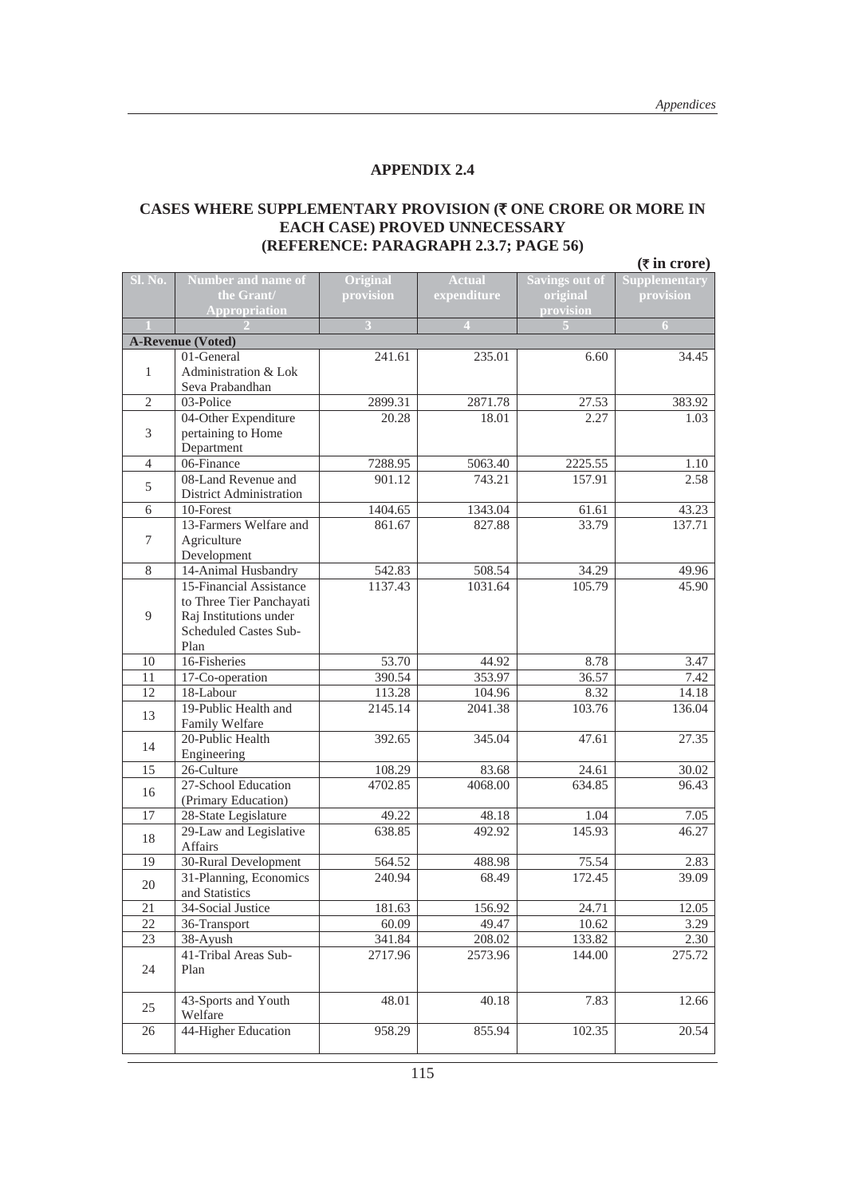## APPENDIX 2.4

### CASES WHERE SUPPLEMENTARY PROVISION (₹ ONE CRORE OR MORE IN EACH CASE) PROVED UNNECESSARY
### (REFERENCE: PARAGRAPH 2.3.7; PAGE 56)

(₹ in crore)

| Sl. No. | Number and name of the Grant/ Appropriation | Original provision | Actual expenditure | Savings out of original provision | Supplementary provision |
|---|---|---|---|---|---|
| 1 | 2 | 3 | 4 | 5 | 6 |
| **A-Revenue (Voted)** | | | | | |
| 1 | 01-General Administration & Lok Seva Prabandhan | 241.61 | 235.01 | 6.60 | 34.45 |
| 2 | 03-Police | 2899.31 | 2871.78 | 27.53 | 383.92 |
| 3 | 04-Other Expenditure pertaining to Home Department | 20.28 | 18.01 | 2.27 | 1.03 |
| 4 | 06-Finance | 7288.95 | 5063.40 | 2225.55 | 1.10 |
| 5 | 08-Land Revenue and District Administration | 901.12 | 743.21 | 157.91 | 2.58 |
| 6 | 10-Forest | 1404.65 | 1343.04 | 61.61 | 43.23 |
| 7 | 13-Farmers Welfare and Agriculture Development | 861.67 | 827.88 | 33.79 | 137.71 |
| 8 | 14-Animal Husbandry | 542.83 | 508.54 | 34.29 | 49.96 |
| 9 | 15-Financial Assistance to Three Tier Panchayati Raj Institutions under Scheduled Castes Sub-Plan | 1137.43 | 1031.64 | 105.79 | 45.90 |
| 10 | 16-Fisheries | 53.70 | 44.92 | 8.78 | 3.47 |
| 11 | 17-Co-operation | 390.54 | 353.97 | 36.57 | 7.42 |
| 12 | 18-Labour | 113.28 | 104.96 | 8.32 | 14.18 |
| 13 | 19-Public Health and Family Welfare | 2145.14 | 2041.38 | 103.76 | 136.04 |
| 14 | 20-Public Health Engineering | 392.65 | 345.04 | 47.61 | 27.35 |
| 15 | 26-Culture | 108.29 | 83.68 | 24.61 | 30.02 |
| 16 | 27-School Education (Primary Education) | 4702.85 | 4068.00 | 634.85 | 96.43 |
| 17 | 28-State Legislature | 49.22 | 48.18 | 1.04 | 7.05 |
| 18 | 29-Law and Legislative Affairs | 638.85 | 492.92 | 145.93 | 46.27 |
| 19 | 30-Rural Development | 564.52 | 488.98 | 75.54 | 2.83 |
| 20 | 31-Planning, Economics and Statistics | 240.94 | 68.49 | 172.45 | 39.09 |
| 21 | 34-Social Justice | 181.63 | 156.92 | 24.71 | 12.05 |
| 22 | 36-Transport | 60.09 | 49.47 | 10.62 | 3.29 |
| 23 | 38-Ayush | 341.84 | 208.02 | 133.82 | 2.30 |
| 24 | 41-Tribal Areas Sub-Plan | 2717.96 | 2573.96 | 144.00 | 275.72 |
| 25 | 43-Sports and Youth Welfare | 48.01 | 40.18 | 7.83 | 12.66 |
| 26 | 44-Higher Education | 958.29 | 855.94 | 102.35 | 20.54 |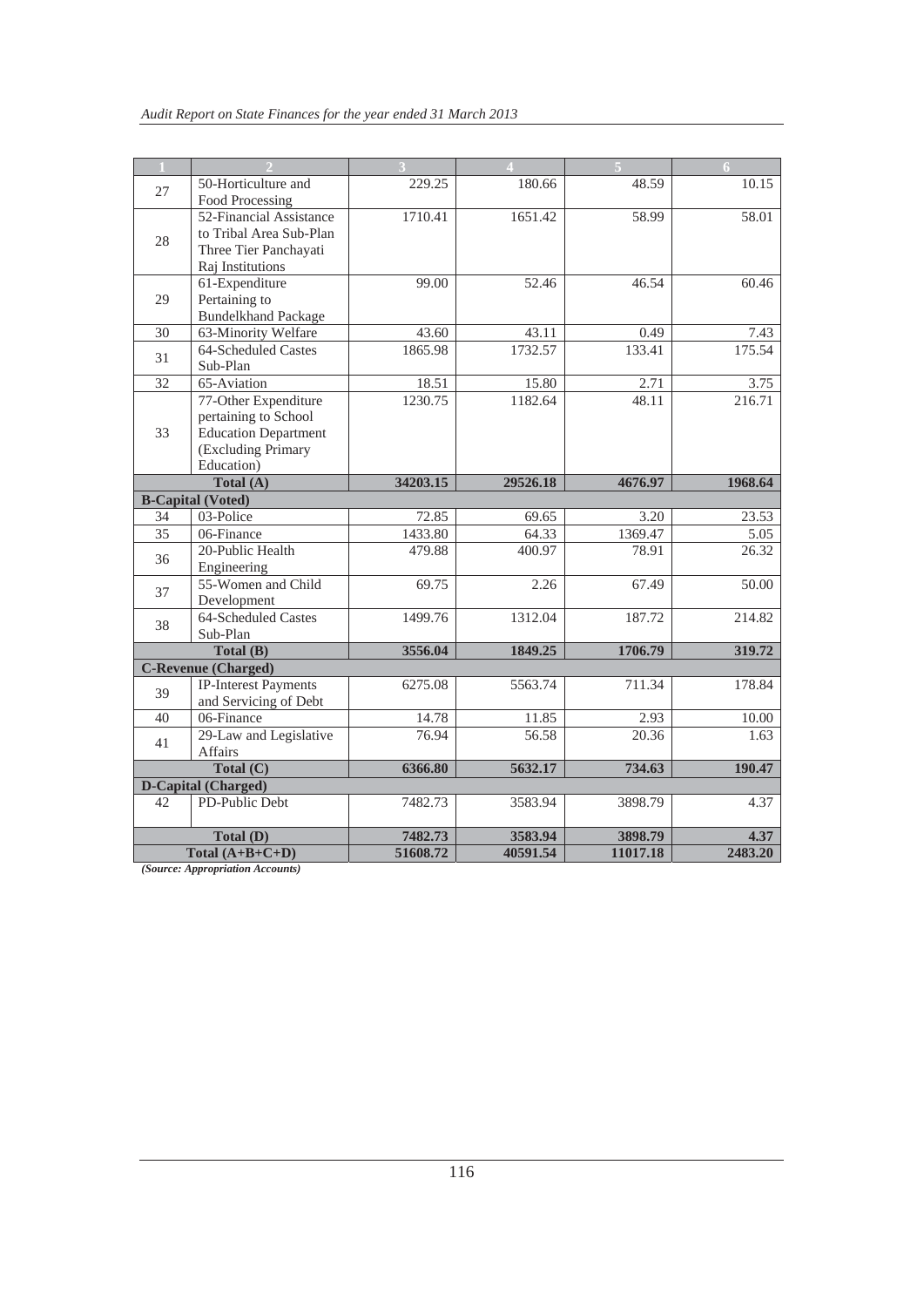| 1 | 2 | 3 | 4 | 5 | 6 |
|---|---|---|---|---|---|
| 27 | 50-Horticulture and Food Processing | 229.25 | 180.66 | 48.59 | 10.15 |
| 28 | 52-Financial Assistance to Tribal Area Sub-Plan Three Tier Panchayati Raj Institutions | 1710.41 | 1651.42 | 58.99 | 58.01 |
| 29 | 61-Expenditure Pertaining to Bundelkhand Package | 99.00 | 52.46 | 46.54 | 60.46 |
| 30 | 63-Minority Welfare | 43.60 | 43.11 | 0.49 | 7.43 |
| 31 | 64-Scheduled Castes Sub-Plan | 1865.98 | 1732.57 | 133.41 | 175.54 |
| 32 | 65-Aviation | 18.51 | 15.80 | 2.71 | 3.75 |
| 33 | 77-Other Expenditure pertaining to School Education Department (Excluding Primary Education) | 1230.75 | 1182.64 | 48.11 | 216.71 |
| **Total (A)** | | **34203.15** | **29526.18** | **4676.97** | **1968.64** |
| **B-Capital (Voted)** | | | | | |
| 34 | 03-Police | 72.85 | 69.65 | 3.20 | 23.53 |
| 35 | 06-Finance | 1433.80 | 64.33 | 1369.47 | 5.05 |
| 36 | 20-Public Health Engineering | 479.88 | 400.97 | 78.91 | 26.32 |
| 37 | 55-Women and Child Development | 69.75 | 2.26 | 67.49 | 50.00 |
| 38 | 64-Scheduled Castes Sub-Plan | 1499.76 | 1312.04 | 187.72 | 214.82 |
| **Total (B)** | | **3556.04** | **1849.25** | **1706.79** | **319.72** |
| **C-Revenue (Charged)** | | | | | |
| 39 | IP-Interest Payments and Servicing of Debt | 6275.08 | 5563.74 | 711.34 | 178.84 |
| 40 | 06-Finance | 14.78 | 11.85 | 2.93 | 10.00 |
| 41 | 29-Law and Legislative Affairs | 76.94 | 56.58 | 20.36 | 1.63 |
| **Total (C)** | | **6366.80** | **5632.17** | **734.63** | **190.47** |
| **D-Capital (Charged)** | | | | | |
| 42 | PD-Public Debt | 7482.73 | 3583.94 | 3898.79 | 4.37 |
| **Total (D)** | | **7482.73** | **3583.94** | **3898.79** | **4.37** |
| **Total (A+B+C+D)** | | **51608.72** | **40591.54** | **11017.18** | **2483.20** |

***(Source: Appropriation Accounts)***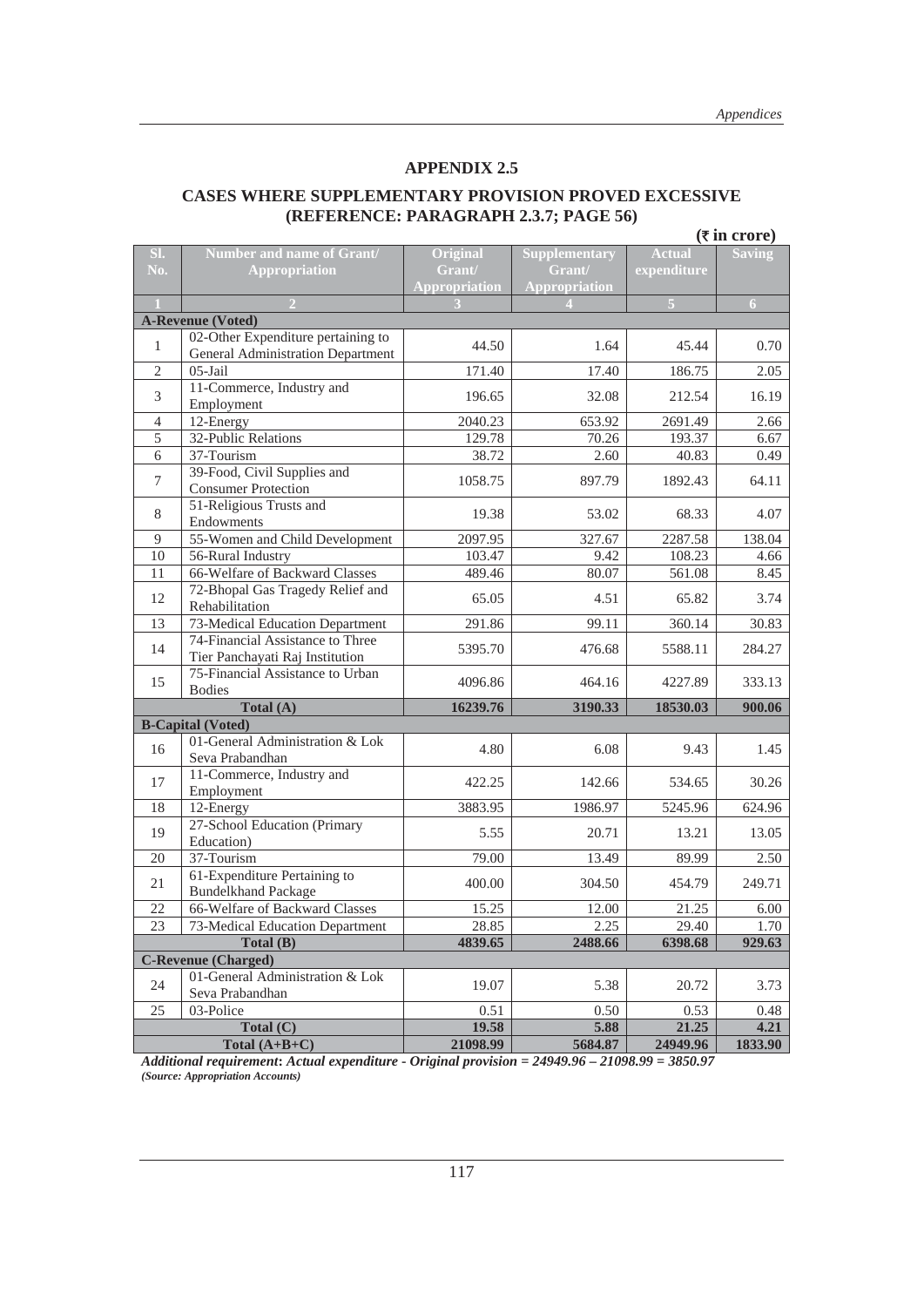## APPENDIX 2.5

### CASES WHERE SUPPLEMENTARY PROVISION PROVED EXCESSIVE (REFERENCE: PARAGRAPH 2.3.7; PAGE 56)

(₹ in crore)

| Sl. No. | Number and name of Grant/ Appropriation | Original Grant/ Appropriation | Supplementary Grant/ Appropriation | Actual expenditure | Saving |
|---|---|---|---|---|---|
| 1 | 2 | 3 | 4 | 5 | 6 |
| **A-Revenue (Voted)** | | | | | |
| 1 | 02-Other Expenditure pertaining to General Administration Department | 44.50 | 1.64 | 45.44 | 0.70 |
| 2 | 05-Jail | 171.40 | 17.40 | 186.75 | 2.05 |
| 3 | 11-Commerce, Industry and Employment | 196.65 | 32.08 | 212.54 | 16.19 |
| 4 | 12-Energy | 2040.23 | 653.92 | 2691.49 | 2.66 |
| 5 | 32-Public Relations | 129.78 | 70.26 | 193.37 | 6.67 |
| 6 | 37-Tourism | 38.72 | 2.60 | 40.83 | 0.49 |
| 7 | 39-Food, Civil Supplies and Consumer Protection | 1058.75 | 897.79 | 1892.43 | 64.11 |
| 8 | 51-Religious Trusts and Endowments | 19.38 | 53.02 | 68.33 | 4.07 |
| 9 | 55-Women and Child Development | 2097.95 | 327.67 | 2287.58 | 138.04 |
| 10 | 56-Rural Industry | 103.47 | 9.42 | 108.23 | 4.66 |
| 11 | 66-Welfare of Backward Classes | 489.46 | 80.07 | 561.08 | 8.45 |
| 12 | 72-Bhopal Gas Tragedy Relief and Rehabilitation | 65.05 | 4.51 | 65.82 | 3.74 |
| 13 | 73-Medical Education Department | 291.86 | 99.11 | 360.14 | 30.83 |
| 14 | 74-Financial Assistance to Three Tier Panchayati Raj Institution | 5395.70 | 476.68 | 5588.11 | 284.27 |
| 15 | 75-Financial Assistance to Urban Bodies | 4096.86 | 464.16 | 4227.89 | 333.13 |
| | **Total (A)** | **16239.76** | **3190.33** | **18530.03** | **900.06** |
| **B-Capital (Voted)** | | | | | |
| 16 | 01-General Administration & Lok Seva Prabandhan | 4.80 | 6.08 | 9.43 | 1.45 |
| 17 | 11-Commerce, Industry and Employment | 422.25 | 142.66 | 534.65 | 30.26 |
| 18 | 12-Energy | 3883.95 | 1986.97 | 5245.96 | 624.96 |
| 19 | 27-School Education (Primary Education) | 5.55 | 20.71 | 13.21 | 13.05 |
| 20 | 37-Tourism | 79.00 | 13.49 | 89.99 | 2.50 |
| 21 | 61-Expenditure Pertaining to Bundelkhand Package | 400.00 | 304.50 | 454.79 | 249.71 |
| 22 | 66-Welfare of Backward Classes | 15.25 | 12.00 | 21.25 | 6.00 |
| 23 | 73-Medical Education Department | 28.85 | 2.25 | 29.40 | 1.70 |
| | **Total (B)** | **4839.65** | **2488.66** | **6398.68** | **929.63** |
| **C-Revenue (Charged)** | | | | | |
| 24 | 01-General Administration & Lok Seva Prabandhan | 19.07 | 5.38 | 20.72 | 3.73 |
| 25 | 03-Police | 0.51 | 0.50 | 0.53 | 0.48 |
| | **Total (C)** | **19.58** | **5.88** | **21.25** | **4.21** |
| | **Total (A+B+C)** | **21098.99** | **5684.87** | **24949.96** | **1833.90** |

***Additional requirement: Actual expenditure - Original provision = 24949.96 – 21098.99 = 3850.97***

***(Source: Appropriation Accounts)***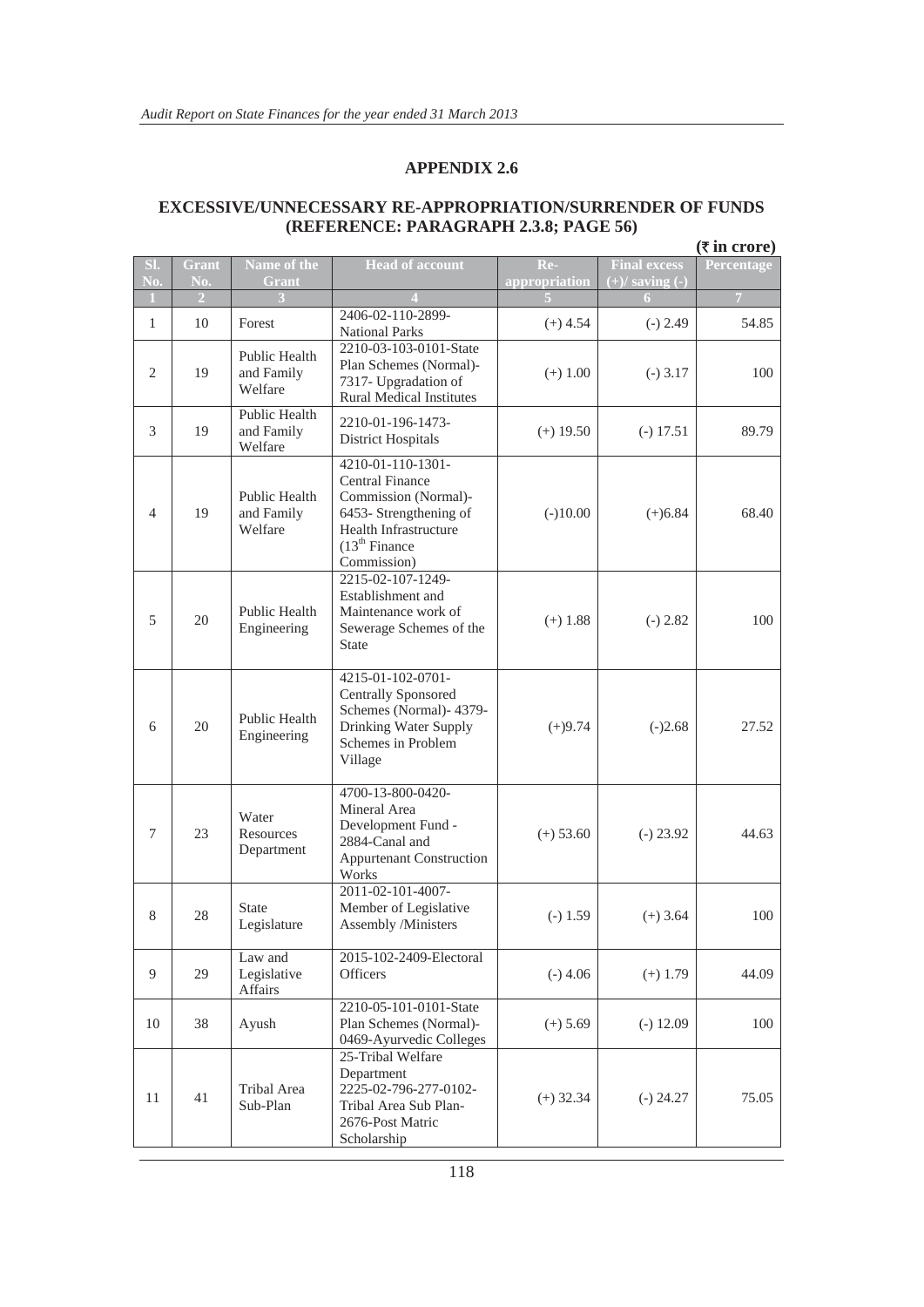# APPENDIX 2.6

## EXCESSIVE/UNNECESSARY RE-APPROPRIATION/SURRENDER OF FUNDS (REFERENCE: PARAGRAPH 2.3.8; PAGE 56)

**(₹ in crore)**

| Sl. No. | Grant No. | Name of the Grant | Head of account | Re-appropriation | Final excess (+)/ saving (-) | Percentage |
|---|---|---|---|---|---|---|
| 1 | 2 | 3 | 4 | 5 | 6 | 7 |
| 1 | 10 | Forest | 2406-02-110-2899-National Parks | (+) 4.54 | (-) 2.49 | 54.85 |
| 2 | 19 | Public Health and Family Welfare | 2210-03-103-0101-State Plan Schemes (Normal)-7317- Upgradation of Rural Medical Institutes | (+) 1.00 | (-) 3.17 | 100 |
| 3 | 19 | Public Health and Family Welfare | 2210-01-196-1473-District Hospitals | (+) 19.50 | (-) 17.51 | 89.79 |
| 4 | 19 | Public Health and Family Welfare | 4210-01-110-1301-Central Finance Commission (Normal)-6453- Strengthening of Health Infrastructure (13th Finance Commission) | (-)10.00 | (+)6.84 | 68.40 |
| 5 | 20 | Public Health Engineering | 2215-02-107-1249-Establishment and Maintenance work of Sewerage Schemes of the State | (+) 1.88 | (-) 2.82 | 100 |
| 6 | 20 | Public Health Engineering | 4215-01-102-0701-Centrally Sponsored Schemes (Normal)- 4379-Drinking Water Supply Schemes in Problem Village | (+)9.74 | (-)2.68 | 27.52 |
| 7 | 23 | Water Resources Department | 4700-13-800-0420-Mineral Area Development Fund - 2884-Canal and Appurtenant Construction Works | (+) 53.60 | (-) 23.92 | 44.63 |
| 8 | 28 | State Legislature | 2011-02-101-4007-Member of Legislative Assembly /Ministers | (-) 1.59 | (+) 3.64 | 100 |
| 9 | 29 | Law and Legislative Affairs | 2015-102-2409-Electoral Officers | (-) 4.06 | (+) 1.79 | 44.09 |
| 10 | 38 | Ayush | 2210-05-101-0101-State Plan Schemes (Normal)-0469-Ayurvedic Colleges | (+) 5.69 | (-) 12.09 | 100 |
| 11 | 41 | Tribal Area Sub-Plan | 25-Tribal Welfare Department 2225-02-796-277-0102-Tribal Area Sub Plan-2676-Post Matric Scholarship | (+) 32.34 | (-) 24.27 | 75.05 |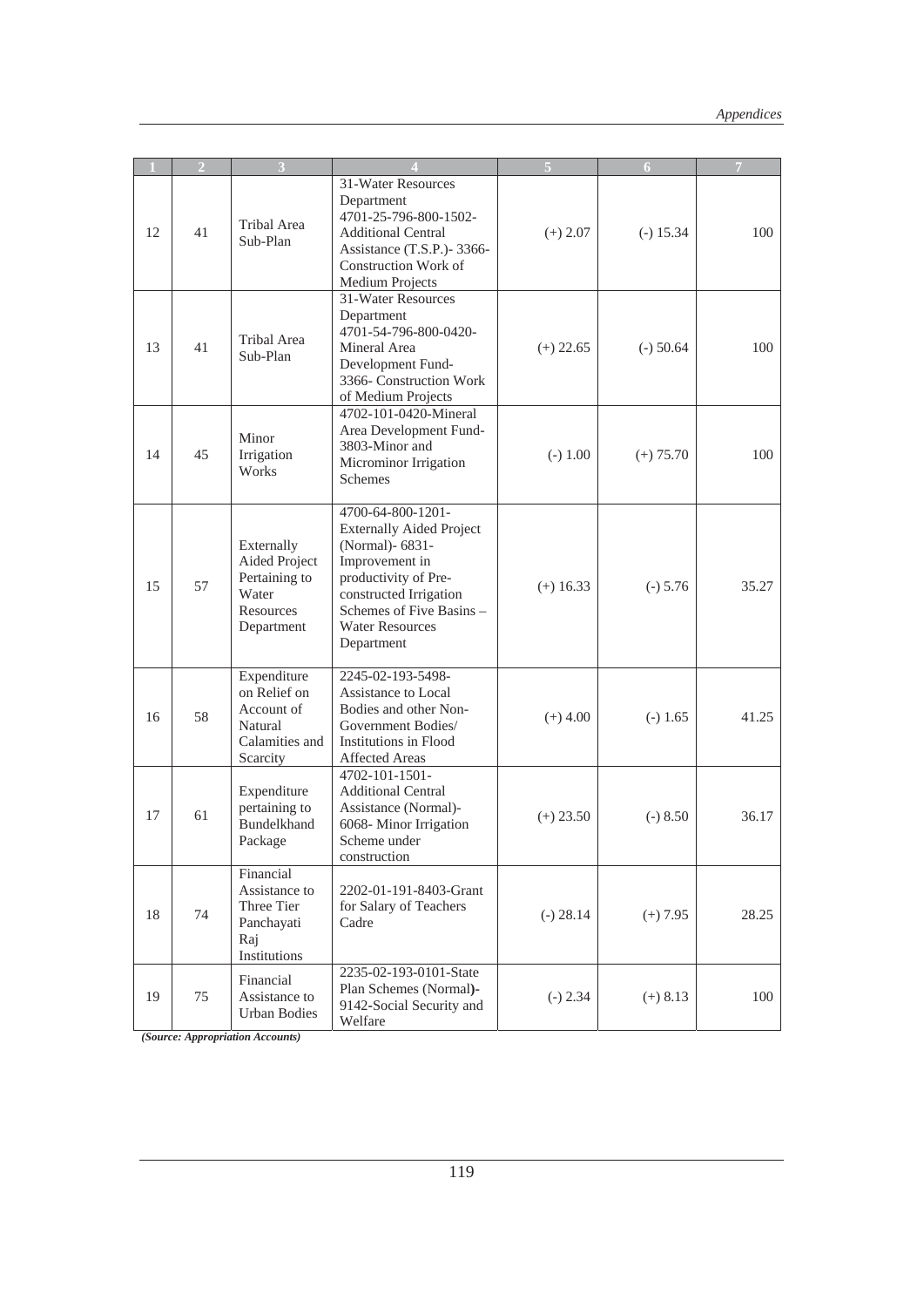| 1 | 2 | 3 | 4 | 5 | 6 | 7 |
|---|---|---|---|---|---|---|
| 12 | 41 | Tribal Area Sub-Plan | 31-Water Resources Department 4701-25-796-800-1502-Additional Central Assistance (T.S.P.)- 3366-Construction Work of Medium Projects | (+) 2.07 | (-) 15.34 | 100 |
| 13 | 41 | Tribal Area Sub-Plan | 31-Water Resources Department 4701-54-796-800-0420-Mineral Area Development Fund-3366- Construction Work of Medium Projects | (+) 22.65 | (-) 50.64 | 100 |
| 14 | 45 | Minor Irrigation Works | 4702-101-0420-Mineral Area Development Fund-3803-Minor and Microminor Irrigation Schemes | (-) 1.00 | (+) 75.70 | 100 |
| 15 | 57 | Externally Aided Project Pertaining to Water Resources Department | 4700-64-800-1201-Externally Aided Project (Normal)- 6831-Improvement in productivity of Pre-constructed Irrigation Schemes of Five Basins – Water Resources Department | (+) 16.33 | (-) 5.76 | 35.27 |
| 16 | 58 | Expenditure on Relief on Account of Natural Calamities and Scarcity | 2245-02-193-5498-Assistance to Local Bodies and other Non-Government Bodies/ Institutions in Flood Affected Areas | (+) 4.00 | (-) 1.65 | 41.25 |
| 17 | 61 | Expenditure pertaining to Bundelkhand Package | 4702-101-1501-Additional Central Assistance (Normal)-6068- Minor Irrigation Scheme under construction | (+) 23.50 | (-) 8.50 | 36.17 |
| 18 | 74 | Financial Assistance to Three Tier Panchayati Raj Institutions | 2202-01-191-8403-Grant for Salary of Teachers Cadre | (-) 28.14 | (+) 7.95 | 28.25 |
| 19 | 75 | Financial Assistance to Urban Bodies | 2235-02-193-0101-State Plan Schemes (Normal)-9142-Social Security and Welfare | (-) 2.34 | (+) 8.13 | 100 |

***(Source: Appropriation Accounts)***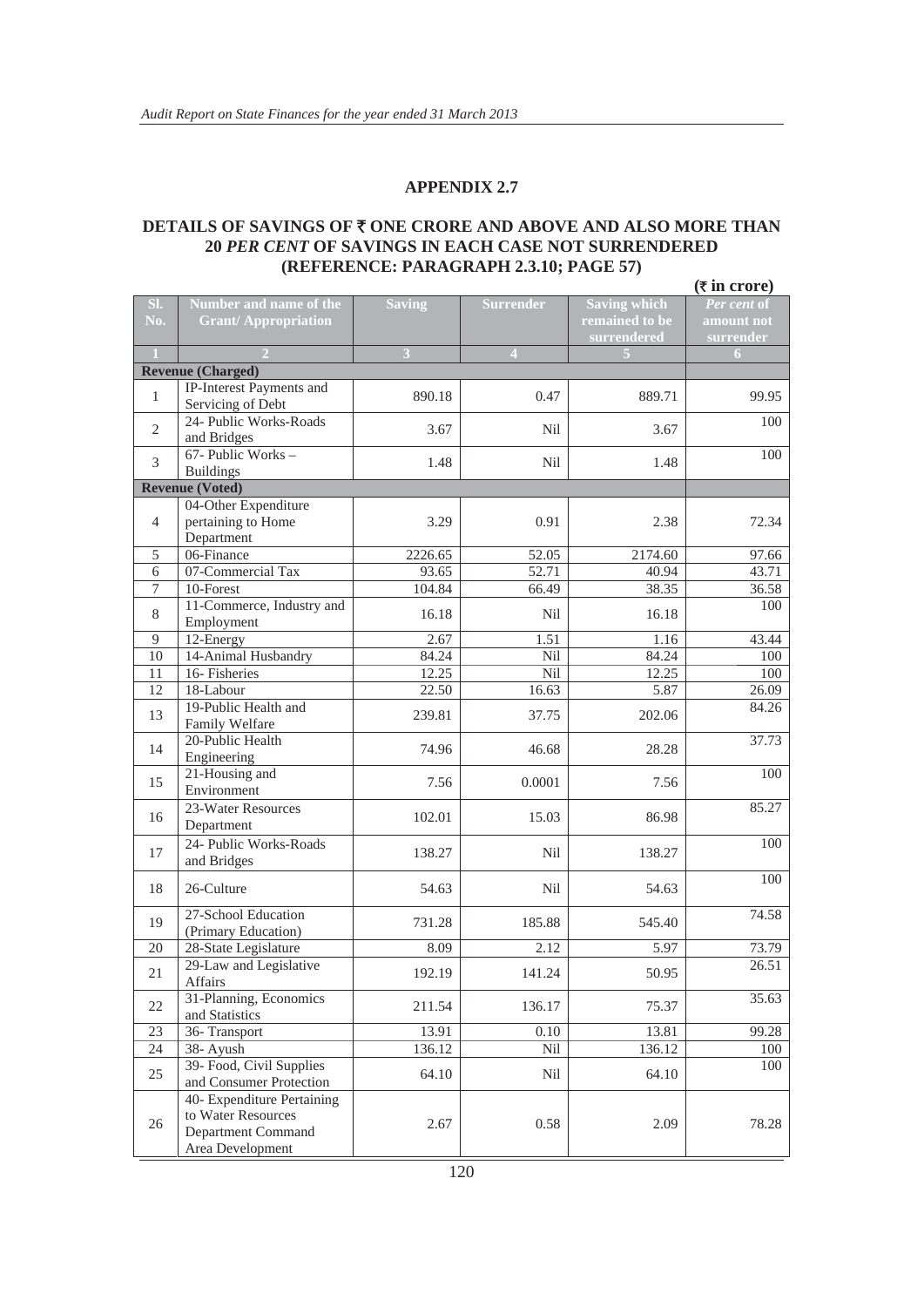## APPENDIX 2.7

### DETAILS OF SAVINGS OF ₹ ONE CRORE AND ABOVE AND ALSO MORE THAN 20 *PER CENT* OF SAVINGS IN EACH CASE NOT SURRENDERED (REFERENCE: PARAGRAPH 2.3.10; PAGE 57)

(₹ in crore)

| Sl. No. | Number and name of the Grant/ Appropriation | Saving | Surrender | Saving which remained to be surrendered | *Per cent* of amount not surrender |
|---|---|---|---|---|---|
| 1 | 2 | 3 | 4 | 5 | 6 |
| **Revenue (Charged)** | | | | | |
| 1 | IP-Interest Payments and Servicing of Debt | 890.18 | 0.47 | 889.71 | 99.95 |
| 2 | 24- Public Works-Roads and Bridges | 3.67 | Nil | 3.67 | 100 |
| 3 | 67- Public Works – Buildings | 1.48 | Nil | 1.48 | 100 |
| **Revenue (Voted)** | | | | | |
| 4 | 04-Other Expenditure pertaining to Home Department | 3.29 | 0.91 | 2.38 | 72.34 |
| 5 | 06-Finance | 2226.65 | 52.05 | 2174.60 | 97.66 |
| 6 | 07-Commercial Tax | 93.65 | 52.71 | 40.94 | 43.71 |
| 7 | 10-Forest | 104.84 | 66.49 | 38.35 | 36.58 |
| 8 | 11-Commerce, Industry and Employment | 16.18 | Nil | 16.18 | 100 |
| 9 | 12-Energy | 2.67 | 1.51 | 1.16 | 43.44 |
| 10 | 14-Animal Husbandry | 84.24 | Nil | 84.24 | 100 |
| 11 | 16- Fisheries | 12.25 | Nil | 12.25 | 100 |
| 12 | 18-Labour | 22.50 | 16.63 | 5.87 | 26.09 |
| 13 | 19-Public Health and Family Welfare | 239.81 | 37.75 | 202.06 | 84.26 |
| 14 | 20-Public Health Engineering | 74.96 | 46.68 | 28.28 | 37.73 |
| 15 | 21-Housing and Environment | 7.56 | 0.0001 | 7.56 | 100 |
| 16 | 23-Water Resources Department | 102.01 | 15.03 | 86.98 | 85.27 |
| 17 | 24- Public Works-Roads and Bridges | 138.27 | Nil | 138.27 | 100 |
| 18 | 26-Culture | 54.63 | Nil | 54.63 | 100 |
| 19 | 27-School Education (Primary Education) | 731.28 | 185.88 | 545.40 | 74.58 |
| 20 | 28-State Legislature | 8.09 | 2.12 | 5.97 | 73.79 |
| 21 | 29-Law and Legislative Affairs | 192.19 | 141.24 | 50.95 | 26.51 |
| 22 | 31-Planning, Economics and Statistics | 211.54 | 136.17 | 75.37 | 35.63 |
| 23 | 36- Transport | 13.91 | 0.10 | 13.81 | 99.28 |
| 24 | 38- Ayush | 136.12 | Nil | 136.12 | 100 |
| 25 | 39- Food, Civil Supplies and Consumer Protection | 64.10 | Nil | 64.10 | 100 |
| 26 | 40- Expenditure Pertaining to Water Resources Department Command Area Development | 2.67 | 0.58 | 2.09 | 78.28 |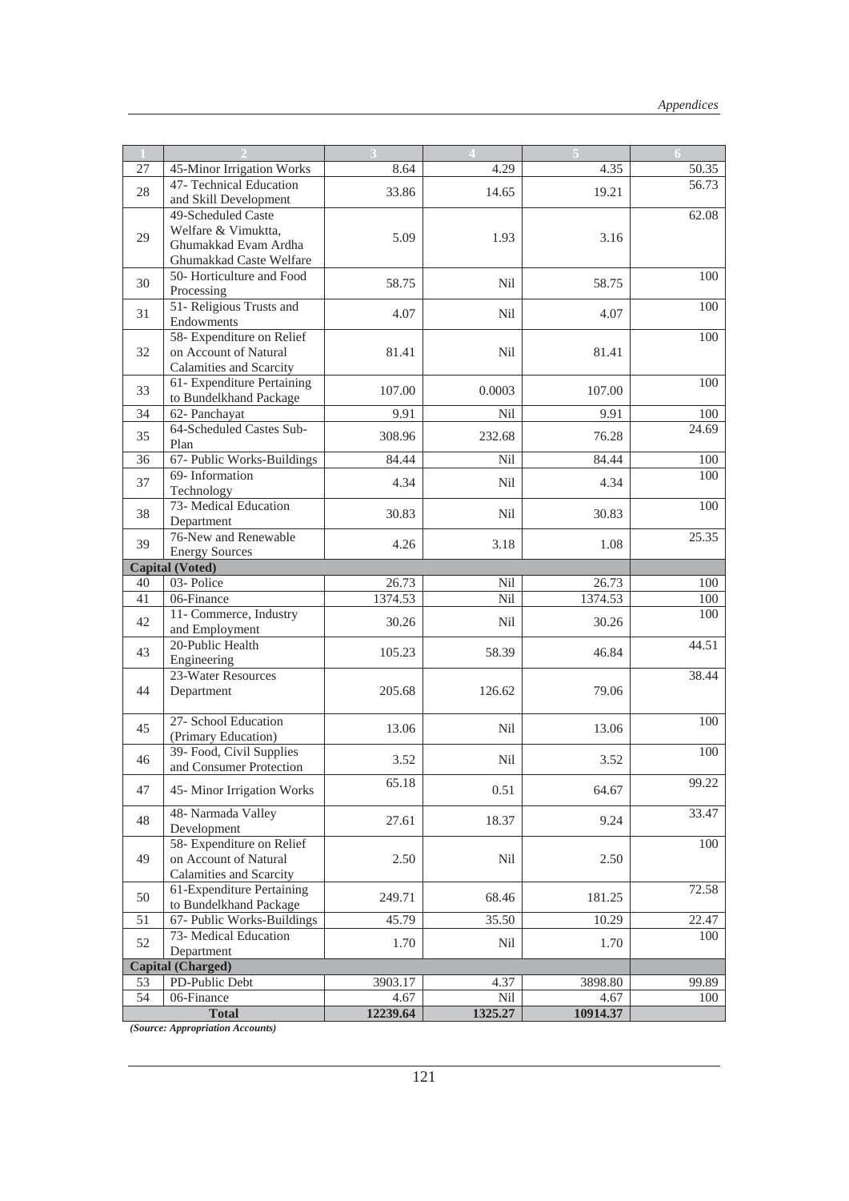| 1 | 2 | 3 | 4 | 5 | 6 |
|---|---|---|---|---|---|
| 27 | 45-Minor Irrigation Works | 8.64 | 4.29 | 4.35 | 50.35 |
| 28 | 47- Technical Education and Skill Development | 33.86 | 14.65 | 19.21 | 56.73 |
| 29 | 49-Scheduled Caste Welfare & Vimuktta, Ghumakkad Evam Ardha Ghumakkad Caste Welfare | 5.09 | 1.93 | 3.16 | 62.08 |
| 30 | 50- Horticulture and Food Processing | 58.75 | Nil | 58.75 | 100 |
| 31 | 51- Religious Trusts and Endowments | 4.07 | Nil | 4.07 | 100 |
| 32 | 58- Expenditure on Relief on Account of Natural Calamities and Scarcity | 81.41 | Nil | 81.41 | 100 |
| 33 | 61- Expenditure Pertaining to Bundelkhand Package | 107.00 | 0.0003 | 107.00 | 100 |
| 34 | 62- Panchayat | 9.91 | Nil | 9.91 | 100 |
| 35 | 64-Scheduled Castes Sub-Plan | 308.96 | 232.68 | 76.28 | 24.69 |
| 36 | 67- Public Works-Buildings | 84.44 | Nil | 84.44 | 100 |
| 37 | 69- Information Technology | 4.34 | Nil | 4.34 | 100 |
| 38 | 73- Medical Education Department | 30.83 | Nil | 30.83 | 100 |
| 39 | 76-New and Renewable Energy Sources | 4.26 | 3.18 | 1.08 | 25.35 |
| **Capital (Voted)** | | | | | |
| 40 | 03- Police | 26.73 | Nil | 26.73 | 100 |
| 41 | 06-Finance | 1374.53 | Nil | 1374.53 | 100 |
| 42 | 11- Commerce, Industry and Employment | 30.26 | Nil | 30.26 | 100 |
| 43 | 20-Public Health Engineering | 105.23 | 58.39 | 46.84 | 44.51 |
| 44 | 23-Water Resources Department | 205.68 | 126.62 | 79.06 | 38.44 |
| 45 | 27- School Education (Primary Education) | 13.06 | Nil | 13.06 | 100 |
| 46 | 39- Food, Civil Supplies and Consumer Protection | 3.52 | Nil | 3.52 | 100 |
| 47 | 45- Minor Irrigation Works | 65.18 | 0.51 | 64.67 | 99.22 |
| 48 | 48- Narmada Valley Development | 27.61 | 18.37 | 9.24 | 33.47 |
| 49 | 58- Expenditure on Relief on Account of Natural Calamities and Scarcity | 2.50 | Nil | 2.50 | 100 |
| 50 | 61-Expenditure Pertaining to Bundelkhand Package | 249.71 | 68.46 | 181.25 | 72.58 |
| 51 | 67- Public Works-Buildings | 45.79 | 35.50 | 10.29 | 22.47 |
| 52 | 73- Medical Education Department | 1.70 | Nil | 1.70 | 100 |
| **Capital (Charged)** | | | | | |
| 53 | PD-Public Debt | 3903.17 | 4.37 | 3898.80 | 99.89 |
| 54 | 06-Finance | 4.67 | Nil | 4.67 | 100 |
| | **Total** | **12239.64** | **1325.27** | **10914.37** | |

*(Source: Appropriation Accounts)*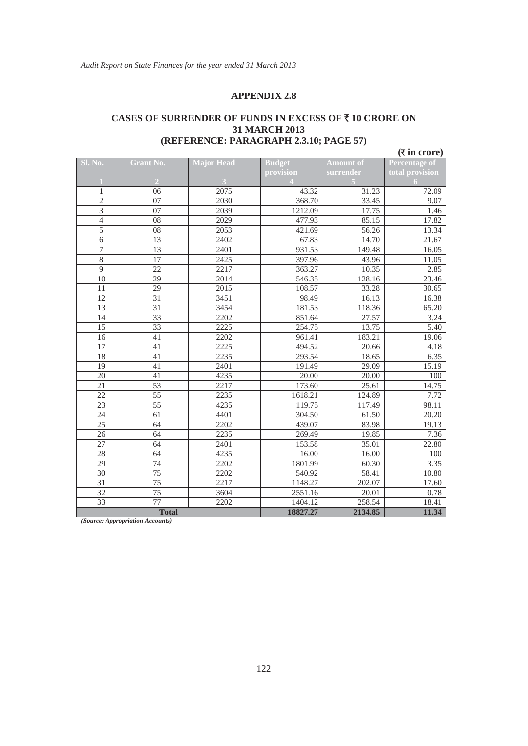## APPENDIX 2.8

### CASES OF SURRENDER OF FUNDS IN EXCESS OF ₹ 10 CRORE ON 31 MARCH 2013
### (REFERENCE: PARAGRAPH 2.3.10; PAGE 57)

(₹ in crore)

| Sl. No. | Grant No. | Major Head | Budget provision | Amount of surrender | Percentage of total provision |
|---|---|---|---|---|---|
| 1 | 2 | 3 | 4 | 5 | 6 |
| 1 | 06 | 2075 | 43.32 | 31.23 | 72.09 |
| 2 | 07 | 2030 | 368.70 | 33.45 | 9.07 |
| 3 | 07 | 2039 | 1212.09 | 17.75 | 1.46 |
| 4 | 08 | 2029 | 477.93 | 85.15 | 17.82 |
| 5 | 08 | 2053 | 421.69 | 56.26 | 13.34 |
| 6 | 13 | 2402 | 67.83 | 14.70 | 21.67 |
| 7 | 13 | 2401 | 931.53 | 149.48 | 16.05 |
| 8 | 17 | 2425 | 397.96 | 43.96 | 11.05 |
| 9 | 22 | 2217 | 363.27 | 10.35 | 2.85 |
| 10 | 29 | 2014 | 546.35 | 128.16 | 23.46 |
| 11 | 29 | 2015 | 108.57 | 33.28 | 30.65 |
| 12 | 31 | 3451 | 98.49 | 16.13 | 16.38 |
| 13 | 31 | 3454 | 181.53 | 118.36 | 65.20 |
| 14 | 33 | 2202 | 851.64 | 27.57 | 3.24 |
| 15 | 33 | 2225 | 254.75 | 13.75 | 5.40 |
| 16 | 41 | 2202 | 961.41 | 183.21 | 19.06 |
| 17 | 41 | 2225 | 494.52 | 20.66 | 4.18 |
| 18 | 41 | 2235 | 293.54 | 18.65 | 6.35 |
| 19 | 41 | 2401 | 191.49 | 29.09 | 15.19 |
| 20 | 41 | 4235 | 20.00 | 20.00 | 100 |
| 21 | 53 | 2217 | 173.60 | 25.61 | 14.75 |
| 22 | 55 | 2235 | 1618.21 | 124.89 | 7.72 |
| 23 | 55 | 4235 | 119.75 | 117.49 | 98.11 |
| 24 | 61 | 4401 | 304.50 | 61.50 | 20.20 |
| 25 | 64 | 2202 | 439.07 | 83.98 | 19.13 |
| 26 | 64 | 2235 | 269.49 | 19.85 | 7.36 |
| 27 | 64 | 2401 | 153.58 | 35.01 | 22.80 |
| 28 | 64 | 4235 | 16.00 | 16.00 | 100 |
| 29 | 74 | 2202 | 1801.99 | 60.30 | 3.35 |
| 30 | 75 | 2202 | 540.92 | 58.41 | 10.80 |
| 31 | 75 | 2217 | 1148.27 | 202.07 | 17.60 |
| 32 | 75 | 3604 | 2551.16 | 20.01 | 0.78 |
| 33 | 77 | 2202 | 1404.12 | 258.54 | 18.41 |
| **Total** | | | **18827.27** | **2134.85** | **11.34** |

*(Source: Appropriation Accounts)*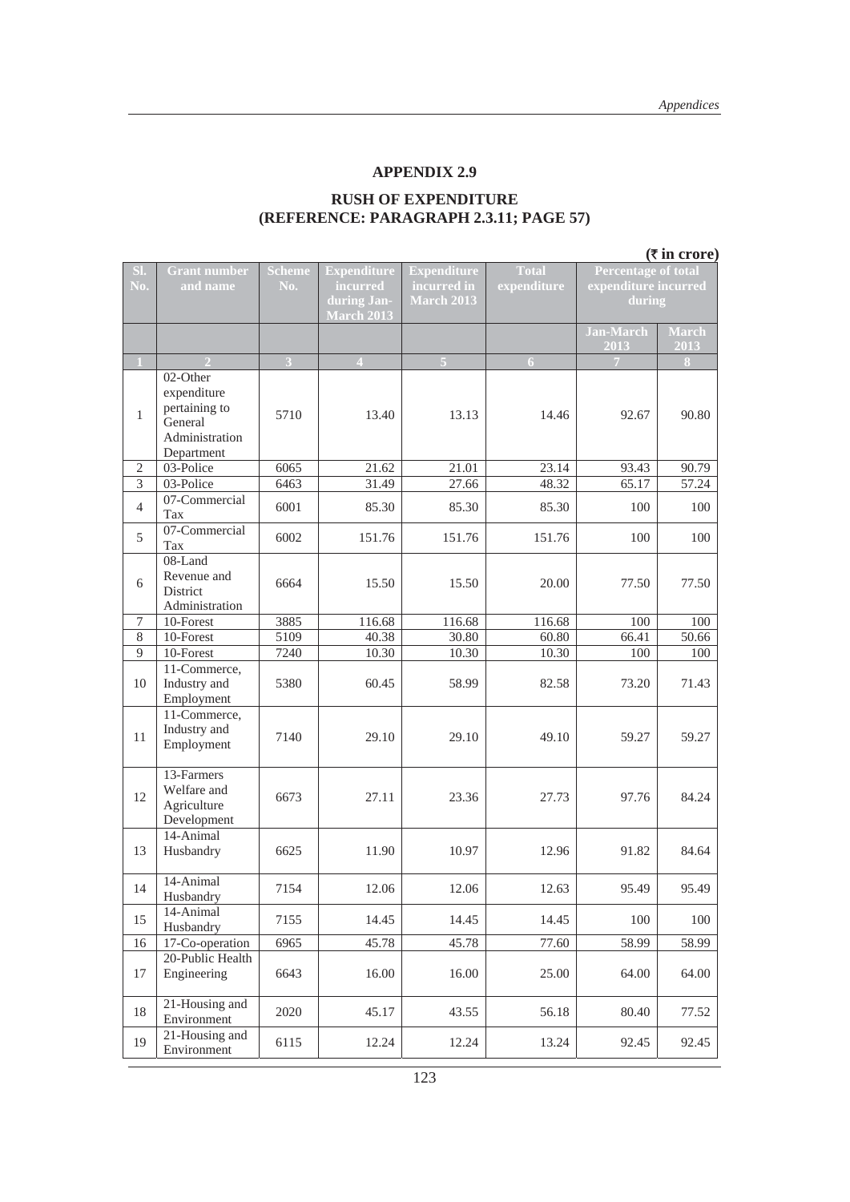## APPENDIX 2.9

### RUSH OF EXPENDITURE
### (REFERENCE: PARAGRAPH 2.3.11; PAGE 57)

(₹ in crore)

| Sl. No. | Grant number and name | Scheme No. | Expenditure incurred during Jan-March 2013 | Expenditure incurred in March 2013 | Total expenditure | Percentage of total expenditure incurred during | |
|---|---|---|---|---|---|---|---|
| | | | | | | Jan-March 2013 | March 2013 |
| 1 | 2 | 3 | 4 | 5 | 6 | 7 | 8 |
| 1 | 02-Other expenditure pertaining to General Administration Department | 5710 | 13.40 | 13.13 | 14.46 | 92.67 | 90.80 |
| 2 | 03-Police | 6065 | 21.62 | 21.01 | 23.14 | 93.43 | 90.79 |
| 3 | 03-Police | 6463 | 31.49 | 27.66 | 48.32 | 65.17 | 57.24 |
| 4 | 07-Commercial Tax | 6001 | 85.30 | 85.30 | 85.30 | 100 | 100 |
| 5 | 07-Commercial Tax | 6002 | 151.76 | 151.76 | 151.76 | 100 | 100 |
| 6 | 08-Land Revenue and District Administration | 6664 | 15.50 | 15.50 | 20.00 | 77.50 | 77.50 |
| 7 | 10-Forest | 3885 | 116.68 | 116.68 | 116.68 | 100 | 100 |
| 8 | 10-Forest | 5109 | 40.38 | 30.80 | 60.80 | 66.41 | 50.66 |
| 9 | 10-Forest | 7240 | 10.30 | 10.30 | 10.30 | 100 | 100 |
| 10 | 11-Commerce, Industry and Employment | 5380 | 60.45 | 58.99 | 82.58 | 73.20 | 71.43 |
| 11 | 11-Commerce, Industry and Employment | 7140 | 29.10 | 29.10 | 49.10 | 59.27 | 59.27 |
| 12 | 13-Farmers Welfare and Agriculture Development | 6673 | 27.11 | 23.36 | 27.73 | 97.76 | 84.24 |
| 13 | 14-Animal Husbandry | 6625 | 11.90 | 10.97 | 12.96 | 91.82 | 84.64 |
| 14 | 14-Animal Husbandry | 7154 | 12.06 | 12.06 | 12.63 | 95.49 | 95.49 |
| 15 | 14-Animal Husbandry | 7155 | 14.45 | 14.45 | 14.45 | 100 | 100 |
| 16 | 17-Co-operation | 6965 | 45.78 | 45.78 | 77.60 | 58.99 | 58.99 |
| 17 | 20-Public Health Engineering | 6643 | 16.00 | 16.00 | 25.00 | 64.00 | 64.00 |
| 18 | 21-Housing and Environment | 2020 | 45.17 | 43.55 | 56.18 | 80.40 | 77.52 |
| 19 | 21-Housing and Environment | 6115 | 12.24 | 12.24 | 13.24 | 92.45 | 92.45 |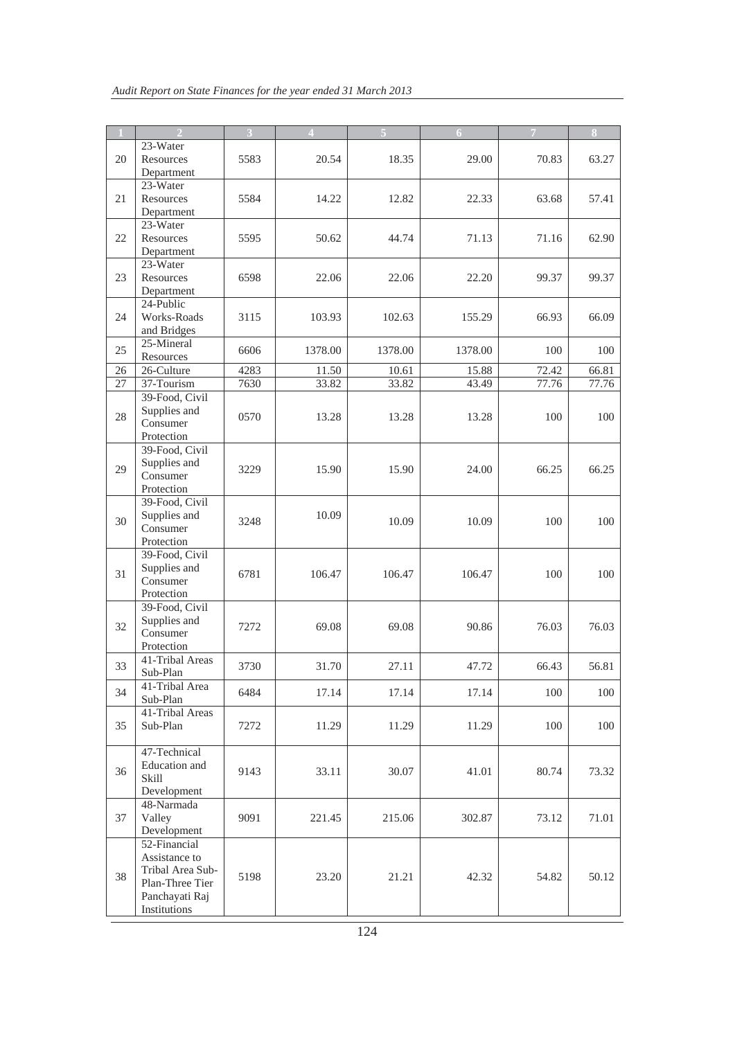| 1 | 2 | 3 | 4 | 5 | 6 | 7 | 8 |
|---|---|---|---|---|---|---|---|
| 20 | 23-Water Resources Department | 5583 | 20.54 | 18.35 | 29.00 | 70.83 | 63.27 |
| 21 | 23-Water Resources Department | 5584 | 14.22 | 12.82 | 22.33 | 63.68 | 57.41 |
| 22 | 23-Water Resources Department | 5595 | 50.62 | 44.74 | 71.13 | 71.16 | 62.90 |
| 23 | 23-Water Resources Department | 6598 | 22.06 | 22.06 | 22.20 | 99.37 | 99.37 |
| 24 | 24-Public Works-Roads and Bridges | 3115 | 103.93 | 102.63 | 155.29 | 66.93 | 66.09 |
| 25 | 25-Mineral Resources | 6606 | 1378.00 | 1378.00 | 1378.00 | 100 | 100 |
| 26 | 26-Culture | 4283 | 11.50 | 10.61 | 15.88 | 72.42 | 66.81 |
| 27 | 37-Tourism | 7630 | 33.82 | 33.82 | 43.49 | 77.76 | 77.76 |
| 28 | 39-Food, Civil Supplies and Consumer Protection | 0570 | 13.28 | 13.28 | 13.28 | 100 | 100 |
| 29 | 39-Food, Civil Supplies and Consumer Protection | 3229 | 15.90 | 15.90 | 24.00 | 66.25 | 66.25 |
| 30 | 39-Food, Civil Supplies and Consumer Protection | 3248 | 10.09 | 10.09 | 10.09 | 100 | 100 |
| 31 | 39-Food, Civil Supplies and Consumer Protection | 6781 | 106.47 | 106.47 | 106.47 | 100 | 100 |
| 32 | 39-Food, Civil Supplies and Consumer Protection | 7272 | 69.08 | 69.08 | 90.86 | 76.03 | 76.03 |
| 33 | 41-Tribal Areas Sub-Plan | 3730 | 31.70 | 27.11 | 47.72 | 66.43 | 56.81 |
| 34 | 41-Tribal Area Sub-Plan | 6484 | 17.14 | 17.14 | 17.14 | 100 | 100 |
| 35 | 41-Tribal Areas Sub-Plan | 7272 | 11.29 | 11.29 | 11.29 | 100 | 100 |
| 36 | 47-Technical Education and Skill Development | 9143 | 33.11 | 30.07 | 41.01 | 80.74 | 73.32 |
| 37 | 48-Narmada Valley Development | 9091 | 221.45 | 215.06 | 302.87 | 73.12 | 71.01 |
| 38 | 52-Financial Assistance to Tribal Area Sub-Plan-Three Tier Panchayati Raj Institutions | 5198 | 23.20 | 21.21 | 42.32 | 54.82 | 50.12 |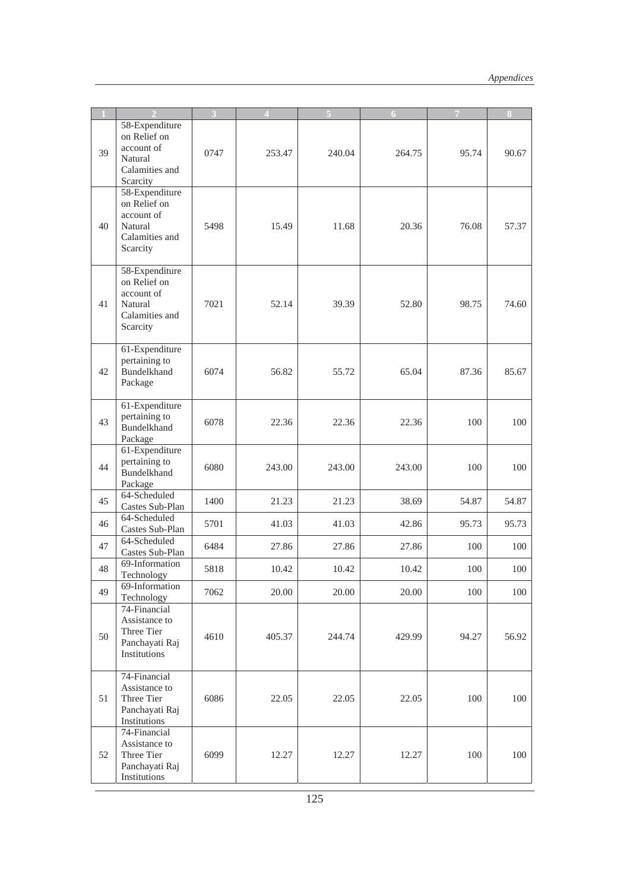| 1 | 2 | 3 | 4 | 5 | 6 | 7 | 8 |
|---|---|---|---|---|---|---|---|
| 39 | 58-Expenditure on Relief on account of Natural Calamities and Scarcity | 0747 | 253.47 | 240.04 | 264.75 | 95.74 | 90.67 |
| 40 | 58-Expenditure on Relief on account of Natural Calamities and Scarcity | 5498 | 15.49 | 11.68 | 20.36 | 76.08 | 57.37 |
| 41 | 58-Expenditure on Relief on account of Natural Calamities and Scarcity | 7021 | 52.14 | 39.39 | 52.80 | 98.75 | 74.60 |
| 42 | 61-Expenditure pertaining to Bundelkhand Package | 6074 | 56.82 | 55.72 | 65.04 | 87.36 | 85.67 |
| 43 | 61-Expenditure pertaining to Bundelkhand Package | 6078 | 22.36 | 22.36 | 22.36 | 100 | 100 |
| 44 | 61-Expenditure pertaining to Bundelkhand Package | 6080 | 243.00 | 243.00 | 243.00 | 100 | 100 |
| 45 | 64-Scheduled Castes Sub-Plan | 1400 | 21.23 | 21.23 | 38.69 | 54.87 | 54.87 |
| 46 | 64-Scheduled Castes Sub-Plan | 5701 | 41.03 | 41.03 | 42.86 | 95.73 | 95.73 |
| 47 | 64-Scheduled Castes Sub-Plan | 6484 | 27.86 | 27.86 | 27.86 | 100 | 100 |
| 48 | 69-Information Technology | 5818 | 10.42 | 10.42 | 10.42 | 100 | 100 |
| 49 | 69-Information Technology | 7062 | 20.00 | 20.00 | 20.00 | 100 | 100 |
| 50 | 74-Financial Assistance to Three Tier Panchayati Raj Institutions | 4610 | 405.37 | 244.74 | 429.99 | 94.27 | 56.92 |
| 51 | 74-Financial Assistance to Three Tier Panchayati Raj Institutions | 6086 | 22.05 | 22.05 | 22.05 | 100 | 100 |
| 52 | 74-Financial Assistance to Three Tier Panchayati Raj Institutions | 6099 | 12.27 | 12.27 | 12.27 | 100 | 100 |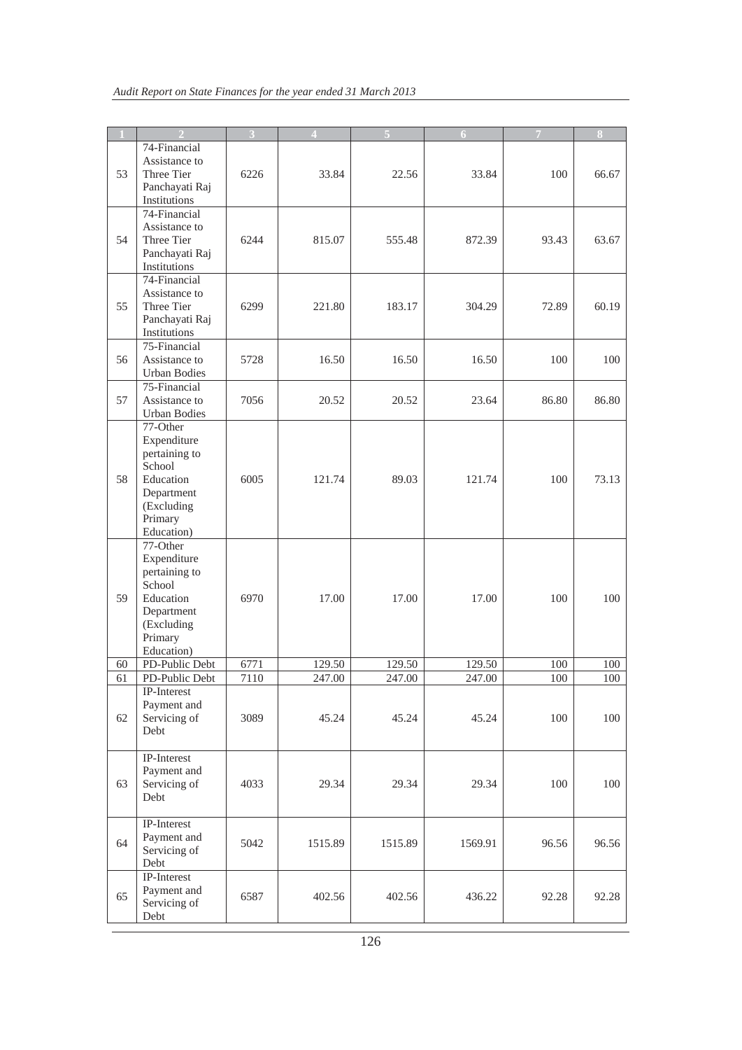| 1 | 2 | 3 | 4 | 5 | 6 | 7 | 8 |
|---|---|---|---|---|---|---|---|
| 53 | 74-Financial Assistance to Three Tier Panchayati Raj Institutions | 6226 | 33.84 | 22.56 | 33.84 | 100 | 66.67 |
| 54 | 74-Financial Assistance to Three Tier Panchayati Raj Institutions | 6244 | 815.07 | 555.48 | 872.39 | 93.43 | 63.67 |
| 55 | 74-Financial Assistance to Three Tier Panchayati Raj Institutions | 6299 | 221.80 | 183.17 | 304.29 | 72.89 | 60.19 |
| 56 | 75-Financial Assistance to Urban Bodies | 5728 | 16.50 | 16.50 | 16.50 | 100 | 100 |
| 57 | 75-Financial Assistance to Urban Bodies | 7056 | 20.52 | 20.52 | 23.64 | 86.80 | 86.80 |
| 58 | 77-Other Expenditure pertaining to School Education Department (Excluding Primary Education) | 6005 | 121.74 | 89.03 | 121.74 | 100 | 73.13 |
| 59 | 77-Other Expenditure pertaining to School Education Department (Excluding Primary Education) | 6970 | 17.00 | 17.00 | 17.00 | 100 | 100 |
| 60 | PD-Public Debt | 6771 | 129.50 | 129.50 | 129.50 | 100 | 100 |
| 61 | PD-Public Debt | 7110 | 247.00 | 247.00 | 247.00 | 100 | 100 |
| 62 | IP-Interest Payment and Servicing of Debt | 3089 | 45.24 | 45.24 | 45.24 | 100 | 100 |
| 63 | IP-Interest Payment and Servicing of Debt | 4033 | 29.34 | 29.34 | 29.34 | 100 | 100 |
| 64 | IP-Interest Payment and Servicing of Debt | 5042 | 1515.89 | 1515.89 | 1569.91 | 96.56 | 96.56 |
| 65 | IP-Interest Payment and Servicing of Debt | 6587 | 402.56 | 402.56 | 436.22 | 92.28 | 92.28 |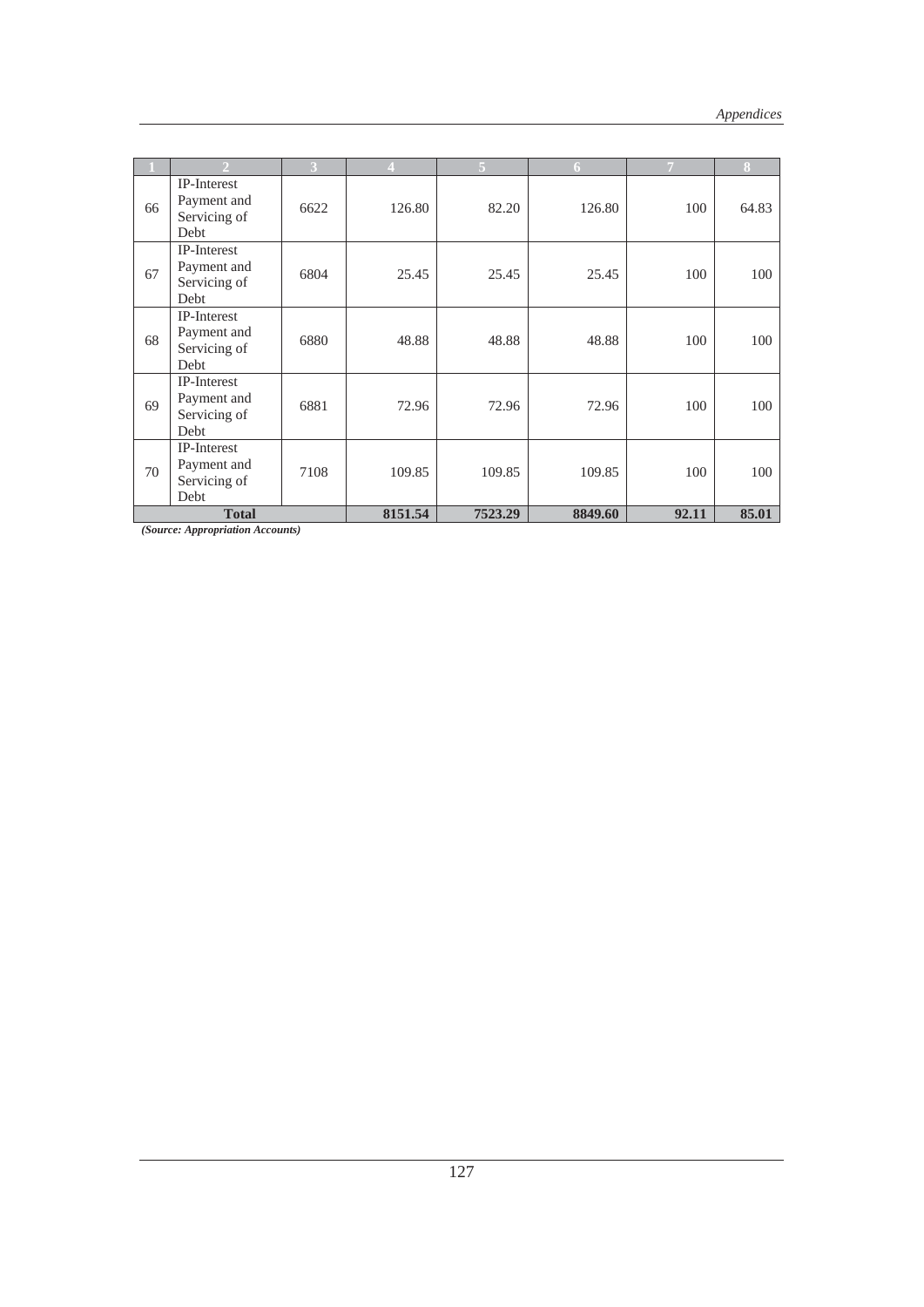| 1 | 2 | 3 | 4 | 5 | 6 | 7 | 8 |
|---|---|---|---|---|---|---|---|
| 66 | IP-Interest Payment and Servicing of Debt | 6622 | 126.80 | 82.20 | 126.80 | 100 | 64.83 |
| 67 | IP-Interest Payment and Servicing of Debt | 6804 | 25.45 | 25.45 | 25.45 | 100 | 100 |
| 68 | IP-Interest Payment and Servicing of Debt | 6880 | 48.88 | 48.88 | 48.88 | 100 | 100 |
| 69 | IP-Interest Payment and Servicing of Debt | 6881 | 72.96 | 72.96 | 72.96 | 100 | 100 |
| 70 | IP-Interest Payment and Servicing of Debt | 7108 | 109.85 | 109.85 | 109.85 | 100 | 100 |
| **Total** | | | **8151.54** | **7523.29** | **8849.60** | **92.11** | **85.01** |

***(Source: Appropriation Accounts)***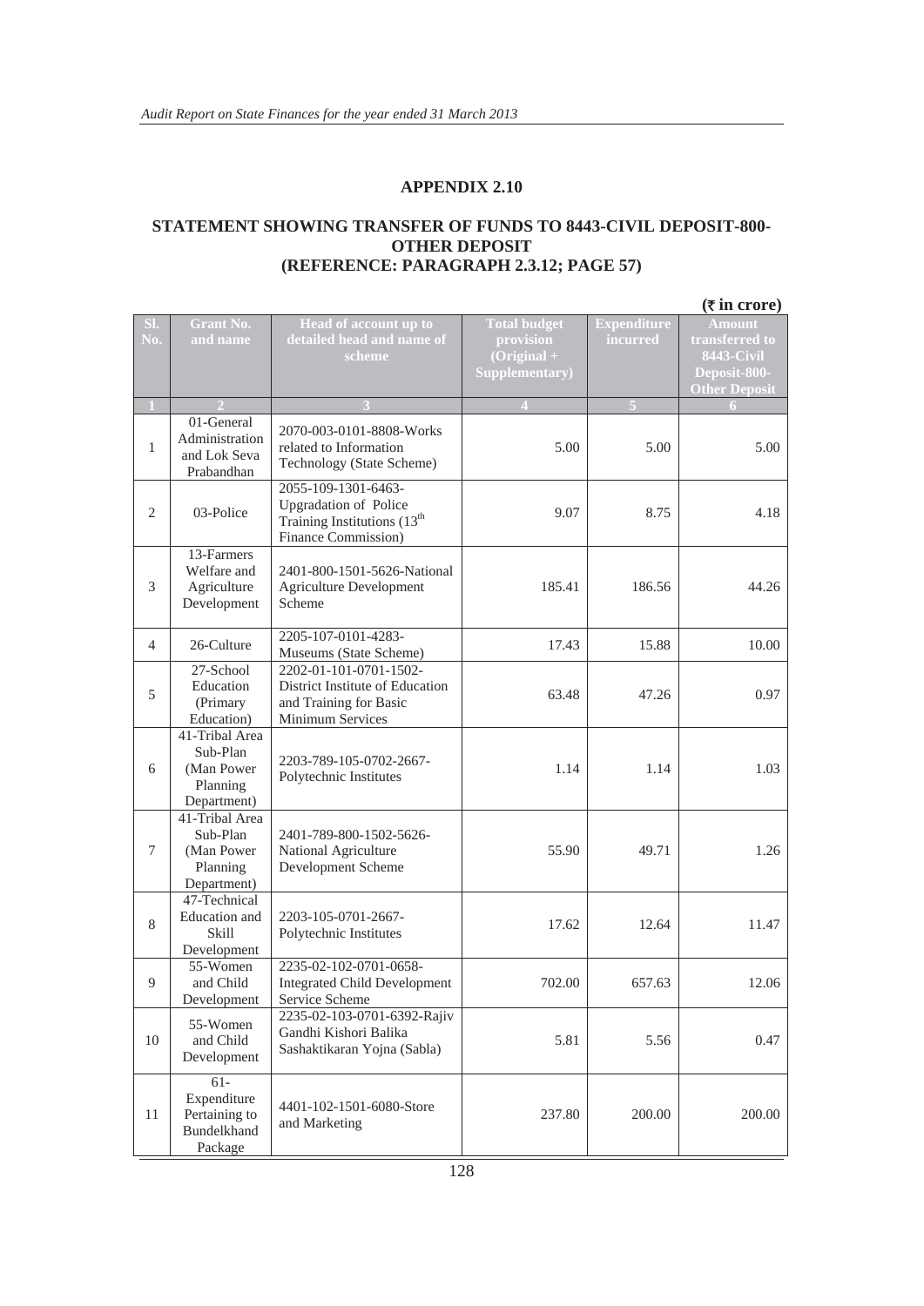## APPENDIX 2.10

### STATEMENT SHOWING TRANSFER OF FUNDS TO 8443-CIVIL DEPOSIT-800-OTHER DEPOSIT
### (REFERENCE: PARAGRAPH 2.3.12; PAGE 57)

(₹ in crore)

| Sl. No. | Grant No. and name | Head of account up to detailed head and name of scheme | Total budget provision (Original + Supplementary) | Expenditure incurred | Amount transferred to 8443-Civil Deposit-800-Other Deposit |
|---|---|---|---|---|---|
| 1 | 2 | 3 | 4 | 5 | 6 |
| 1 | 01-General Administration and Lok Seva Prabandhan | 2070-003-0101-8808-Works related to Information Technology (State Scheme) | 5.00 | 5.00 | 5.00 |
| 2 | 03-Police | 2055-109-1301-6463-Upgradation of Police Training Institutions (13th Finance Commission) | 9.07 | 8.75 | 4.18 |
| 3 | 13-Farmers Welfare and Agriculture Development | 2401-800-1501-5626-National Agriculture Development Scheme | 185.41 | 186.56 | 44.26 |
| 4 | 26-Culture | 2205-107-0101-4283-Museums (State Scheme) | 17.43 | 15.88 | 10.00 |
| 5 | 27-School Education (Primary Education) | 2202-01-101-0701-1502-District Institute of Education and Training for Basic Minimum Services | 63.48 | 47.26 | 0.97 |
| 6 | 41-Tribal Area Sub-Plan (Man Power Planning Department) | 2203-789-105-0702-2667-Polytechnic Institutes | 1.14 | 1.14 | 1.03 |
| 7 | 41-Tribal Area Sub-Plan (Man Power Planning Department) | 2401-789-800-1502-5626-National Agriculture Development Scheme | 55.90 | 49.71 | 1.26 |
| 8 | 47-Technical Education and Skill Development | 2203-105-0701-2667-Polytechnic Institutes | 17.62 | 12.64 | 11.47 |
| 9 | 55-Women and Child Development | 2235-02-102-0701-0658-Integrated Child Development Service Scheme | 702.00 | 657.63 | 12.06 |
| 10 | 55-Women and Child Development | 2235-02-103-0701-6392-Rajiv Gandhi Kishori Balika Sashaktikaran Yojna (Sabla) | 5.81 | 5.56 | 0.47 |
| 11 | 61-Expenditure Pertaining to Bundelkhand Package | 4401-102-1501-6080-Store and Marketing | 237.80 | 200.00 | 200.00 |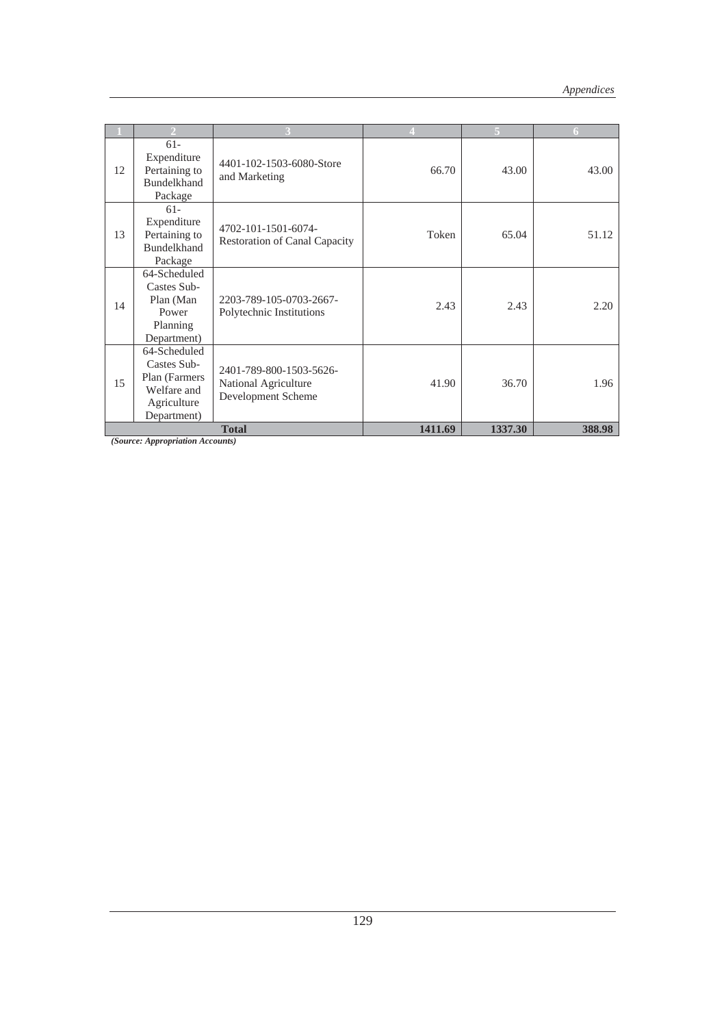| 1 | 2 | 3 | 4 | 5 | 6 |
|---|---|---|---|---|---|
| 12 | 61-Expenditure Pertaining to Bundelkhand Package | 4401-102-1503-6080-Store and Marketing | 66.70 | 43.00 | 43.00 |
| 13 | 61-Expenditure Pertaining to Bundelkhand Package | 4702-101-1501-6074-Restoration of Canal Capacity | Token | 65.04 | 51.12 |
| 14 | 64-Scheduled Castes Sub-Plan (Man Power Planning Department) | 2203-789-105-0703-2667-Polytechnic Institutions | 2.43 | 2.43 | 2.20 |
| 15 | 64-Scheduled Castes Sub-Plan (Farmers Welfare and Agriculture Department) | 2401-789-800-1503-5626-National Agriculture Development Scheme | 41.90 | 36.70 | 1.96 |
| | | **Total** | **1411.69** | **1337.30** | **388.98** |

***(Source: Appropriation Accounts)***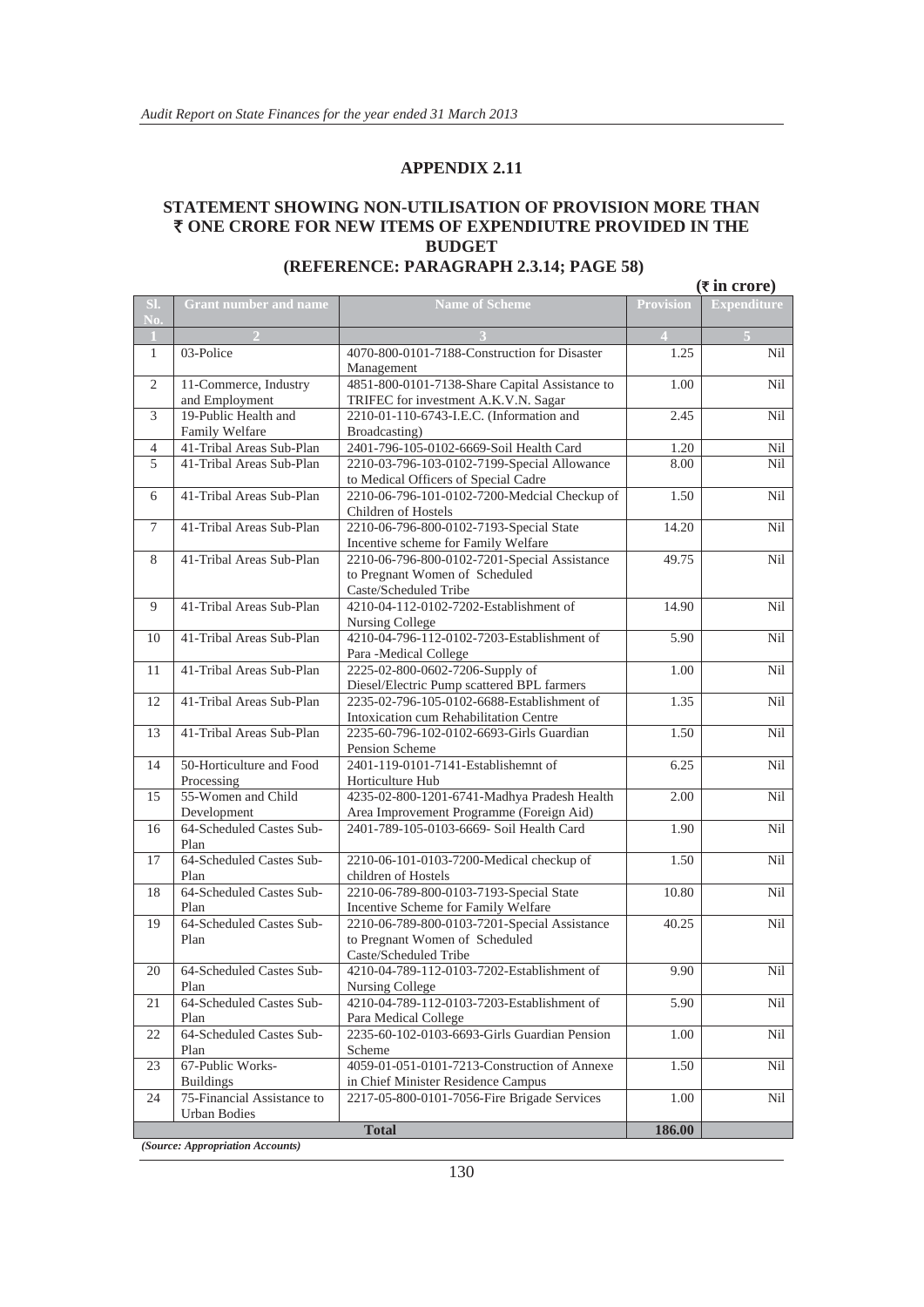## APPENDIX 2.11

## STATEMENT SHOWING NON-UTILISATION OF PROVISION MORE THAN ₹ ONE CRORE FOR NEW ITEMS OF EXPENDIUTRE PROVIDED IN THE BUDGET
## (REFERENCE: PARAGRAPH 2.3.14; PAGE 58)

**(₹ in crore)**

| Sl. No. | Grant number and name | Name of Scheme | Provision | Expenditure |
|---|---|---|---|---|
| 1 | 2 | 3 | 4 | 5 |
| 1 | 03-Police | 4070-800-0101-7188-Construction for Disaster Management | 1.25 | Nil |
| 2 | 11-Commerce, Industry and Employment | 4851-800-0101-7138-Share Capital Assistance to TRIFEC for investment A.K.V.N. Sagar | 1.00 | Nil |
| 3 | 19-Public Health and Family Welfare | 2210-01-110-6743-I.E.C. (Information and Broadcasting) | 2.45 | Nil |
| 4 | 41-Tribal Areas Sub-Plan | 2401-796-105-0102-6669-Soil Health Card | 1.20 | Nil |
| 5 | 41-Tribal Areas Sub-Plan | 2210-03-796-103-0102-7199-Special Allowance to Medical Officers of Special Cadre | 8.00 | Nil |
| 6 | 41-Tribal Areas Sub-Plan | 2210-06-796-101-0102-7200-Medcial Checkup of Children of Hostels | 1.50 | Nil |
| 7 | 41-Tribal Areas Sub-Plan | 2210-06-796-800-0102-7193-Special State Incentive scheme for Family Welfare | 14.20 | Nil |
| 8 | 41-Tribal Areas Sub-Plan | 2210-06-796-800-0102-7201-Special Assistance to Pregnant Women of Scheduled Caste/Scheduled Tribe | 49.75 | Nil |
| 9 | 41-Tribal Areas Sub-Plan | 4210-04-112-0102-7202-Establishment of Nursing College | 14.90 | Nil |
| 10 | 41-Tribal Areas Sub-Plan | 4210-04-796-112-0102-7203-Establishment of Para -Medical College | 5.90 | Nil |
| 11 | 41-Tribal Areas Sub-Plan | 2225-02-800-0602-7206-Supply of Diesel/Electric Pump scattered BPL farmers | 1.00 | Nil |
| 12 | 41-Tribal Areas Sub-Plan | 2235-02-796-105-0102-6688-Establishment of Intoxication cum Rehabilitation Centre | 1.35 | Nil |
| 13 | 41-Tribal Areas Sub-Plan | 2235-60-796-102-0102-6693-Girls Guardian Pension Scheme | 1.50 | Nil |
| 14 | 50-Horticulture and Food Processing | 2401-119-0101-7141-Establishemnt of Horticulture Hub | 6.25 | Nil |
| 15 | 55-Women and Child Development | 4235-02-800-1201-6741-Madhya Pradesh Health Area Improvement Programme (Foreign Aid) | 2.00 | Nil |
| 16 | 64-Scheduled Castes Sub-Plan | 2401-789-105-0103-6669- Soil Health Card | 1.90 | Nil |
| 17 | 64-Scheduled Castes Sub-Plan | 2210-06-101-0103-7200-Medical checkup of children of Hostels | 1.50 | Nil |
| 18 | 64-Scheduled Castes Sub-Plan | 2210-06-789-800-0103-7193-Special State Incentive Scheme for Family Welfare | 10.80 | Nil |
| 19 | 64-Scheduled Castes Sub-Plan | 2210-06-789-800-0103-7201-Special Assistance to Pregnant Women of Scheduled Caste/Scheduled Tribe | 40.25 | Nil |
| 20 | 64-Scheduled Castes Sub-Plan | 4210-04-789-112-0103-7202-Establishment of Nursing College | 9.90 | Nil |
| 21 | 64-Scheduled Castes Sub-Plan | 4210-04-789-112-0103-7203-Establishment of Para Medical College | 5.90 | Nil |
| 22 | 64-Scheduled Castes Sub-Plan | 2235-60-102-0103-6693-Girls Guardian Pension Scheme | 1.00 | Nil |
| 23 | 67-Public Works-Buildings | 4059-01-051-0101-7213-Construction of Annexe in Chief Minister Residence Campus | 1.50 | Nil |
| 24 | 75-Financial Assistance to Urban Bodies | 2217-05-800-0101-7056-Fire Brigade Services | 1.00 | Nil |
| | | **Total** | **186.00** | |

*(Source: Appropriation Accounts)*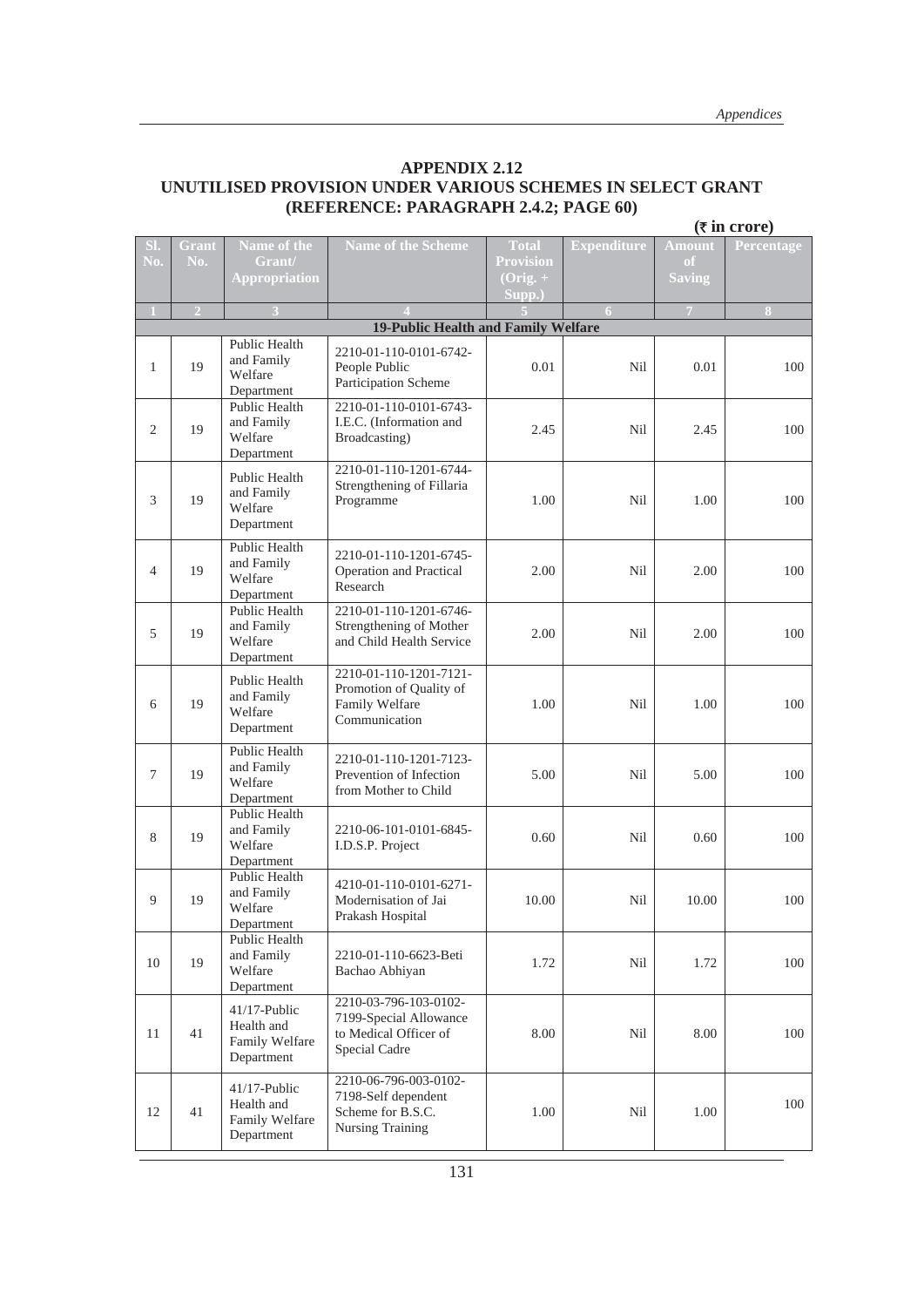## APPENDIX 2.12
## UNUTILISED PROVISION UNDER VARIOUS SCHEMES IN SELECT GRANT
## (REFERENCE: PARAGRAPH 2.4.2; PAGE 60)

**(₹ in crore)**

| Sl. No. | Grant No. | Name of the Grant/ Appropriation | Name of the Scheme | Total Provision (Orig. + Supp.) | Expenditure | Amount of Saving | Percentage |
|---|---|---|---|---|---|---|---|
| 1 | 2 | 3 | 4 | 5 | 6 | 7 | 8 |
| **19-Public Health and Family Welfare** | | | | | | | |
| 1 | 19 | Public Health and Family Welfare Department | 2210-01-110-0101-6742-People Public Participation Scheme | 0.01 | Nil | 0.01 | 100 |
| 2 | 19 | Public Health and Family Welfare Department | 2210-01-110-0101-6743-I.E.C. (Information and Broadcasting) | 2.45 | Nil | 2.45 | 100 |
| 3 | 19 | Public Health and Family Welfare Department | 2210-01-110-1201-6744-Strengthening of Fillaria Programme | 1.00 | Nil | 1.00 | 100 |
| 4 | 19 | Public Health and Family Welfare Department | 2210-01-110-1201-6745-Operation and Practical Research | 2.00 | Nil | 2.00 | 100 |
| 5 | 19 | Public Health and Family Welfare Department | 2210-01-110-1201-6746-Strengthening of Mother and Child Health Service | 2.00 | Nil | 2.00 | 100 |
| 6 | 19 | Public Health and Family Welfare Department | 2210-01-110-1201-7121-Promotion of Quality of Family Welfare Communication | 1.00 | Nil | 1.00 | 100 |
| 7 | 19 | Public Health and Family Welfare Department | 2210-01-110-1201-7123-Prevention of Infection from Mother to Child | 5.00 | Nil | 5.00 | 100 |
| 8 | 19 | Public Health and Family Welfare Department | 2210-06-101-0101-6845-I.D.S.P. Project | 0.60 | Nil | 0.60 | 100 |
| 9 | 19 | Public Health and Family Welfare Department | 4210-01-110-0101-6271-Modernisation of Jai Prakash Hospital | 10.00 | Nil | 10.00 | 100 |
| 10 | 19 | Public Health and Family Welfare Department | 2210-01-110-6623-Beti Bachao Abhiyan | 1.72 | Nil | 1.72 | 100 |
| 11 | 41 | 41/17-Public Health and Family Welfare Department | 2210-03-796-103-0102-7199-Special Allowance to Medical Officer of Special Cadre | 8.00 | Nil | 8.00 | 100 |
| 12 | 41 | 41/17-Public Health and Family Welfare Department | 2210-06-796-003-0102-7198-Self dependent Scheme for B.S.C. Nursing Training | 1.00 | Nil | 1.00 | 100 |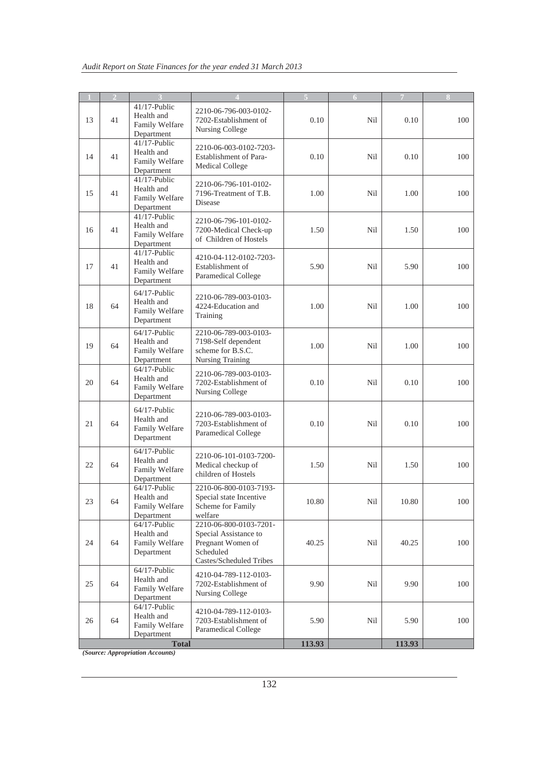| 1 | 2 | 3 | 4 | 5 | 6 | 7 | 8 |
|---|---|---|---|---|---|---|---|
| 13 | 41 | 41/17-Public Health and Family Welfare Department | 2210-06-796-003-0102-7202-Establishment of Nursing College | 0.10 | Nil | 0.10 | 100 |
| 14 | 41 | 41/17-Public Health and Family Welfare Department | 2210-06-003-0102-7203-Establishment of Para-Medical College | 0.10 | Nil | 0.10 | 100 |
| 15 | 41 | 41/17-Public Health and Family Welfare Department | 2210-06-796-101-0102-7196-Treatment of T.B. Disease | 1.00 | Nil | 1.00 | 100 |
| 16 | 41 | 41/17-Public Health and Family Welfare Department | 2210-06-796-101-0102-7200-Medical Check-up of Children of Hostels | 1.50 | Nil | 1.50 | 100 |
| 17 | 41 | 41/17-Public Health and Family Welfare Department | 4210-04-112-0102-7203-Establishment of Paramedical College | 5.90 | Nil | 5.90 | 100 |
| 18 | 64 | 64/17-Public Health and Family Welfare Department | 2210-06-789-003-0103-4224-Education and Training | 1.00 | Nil | 1.00 | 100 |
| 19 | 64 | 64/17-Public Health and Family Welfare Department | 2210-06-789-003-0103-7198-Self dependent scheme for B.S.C. Nursing Training | 1.00 | Nil | 1.00 | 100 |
| 20 | 64 | 64/17-Public Health and Family Welfare Department | 2210-06-789-003-0103-7202-Establishment of Nursing College | 0.10 | Nil | 0.10 | 100 |
| 21 | 64 | 64/17-Public Health and Family Welfare Department | 2210-06-789-003-0103-7203-Establishment of Paramedical College | 0.10 | Nil | 0.10 | 100 |
| 22 | 64 | 64/17-Public Health and Family Welfare Department | 2210-06-101-0103-7200-Medical checkup of children of Hostels | 1.50 | Nil | 1.50 | 100 |
| 23 | 64 | 64/17-Public Health and Family Welfare Department | 2210-06-800-0103-7193-Special state Incentive Scheme for Family welfare | 10.80 | Nil | 10.80 | 100 |
| 24 | 64 | 64/17-Public Health and Family Welfare Department | 2210-06-800-0103-7201-Special Assistance to Pregnant Women of Scheduled Castes/Scheduled Tribes | 40.25 | Nil | 40.25 | 100 |
| 25 | 64 | 64/17-Public Health and Family Welfare Department | 4210-04-789-112-0103-7202-Establishment of Nursing College | 9.90 | Nil | 9.90 | 100 |
| 26 | 64 | 64/17-Public Health and Family Welfare Department | 4210-04-789-112-0103-7203-Establishment of Paramedical College | 5.90 | Nil | 5.90 | 100 |
| **Total** | | | | **113.93** | | **113.93** | |

*(Source: Appropriation Accounts)*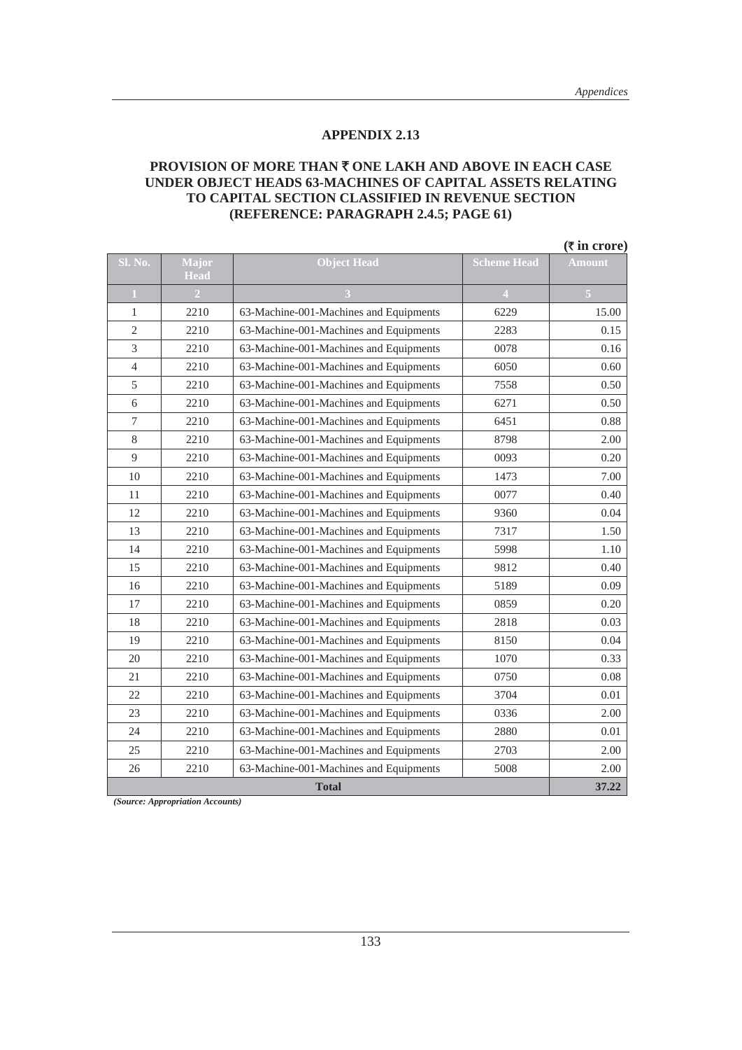# APPENDIX 2.13

## PROVISION OF MORE THAN ₹ ONE LAKH AND ABOVE IN EACH CASE UNDER OBJECT HEADS 63-MACHINES OF CAPITAL ASSETS RELATING TO CAPITAL SECTION CLASSIFIED IN REVENUE SECTION (REFERENCE: PARAGRAPH 2.4.5; PAGE 61)

(₹ in crore)

| Sl. No. | Major Head | Object Head | Scheme Head | Amount |
|---|---|---|---|---|
| 1 | 2 | 3 | 4 | 5 |
| 1 | 2210 | 63-Machine-001-Machines and Equipments | 6229 | 15.00 |
| 2 | 2210 | 63-Machine-001-Machines and Equipments | 2283 | 0.15 |
| 3 | 2210 | 63-Machine-001-Machines and Equipments | 0078 | 0.16 |
| 4 | 2210 | 63-Machine-001-Machines and Equipments | 6050 | 0.60 |
| 5 | 2210 | 63-Machine-001-Machines and Equipments | 7558 | 0.50 |
| 6 | 2210 | 63-Machine-001-Machines and Equipments | 6271 | 0.50 |
| 7 | 2210 | 63-Machine-001-Machines and Equipments | 6451 | 0.88 |
| 8 | 2210 | 63-Machine-001-Machines and Equipments | 8798 | 2.00 |
| 9 | 2210 | 63-Machine-001-Machines and Equipments | 0093 | 0.20 |
| 10 | 2210 | 63-Machine-001-Machines and Equipments | 1473 | 7.00 |
| 11 | 2210 | 63-Machine-001-Machines and Equipments | 0077 | 0.40 |
| 12 | 2210 | 63-Machine-001-Machines and Equipments | 9360 | 0.04 |
| 13 | 2210 | 63-Machine-001-Machines and Equipments | 7317 | 1.50 |
| 14 | 2210 | 63-Machine-001-Machines and Equipments | 5998 | 1.10 |
| 15 | 2210 | 63-Machine-001-Machines and Equipments | 9812 | 0.40 |
| 16 | 2210 | 63-Machine-001-Machines and Equipments | 5189 | 0.09 |
| 17 | 2210 | 63-Machine-001-Machines and Equipments | 0859 | 0.20 |
| 18 | 2210 | 63-Machine-001-Machines and Equipments | 2818 | 0.03 |
| 19 | 2210 | 63-Machine-001-Machines and Equipments | 8150 | 0.04 |
| 20 | 2210 | 63-Machine-001-Machines and Equipments | 1070 | 0.33 |
| 21 | 2210 | 63-Machine-001-Machines and Equipments | 0750 | 0.08 |
| 22 | 2210 | 63-Machine-001-Machines and Equipments | 3704 | 0.01 |
| 23 | 2210 | 63-Machine-001-Machines and Equipments | 0336 | 2.00 |
| 24 | 2210 | 63-Machine-001-Machines and Equipments | 2880 | 0.01 |
| 25 | 2210 | 63-Machine-001-Machines and Equipments | 2703 | 2.00 |
| 26 | 2210 | 63-Machine-001-Machines and Equipments | 5008 | 2.00 |
| **Total** | | | | **37.22** |

*(Source: Appropriation Accounts)*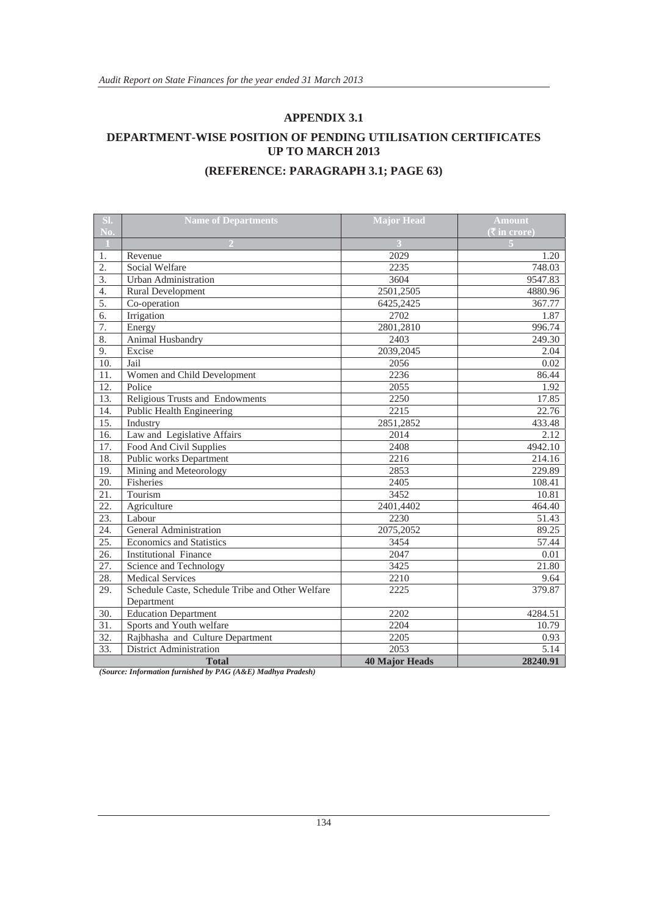## APPENDIX 3.1

## DEPARTMENT-WISE POSITION OF PENDING UTILISATION CERTIFICATES UP TO MARCH 2013

### (REFERENCE: PARAGRAPH 3.1; PAGE 63)

| Sl. No. | Name of Departments | Major Head | Amount (₹ in crore) |
|---|---|---|---|
| 1 | 2 | 3 | 5 |
| 1. | Revenue | 2029 | 1.20 |
| 2. | Social Welfare | 2235 | 748.03 |
| 3. | Urban Administration | 3604 | 9547.83 |
| 4. | Rural Development | 2501,2505 | 4880.96 |
| 5. | Co-operation | 6425,2425 | 367.77 |
| 6. | Irrigation | 2702 | 1.87 |
| 7. | Energy | 2801,2810 | 996.74 |
| 8. | Animal Husbandry | 2403 | 249.30 |
| 9. | Excise | 2039,2045 | 2.04 |
| 10. | Jail | 2056 | 0.02 |
| 11. | Women and Child Development | 2236 | 86.44 |
| 12. | Police | 2055 | 1.92 |
| 13. | Religious Trusts and Endowments | 2250 | 17.85 |
| 14. | Public Health Engineering | 2215 | 22.76 |
| 15. | Industry | 2851,2852 | 433.48 |
| 16. | Law and Legislative Affairs | 2014 | 2.12 |
| 17. | Food And Civil Supplies | 2408 | 4942.10 |
| 18. | Public works Department | 2216 | 214.16 |
| 19. | Mining and Meteorology | 2853 | 229.89 |
| 20. | Fisheries | 2405 | 108.41 |
| 21. | Tourism | 3452 | 10.81 |
| 22. | Agriculture | 2401,4402 | 464.40 |
| 23. | Labour | 2230 | 51.43 |
| 24. | General Administration | 2075,2052 | 89.25 |
| 25. | Economics and Statistics | 3454 | 57.44 |
| 26. | Institutional Finance | 2047 | 0.01 |
| 27. | Science and Technology | 3425 | 21.80 |
| 28. | Medical Services | 2210 | 9.64 |
| 29. | Schedule Caste, Schedule Tribe and Other Welfare Department | 2225 | 379.87 |
| 30. | Education Department | 2202 | 4284.51 |
| 31. | Sports and Youth welfare | 2204 | 10.79 |
| 32. | Rajbhasha and Culture Department | 2205 | 0.93 |
| 33. | District Administration | 2053 | 5.14 |
| | **Total** | **40 Major Heads** | **28240.91** |

*(Source: Information furnished by PAG (A&E) Madhya Pradesh)*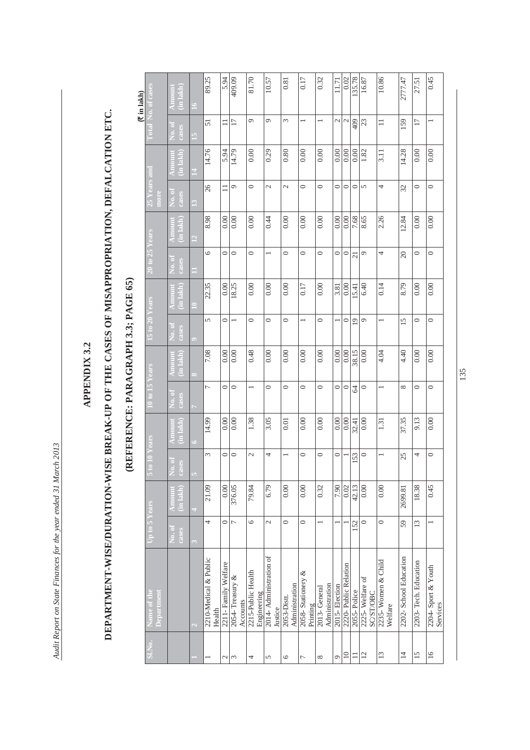## APPENDIX 3.2

## DEPARTMENT-WISE/DURATION-WISE BREAK-UP OF THE CASES OF MISAPPROPRIATION, DEFALCATION ETC.

## (REFERENCE: PARAGRAPH 3.3; PAGE 65)

(₹ in lakh)

| Sl.No. | Name of the Department | Up to 5 Years | | 5 to 10 Years | | 10 to 15 Years | | 15 to 20 Years | | 20 to 25 Years | | 25 Years and more | | Total No. of cases | |
|---|---|---|---|---|---|---|---|---|---|---|---|---|---|---|---|
| | | No. of cases | Amount (in lakh) | No. of cases | Amount (in lakh) | No. of cases | Amount (in lakh) | No. of cases | Amount (in lakh) | No. of cases | Amount (in lakh) | No. of cases | Amount (in lakh) | No. of cases | Amount (in lakh) |
| 1 | 2 | 3 | 4 | 5 | 6 | 7 | 8 | 9 | 10 | 11 | 12 | 13 | 14 | 15 | 16 |
| 1 | 2210-Medical & Public Health | 4 | 21.09 | 3 | 14.99 | 7 | 7.08 | 5 | 22.35 | 6 | 8.98 | 26 | 14.76 | 51 | 89.25 |
| 2 | 2211- Family Welfare | 0 | 0.00 | 0 | 0.00 | 0 | 0.00 | 0 | 0.00 | 0 | 0.00 | 11 | 5.94 | 11 | 5.94 |
| 3 | 2054- Treasury & Accounts | 7 | 376.05 | 0 | 0.00 | 0 | 0.00 | 1 | 18.25 | 0 | 0.00 | 9 | 14.79 | 17 | 409.09 |
| 4 | 2215-Public Health Engineering | 6 | 79.84 | 2 | 1.38 | 1 | 0.48 | 0 | 0.00 | 0 | 0.00 | 0 | 0.00 | 9 | 81.70 |
| 5 | 2014- Administration of Justice | 2 | 6.79 | 4 | 3.05 | 0 | 0.00 | 0 | 0.00 | 1 | 0.44 | 2 | 0.29 | 9 | 10.57 |
| 6 | 2053-Distt. Administration | 0 | 0.00 | 1 | 0.01 | 0 | 0.00 | 0 | 0.00 | 0 | 0.00 | 2 | 0.80 | 3 | 0.81 |
| 7 | 2058- Stationery & Printing | 0 | 0.00 | 0 | 0.00 | 0 | 0.00 | 1 | 0.17 | 0 | 0.00 | 0 | 0.00 | 1 | 0.17 |
| 8 | 2013- General Administration | 1 | 0.32 | 0 | 0.00 | 0 | 0.00 | 0 | 0.00 | 0 | 0.00 | 0 | 0.00 | 1 | 0.32 |
| 9 | 2015- Election | 1 | 7.90 | 0 | 0.00 | 0 | 0.00 | 1 | 3.81 | 0 | 0.00 | 0 | 0.00 | 2 | 11.71 |
| 10 | 2220- Public Relation | 1 | 0.02 | 1 | 0.00 | 0 | 0.00 | 0 | 0.00 | 0 | 0.00 | 0 | 0.00 | 2 | 0.02 |
| 11 | 2055- Police | 152 | 42.13 | 153 | 32.41 | 64 | 38.15 | 19 | 15.41 | 21 | 7.68 | 0 | 0.00 | 409 | 135.78 |
| 12 | 2225- Welfare of SC/ST/OBC | 0 | 0.00 | 0 | 0.00 | 0 | 0.00 | 9 | 6.40 | 9 | 8.65 | 5 | 1.82 | 23 | 16.87 |
| 13 | 2235- Women & Child Welfare | 0 | 0.00 | 1 | 1.31 | 1 | 4.04 | 1 | 0.14 | 4 | 2.26 | 4 | 3.11 | 11 | 10.86 |
| 14 | 2202- School Education | 59 | 2699.81 | 25 | 37.35 | 8 | 4.40 | 15 | 8.79 | 20 | 12.84 | 32 | 14.28 | 159 | 2777.47 |
| 15 | 2203- Tech. Education | 13 | 18.38 | 4 | 9.13 | 0 | 0.00 | 0 | 0.00 | 0 | 0.00 | 0 | 0.00 | 17 | 27.51 |
| 16 | 2204- Sport & Youth Services | 1 | 0.45 | 0 | 0.00 | 0 | 0.00 | 0 | 0.00 | 0 | 0.00 | 0 | 0.00 | 1 | 0.45 |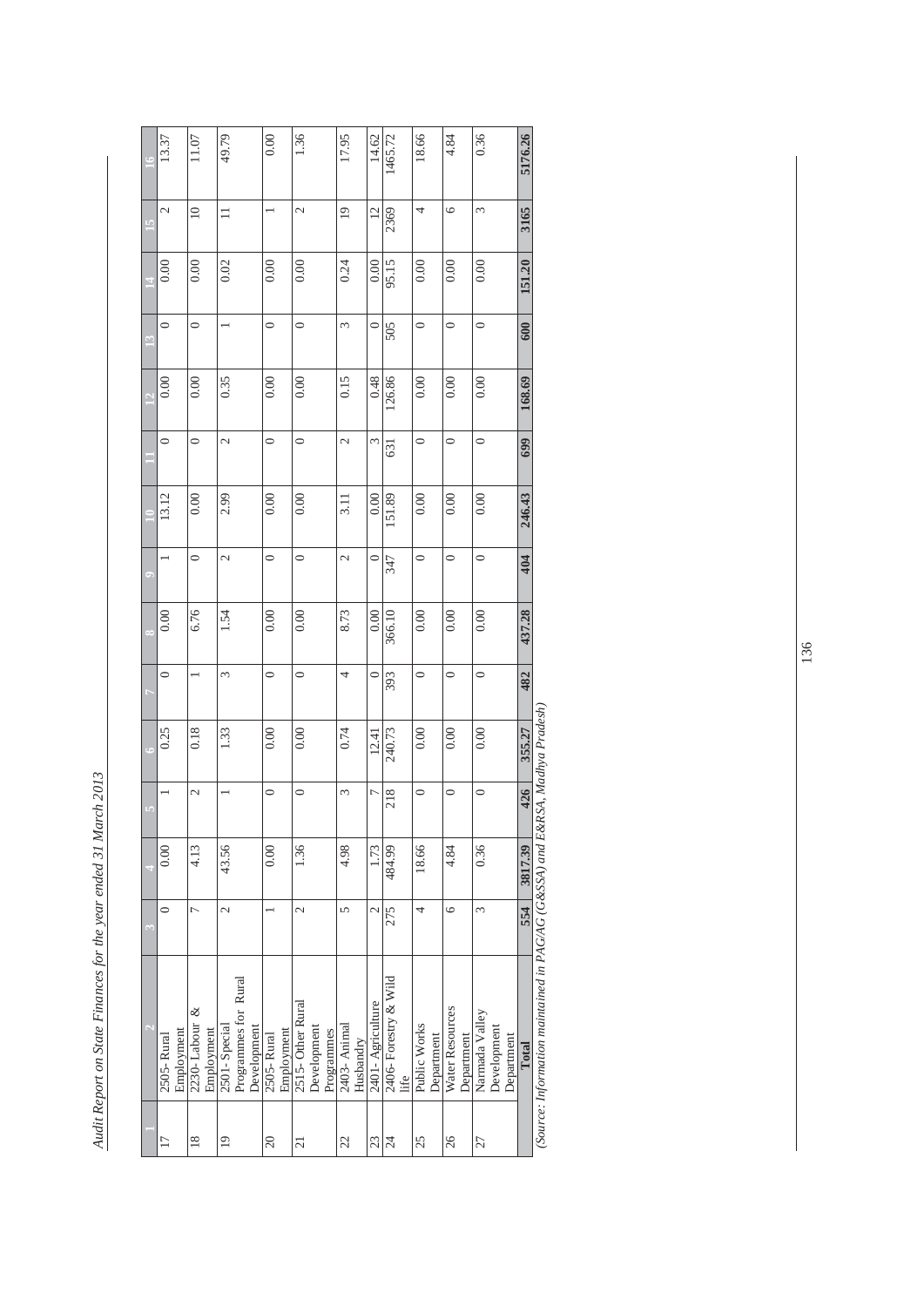| 1 | 2 | 3 | 4 | 5 | 6 | 7 | 8 | 9 | 10 | 11 | 12 | 13 | 14 | 15 | 16 |
|---|---|---|---|---|---|---|---|---|---|---|---|---|---|---|---|
| 17 | 2505- Rural Employment | 0 | 0.00 | 1 | 0.25 | 0 | 0.00 | 1 | 13.12 | 0 | 0.00 | 0 | 0.00 | 2 | 13.37 |
| 18 | 2230- Labour & Employment | 7 | 4.13 | 2 | 0.18 | 1 | 6.76 | 0 | 0.00 | 0 | 0.00 | 0 | 0.00 | 10 | 11.07 |
| 19 | 2501- Special Programmes for Rural Development | 2 | 43.56 | 1 | 1.33 | 3 | 1.54 | 2 | 2.99 | 2 | 0.35 | 1 | 0.02 | 11 | 49.79 |
| 20 | 2505- Rural Employment | 1 | 0.00 | 0 | 0.00 | 0 | 0.00 | 0 | 0.00 | 0 | 0.00 | 0 | 0.00 | 1 | 0.00 |
| 21 | 2515- Other Rural Development Programmes | 2 | 1.36 | 0 | 0.00 | 0 | 0.00 | 0 | 0.00 | 0 | 0.00 | 0 | 0.00 | 2 | 1.36 |
| 22 | 2403- Animal Husbandry | 5 | 4.98 | 3 | 0.74 | 4 | 8.73 | 2 | 3.11 | 2 | 0.15 | 3 | 0.24 | 19 | 17.95 |
| 23 | 2401- Agriculture | 2 | 1.73 | 7 | 12.41 | 0 | 0.00 | 0 | 0.00 | 3 | 0.48 | 0 | 0.00 | 12 | 14.62 |
| 24 | 2406- Forestry & Wild life | 275 | 484.99 | 218 | 240.73 | 393 | 366.10 | 347 | 151.89 | 631 | 126.86 | 505 | 95.15 | 2369 | 1465.72 |
| 25 | Public Works Department | 4 | 18.66 | 0 | 0.00 | 0 | 0.00 | 0 | 0.00 | 0 | 0.00 | 0 | 0.00 | 4 | 18.66 |
| 26 | Water Resources Department | 6 | 4.84 | 0 | 0.00 | 0 | 0.00 | 0 | 0.00 | 0 | 0.00 | 0 | 0.00 | 6 | 4.84 |
| 27 | Narmada Valley Development Department | 3 | 0.36 | 0 | 0.00 | 0 | 0.00 | 0 | 0.00 | 0 | 0.00 | 0 | 0.00 | 3 | 0.36 |
| | **Total** | **554** | **3817.39** | **426** | **355.27** | **482** | **437.28** | **404** | **246.43** | **699** | **168.69** | **600** | **151.20** | **3165** | **5176.26** |

*(Source: Information maintained in PAG/AG (G&SSA) and E&RSA, Madhya Pradesh)*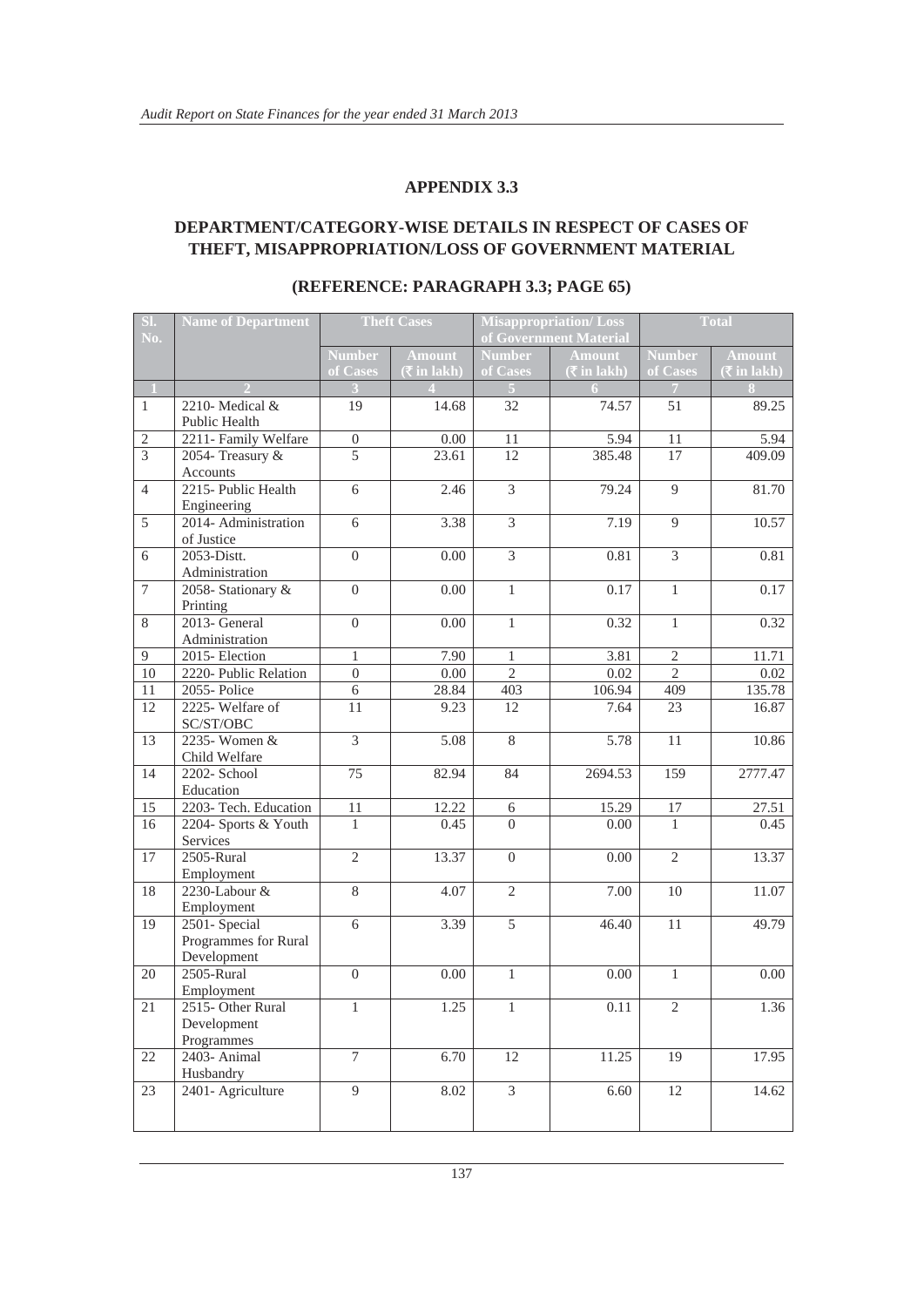## APPENDIX 3.3

## DEPARTMENT/CATEGORY-WISE DETAILS IN RESPECT OF CASES OF THEFT, MISAPPROPRIATION/LOSS OF GOVERNMENT MATERIAL

### (REFERENCE: PARAGRAPH 3.3; PAGE 65)

| Sl. No. | Name of Department | Theft Cases | | Misappropriation/ Loss of Government Material | | Total | |
|---|---|---|---|---|---|---|---|
| | | Number of Cases | Amount (₹ in lakh) | Number of Cases | Amount (₹ in lakh) | Number of Cases | Amount (₹ in lakh) |
| 1 | 2 | 3 | 4 | 5 | 6 | 7 | 8 |
| 1 | 2210- Medical & Public Health | 19 | 14.68 | 32 | 74.57 | 51 | 89.25 |
| 2 | 2211- Family Welfare | 0 | 0.00 | 11 | 5.94 | 11 | 5.94 |
| 3 | 2054- Treasury & Accounts | 5 | 23.61 | 12 | 385.48 | 17 | 409.09 |
| 4 | 2215- Public Health Engineering | 6 | 2.46 | 3 | 79.24 | 9 | 81.70 |
| 5 | 2014- Administration of Justice | 6 | 3.38 | 3 | 7.19 | 9 | 10.57 |
| 6 | 2053-Distt. Administration | 0 | 0.00 | 3 | 0.81 | 3 | 0.81 |
| 7 | 2058- Stationary & Printing | 0 | 0.00 | 1 | 0.17 | 1 | 0.17 |
| 8 | 2013- General Administration | 0 | 0.00 | 1 | 0.32 | 1 | 0.32 |
| 9 | 2015- Election | 1 | 7.90 | 1 | 3.81 | 2 | 11.71 |
| 10 | 2220- Public Relation | 0 | 0.00 | 2 | 0.02 | 2 | 0.02 |
| 11 | 2055- Police | 6 | 28.84 | 403 | 106.94 | 409 | 135.78 |
| 12 | 2225- Welfare of SC/ST/OBC | 11 | 9.23 | 12 | 7.64 | 23 | 16.87 |
| 13 | 2235- Women & Child Welfare | 3 | 5.08 | 8 | 5.78 | 11 | 10.86 |
| 14 | 2202- School Education | 75 | 82.94 | 84 | 2694.53 | 159 | 2777.47 |
| 15 | 2203- Tech. Education | 11 | 12.22 | 6 | 15.29 | 17 | 27.51 |
| 16 | 2204- Sports & Youth Services | 1 | 0.45 | 0 | 0.00 | 1 | 0.45 |
| 17 | 2505-Rural Employment | 2 | 13.37 | 0 | 0.00 | 2 | 13.37 |
| 18 | 2230-Labour & Employment | 8 | 4.07 | 2 | 7.00 | 10 | 11.07 |
| 19 | 2501- Special Programmes for Rural Development | 6 | 3.39 | 5 | 46.40 | 11 | 49.79 |
| 20 | 2505-Rural Employment | 0 | 0.00 | 1 | 0.00 | 1 | 0.00 |
| 21 | 2515- Other Rural Development Programmes | 1 | 1.25 | 1 | 0.11 | 2 | 1.36 |
| 22 | 2403- Animal Husbandry | 7 | 6.70 | 12 | 11.25 | 19 | 17.95 |
| 23 | 2401- Agriculture | 9 | 8.02 | 3 | 6.60 | 12 | 14.62 |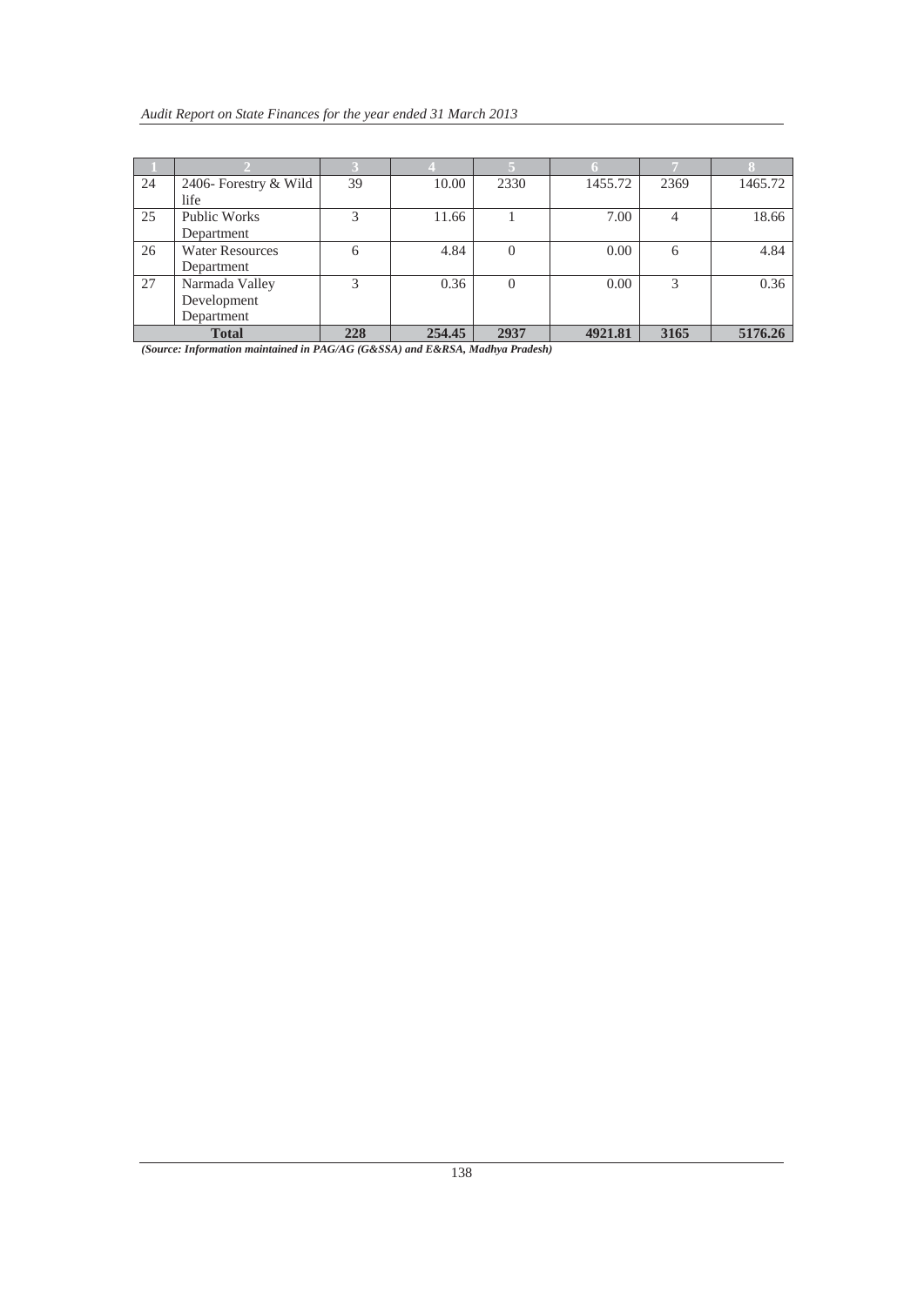| 1 | 2 | 3 | 4 | 5 | 6 | 7 | 8 |
|---|---|---|---|---|---|---|---|
| 24 | 2406- Forestry & Wild life | 39 | 10.00 | 2330 | 1455.72 | 2369 | 1465.72 |
| 25 | Public Works Department | 3 | 11.66 | 1 | 7.00 | 4 | 18.66 |
| 26 | Water Resources Department | 6 | 4.84 | 0 | 0.00 | 6 | 4.84 |
| 27 | Narmada Valley Development Department | 3 | 0.36 | 0 | 0.00 | 3 | 0.36 |
| **Total** | | **228** | **254.45** | **2937** | **4921.81** | **3165** | **5176.26** |

***(Source: Information maintained in PAG/AG (G&SSA) and E&RSA, Madhya Pradesh)***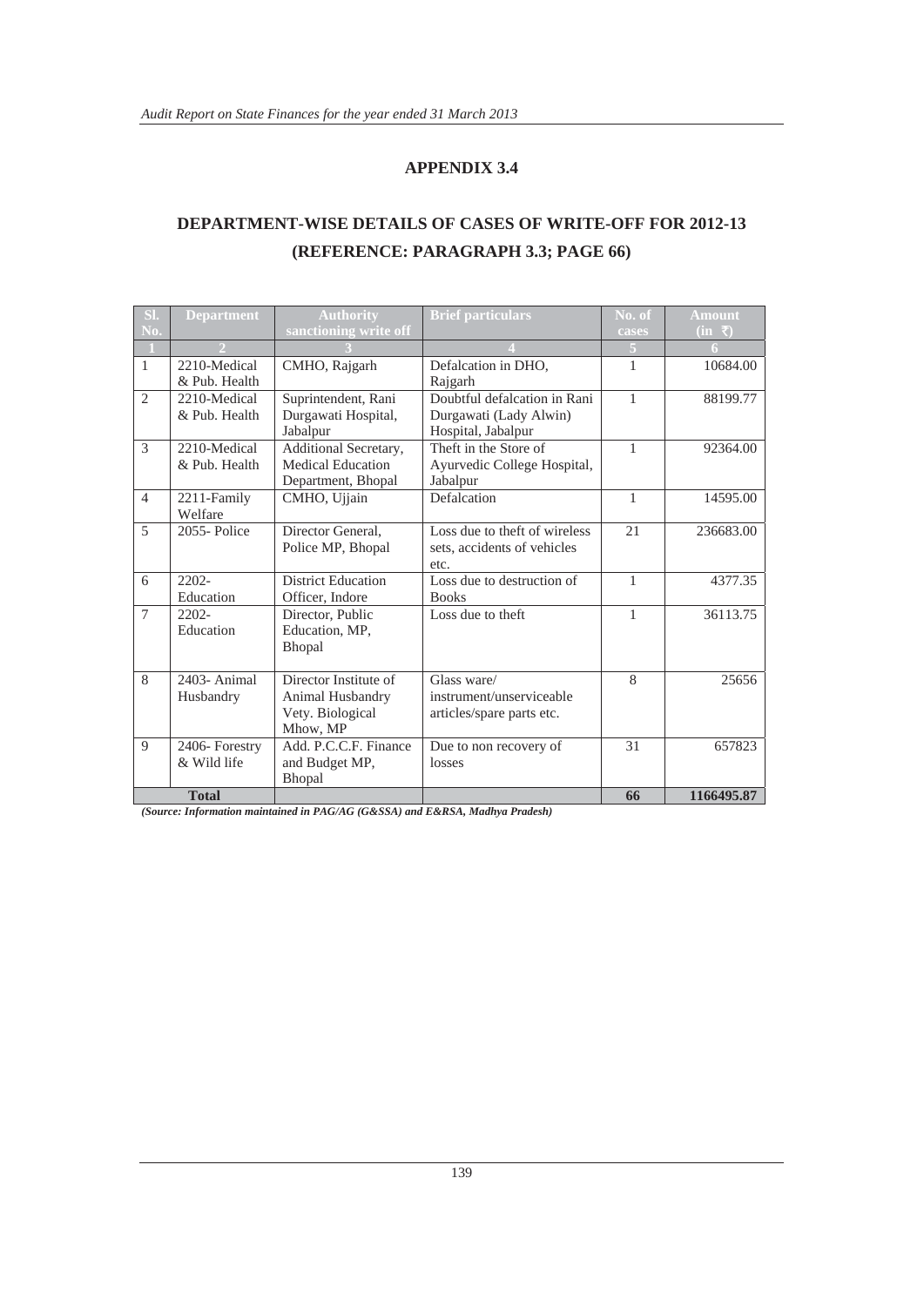## APPENDIX 3.4

## DEPARTMENT-WISE DETAILS OF CASES OF WRITE-OFF FOR 2012-13 (REFERENCE: PARAGRAPH 3.3; PAGE 66)

| Sl. No. | Department | Authority sanctioning write off | Brief particulars | No. of cases | Amount (in ₹) |
|---|---|---|---|---|---|
| 1 | 2 | 3 | 4 | 5 | 6 |
| 1 | 2210-Medical & Pub. Health | CMHO, Rajgarh | Defalcation in DHO, Rajgarh | 1 | 10684.00 |
| 2 | 2210-Medical & Pub. Health | Suprintendent, Rani Durgawati Hospital, Jabalpur | Doubtful defalcation in Rani Durgawati (Lady Alwin) Hospital, Jabalpur | 1 | 88199.77 |
| 3 | 2210-Medical & Pub. Health | Additional Secretary, Medical Education Department, Bhopal | Theft in the Store of Ayurvedic College Hospital, Jabalpur | 1 | 92364.00 |
| 4 | 2211-Family Welfare | CMHO, Ujjain | Defalcation | 1 | 14595.00 |
| 5 | 2055- Police | Director General, Police MP, Bhopal | Loss due to theft of wireless sets, accidents of vehicles etc. | 21 | 236683.00 |
| 6 | 2202-Education | District Education Officer, Indore | Loss due to destruction of Books | 1 | 4377.35 |
| 7 | 2202-Education | Director, Public Education, MP, Bhopal | Loss due to theft | 1 | 36113.75 |
| 8 | 2403- Animal Husbandry | Director Institute of Animal Husbandry Vety. Biological Mhow, MP | Glass ware/ instrument/unserviceable articles/spare parts etc. | 8 | 25656 |
| 9 | 2406- Forestry & Wild life | Add. P.C.C.F. Finance and Budget MP, Bhopal | Due to non recovery of losses | 31 | 657823 |
| **Total** | | | | **66** | **1166495.87** |

*(Source: Information maintained in PAG/AG (G&SSA) and E&RSA, Madhya Pradesh)*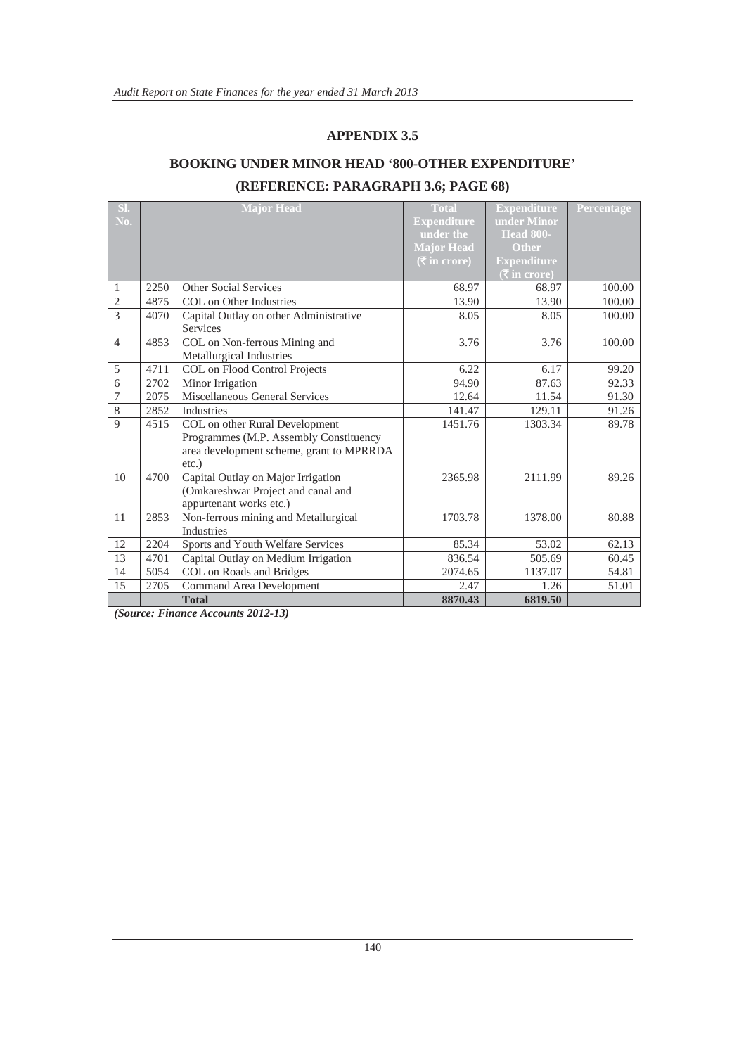## APPENDIX 3.5

## BOOKING UNDER MINOR HEAD '800-OTHER EXPENDITURE'

## (REFERENCE: PARAGRAPH 3.6; PAGE 68)

| Sl. No. | Major Head | | Total Expenditure under the Major Head (₹ in crore) | Expenditure under Minor Head 800-Other Expenditure (₹ in crore) | Percentage |
|---|---|---|---|---|---|
| 1 | 2250 | Other Social Services | 68.97 | 68.97 | 100.00 |
| 2 | 4875 | COL on Other Industries | 13.90 | 13.90 | 100.00 |
| 3 | 4070 | Capital Outlay on other Administrative Services | 8.05 | 8.05 | 100.00 |
| 4 | 4853 | COL on Non-ferrous Mining and Metallurgical Industries | 3.76 | 3.76 | 100.00 |
| 5 | 4711 | COL on Flood Control Projects | 6.22 | 6.17 | 99.20 |
| 6 | 2702 | Minor Irrigation | 94.90 | 87.63 | 92.33 |
| 7 | 2075 | Miscellaneous General Services | 12.64 | 11.54 | 91.30 |
| 8 | 2852 | Industries | 141.47 | 129.11 | 91.26 |
| 9 | 4515 | COL on other Rural Development Programmes (M.P. Assembly Constituency area development scheme, grant to MPRRDA etc.) | 1451.76 | 1303.34 | 89.78 |
| 10 | 4700 | Capital Outlay on Major Irrigation (Omkareshwar Project and canal and appurtenant works etc.) | 2365.98 | 2111.99 | 89.26 |
| 11 | 2853 | Non-ferrous mining and Metallurgical Industries | 1703.78 | 1378.00 | 80.88 |
| 12 | 2204 | Sports and Youth Welfare Services | 85.34 | 53.02 | 62.13 |
| 13 | 4701 | Capital Outlay on Medium Irrigation | 836.54 | 505.69 | 60.45 |
| 14 | 5054 | COL on Roads and Bridges | 2074.65 | 1137.07 | 54.81 |
| 15 | 2705 | Command Area Development | 2.47 | 1.26 | 51.01 |
| | | **Total** | **8870.43** | **6819.50** | |

*(Source: Finance Accounts 2012-13)*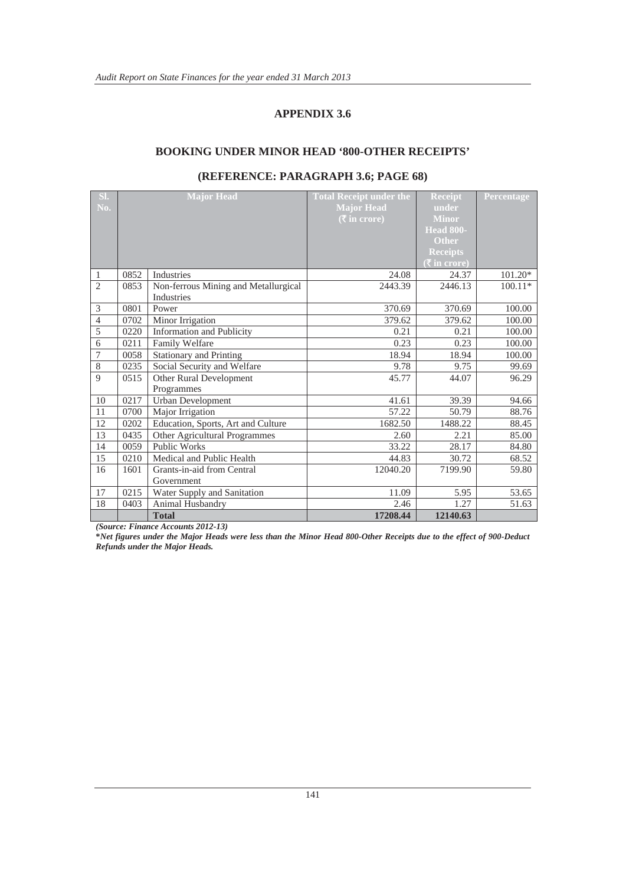## APPENDIX 3.6

### BOOKING UNDER MINOR HEAD '800-OTHER RECEIPTS'

### (REFERENCE: PARAGRAPH 3.6; PAGE 68)

| Sl. No. | Major Head | | Total Receipt under the Major Head (₹ in crore) | Receipt under Minor Head 800-Other Receipts (₹ in crore) | Percentage |
|---|---|---|---|---|---|
| 1 | 0852 | Industries | 24.08 | 24.37 | 101.20* |
| 2 | 0853 | Non-ferrous Mining and Metallurgical Industries | 2443.39 | 2446.13 | 100.11* |
| 3 | 0801 | Power | 370.69 | 370.69 | 100.00 |
| 4 | 0702 | Minor Irrigation | 379.62 | 379.62 | 100.00 |
| 5 | 0220 | Information and Publicity | 0.21 | 0.21 | 100.00 |
| 6 | 0211 | Family Welfare | 0.23 | 0.23 | 100.00 |
| 7 | 0058 | Stationary and Printing | 18.94 | 18.94 | 100.00 |
| 8 | 0235 | Social Security and Welfare | 9.78 | 9.75 | 99.69 |
| 9 | 0515 | Other Rural Development Programmes | 45.77 | 44.07 | 96.29 |
| 10 | 0217 | Urban Development | 41.61 | 39.39 | 94.66 |
| 11 | 0700 | Major Irrigation | 57.22 | 50.79 | 88.76 |
| 12 | 0202 | Education, Sports, Art and Culture | 1682.50 | 1488.22 | 88.45 |
| 13 | 0435 | Other Agricultural Programmes | 2.60 | 2.21 | 85.00 |
| 14 | 0059 | Public Works | 33.22 | 28.17 | 84.80 |
| 15 | 0210 | Medical and Public Health | 44.83 | 30.72 | 68.52 |
| 16 | 1601 | Grants-in-aid from Central Government | 12040.20 | 7199.90 | 59.80 |
| 17 | 0215 | Water Supply and Sanitation | 11.09 | 5.95 | 53.65 |
| 18 | 0403 | Animal Husbandry | 2.46 | 1.27 | 51.63 |
| | | **Total** | **17208.44** | **12140.63** | |

***(Source: Finance Accounts 2012-13)***

***\*Net figures under the Major Heads were less than the Minor Head 800-Other Receipts due to the effect of 900-Deduct Refunds under the Major Heads.***